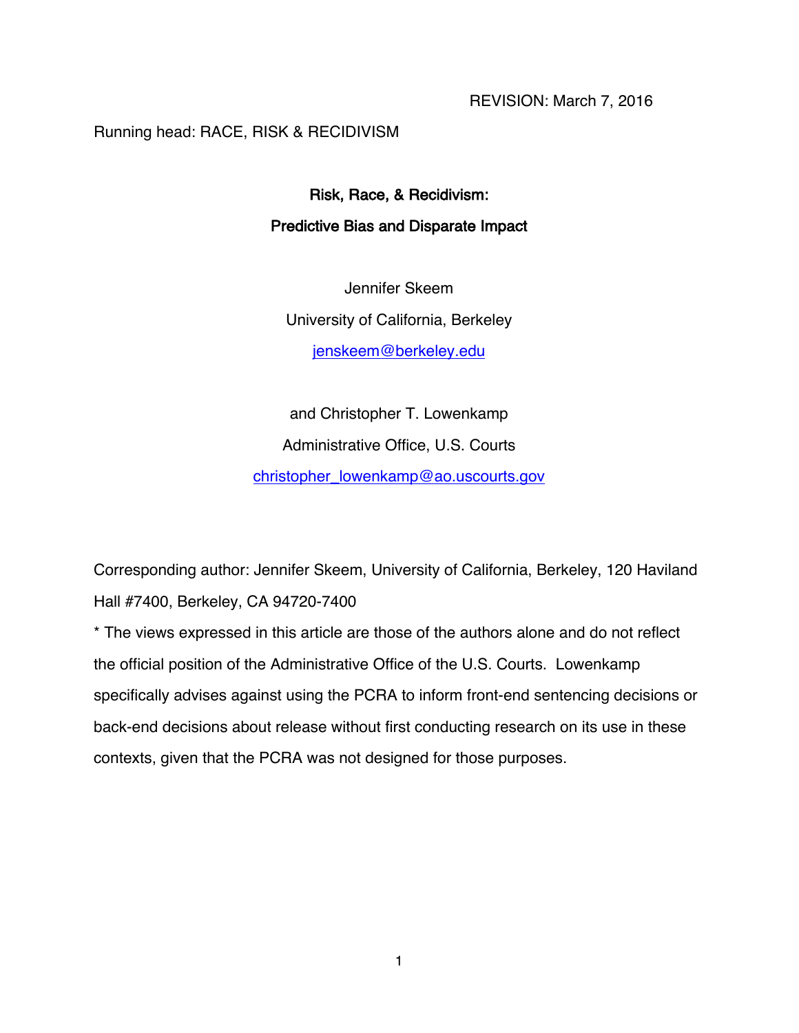REVISION: March 7, 2016

Running head: RACE, RISK & RECIDIVISM

# Risk, Race, & Recidivism:
## Predictive Bias and Disparate Impact

Jennifer Skeem

University of California, Berkeley

jenskeem@berkeley.edu

and Christopher T. Lowenkamp

Administrative Office, U.S. Courts

christopher_lowenkamp@ao.uscourts.gov

Corresponding author: Jennifer Skeem, University of California, Berkeley, 120 Haviland Hall #7400, Berkeley, CA 94720-7400

* The views expressed in this article are those of the authors alone and do not reflect the official position of the Administrative Office of the U.S. Courts. Lowenkamp specifically advises against using the PCRA to inform front-end sentencing decisions or back-end decisions about release without first conducting research on its use in these contexts, given that the PCRA was not designed for those purposes.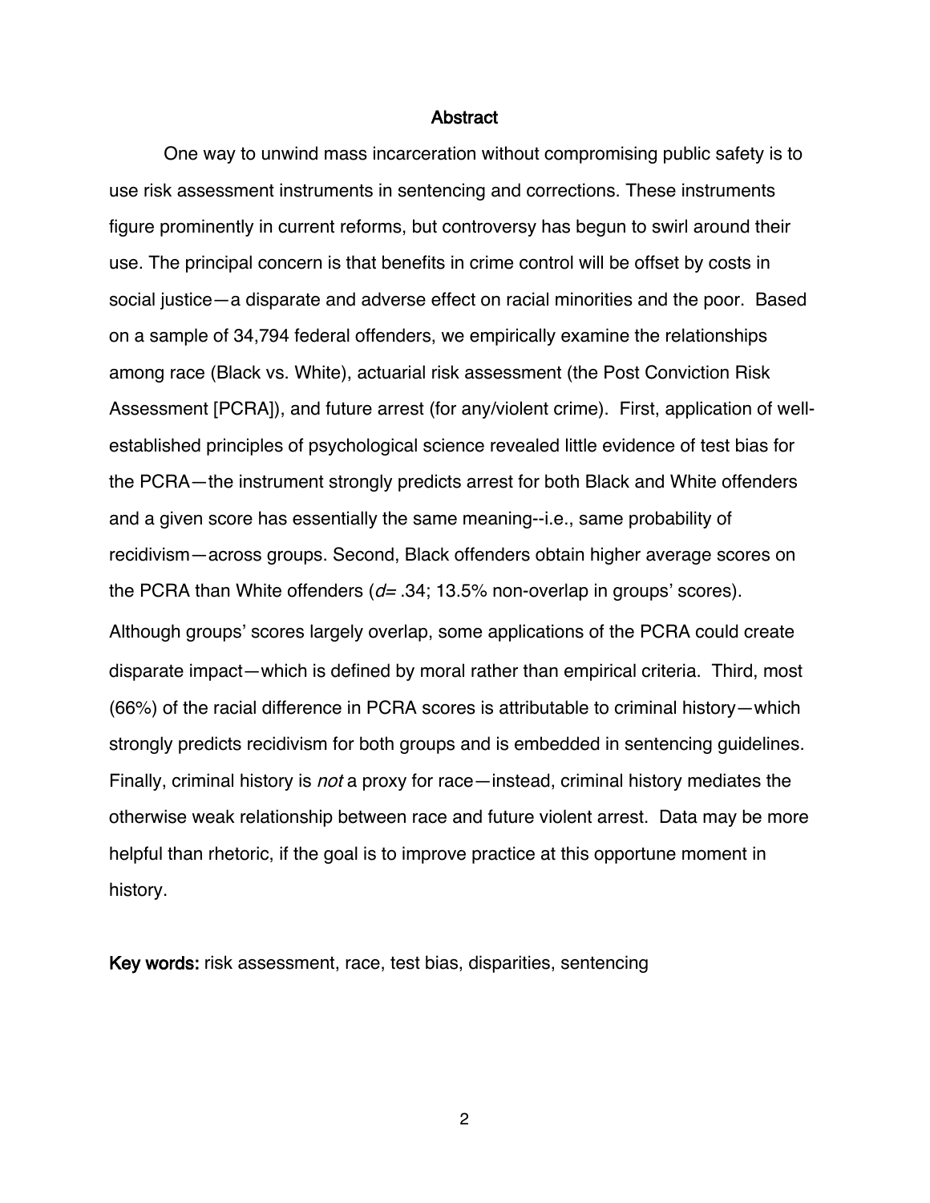# Abstract

One way to unwind mass incarceration without compromising public safety is to use risk assessment instruments in sentencing and corrections. These instruments figure prominently in current reforms, but controversy has begun to swirl around their use. The principal concern is that benefits in crime control will be offset by costs in social justice—a disparate and adverse effect on racial minorities and the poor. Based on a sample of 34,794 federal offenders, we empirically examine the relationships among race (Black vs. White), actuarial risk assessment (the Post Conviction Risk Assessment [PCRA]), and future arrest (for any/violent crime). First, application of well-established principles of psychological science revealed little evidence of test bias for the PCRA—the instrument strongly predicts arrest for both Black and White offenders and a given score has essentially the same meaning--i.e., same probability of recidivism—across groups. Second, Black offenders obtain higher average scores on the PCRA than White offenders ($d = .34$; 13.5% non-overlap in groups' scores). Although groups' scores largely overlap, some applications of the PCRA could create disparate impact—which is defined by moral rather than empirical criteria. Third, most (66%) of the racial difference in PCRA scores is attributable to criminal history—which strongly predicts recidivism for both groups and is embedded in sentencing guidelines. Finally, criminal history is *not* a proxy for race—instead, criminal history mediates the otherwise weak relationship between race and future violent arrest. Data may be more helpful than rhetoric, if the goal is to improve practice at this opportune moment in history.

**Key words:** risk assessment, race, test bias, disparities, sentencing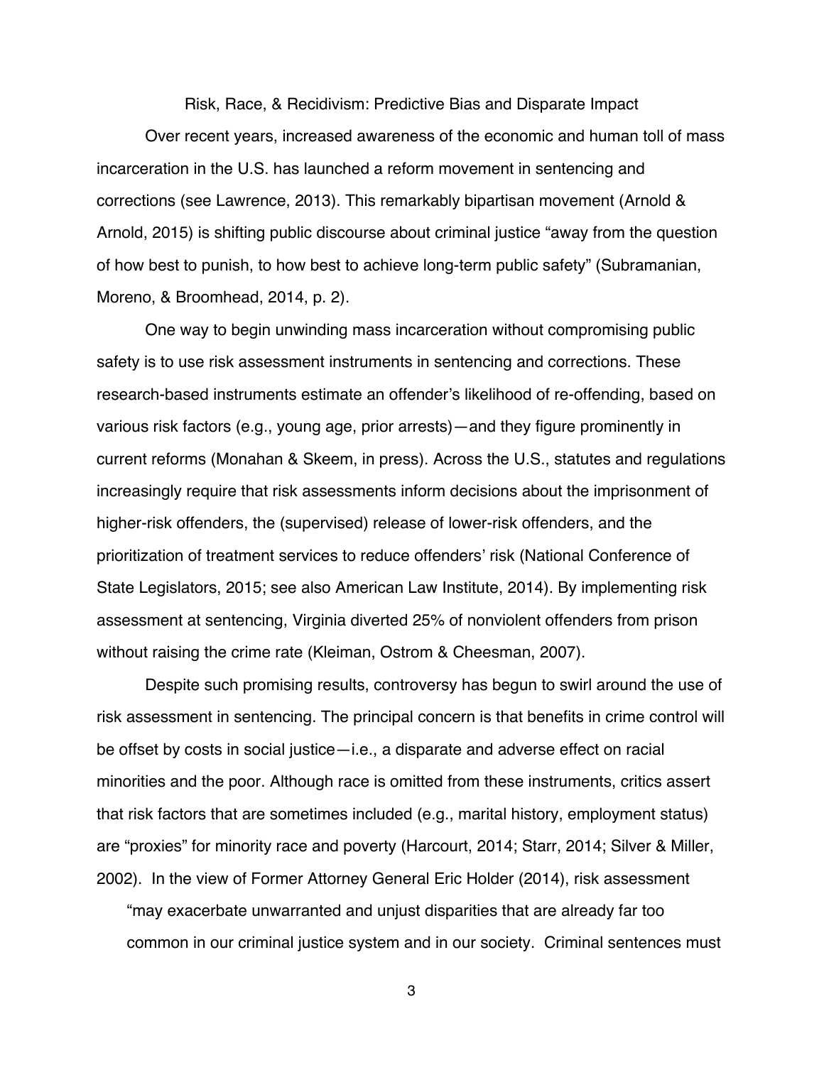# Risk, Race, & Recidivism: Predictive Bias and Disparate Impact

Over recent years, increased awareness of the economic and human toll of mass incarceration in the U.S. has launched a reform movement in sentencing and corrections (see Lawrence, 2013). This remarkably bipartisan movement (Arnold & Arnold, 2015) is shifting public discourse about criminal justice "away from the question of how best to punish, to how best to achieve long-term public safety" (Subramanian, Moreno, & Broomhead, 2014, p. 2).

One way to begin unwinding mass incarceration without compromising public safety is to use risk assessment instruments in sentencing and corrections. These research-based instruments estimate an offender's likelihood of re-offending, based on various risk factors (e.g., young age, prior arrests)—and they figure prominently in current reforms (Monahan & Skeem, in press). Across the U.S., statutes and regulations increasingly require that risk assessments inform decisions about the imprisonment of higher-risk offenders, the (supervised) release of lower-risk offenders, and the prioritization of treatment services to reduce offenders' risk (National Conference of State Legislators, 2015; see also American Law Institute, 2014). By implementing risk assessment at sentencing, Virginia diverted 25% of nonviolent offenders from prison without raising the crime rate (Kleiman, Ostrom & Cheesman, 2007).

Despite such promising results, controversy has begun to swirl around the use of risk assessment in sentencing. The principal concern is that benefits in crime control will be offset by costs in social justice—i.e., a disparate and adverse effect on racial minorities and the poor. Although race is omitted from these instruments, critics assert that risk factors that are sometimes included (e.g., marital history, employment status) are "proxies" for minority race and poverty (Harcourt, 2014; Starr, 2014; Silver & Miller, 2002). In the view of Former Attorney General Eric Holder (2014), risk assessment

> "may exacerbate unwarranted and unjust disparities that are already far too common in our criminal justice system and in our society. Criminal sentences must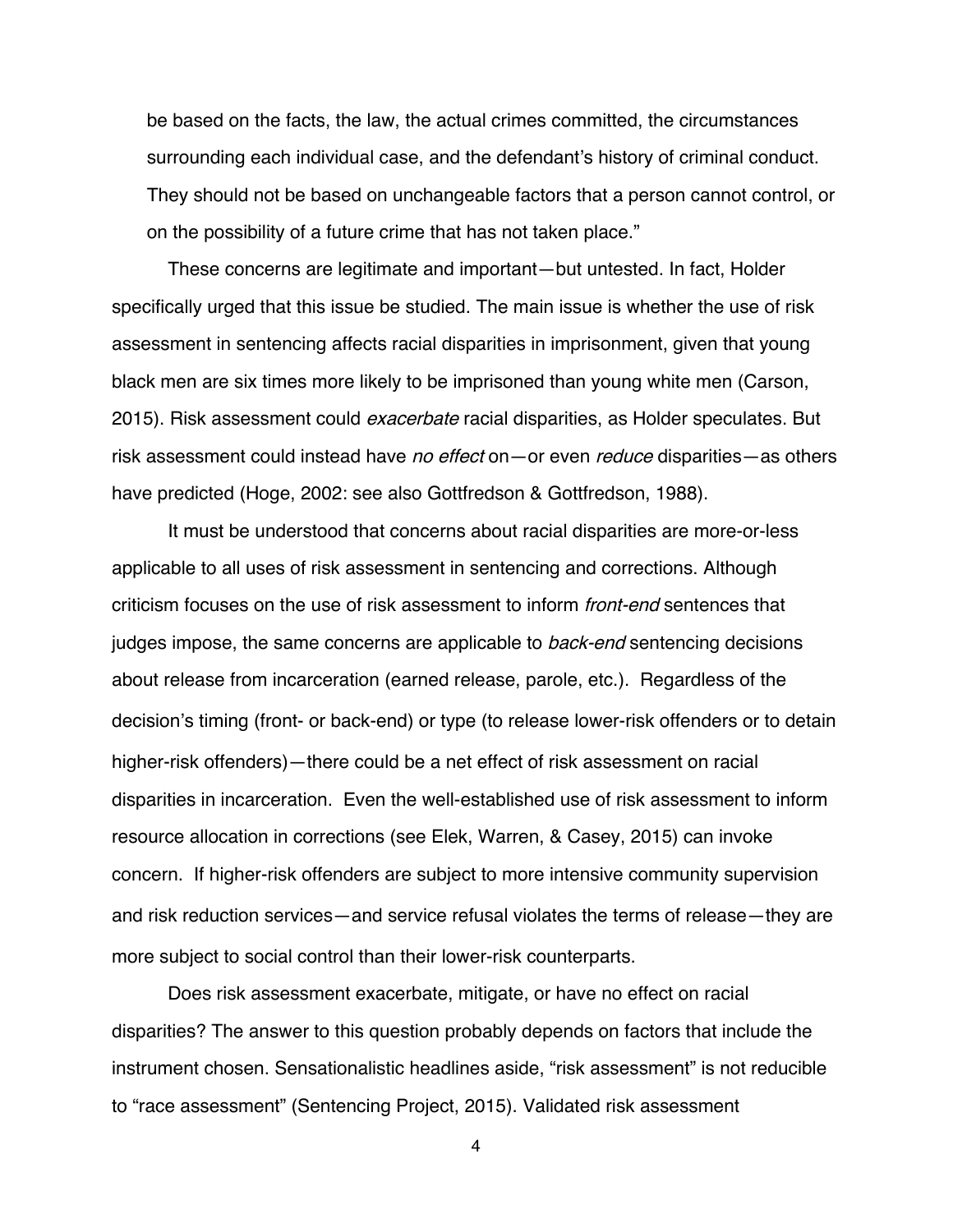be based on the facts, the law, the actual crimes committed, the circumstances surrounding each individual case, and the defendant's history of criminal conduct. They should not be based on unchangeable factors that a person cannot control, or on the possibility of a future crime that has not taken place."

These concerns are legitimate and important—but untested. In fact, Holder specifically urged that this issue be studied. The main issue is whether the use of risk assessment in sentencing affects racial disparities in imprisonment, given that young black men are six times more likely to be imprisoned than young white men (Carson, 2015). Risk assessment could *exacerbate* racial disparities, as Holder speculates. But risk assessment could instead have *no effect* on—or even *reduce* disparities—as others have predicted (Hoge, 2002: see also Gottfredson & Gottfredson, 1988).

It must be understood that concerns about racial disparities are more-or-less applicable to all uses of risk assessment in sentencing and corrections. Although criticism focuses on the use of risk assessment to inform *front-end* sentences that judges impose, the same concerns are applicable to *back-end* sentencing decisions about release from incarceration (earned release, parole, etc.). Regardless of the decision's timing (front- or back-end) or type (to release lower-risk offenders or to detain higher-risk offenders)—there could be a net effect of risk assessment on racial disparities in incarceration. Even the well-established use of risk assessment to inform resource allocation in corrections (see Elek, Warren, & Casey, 2015) can invoke concern. If higher-risk offenders are subject to more intensive community supervision and risk reduction services—and service refusal violates the terms of release—they are more subject to social control than their lower-risk counterparts.

Does risk assessment exacerbate, mitigate, or have no effect on racial disparities? The answer to this question probably depends on factors that include the instrument chosen. Sensationalistic headlines aside, "risk assessment" is not reducible to "race assessment" (Sentencing Project, 2015). Validated risk assessment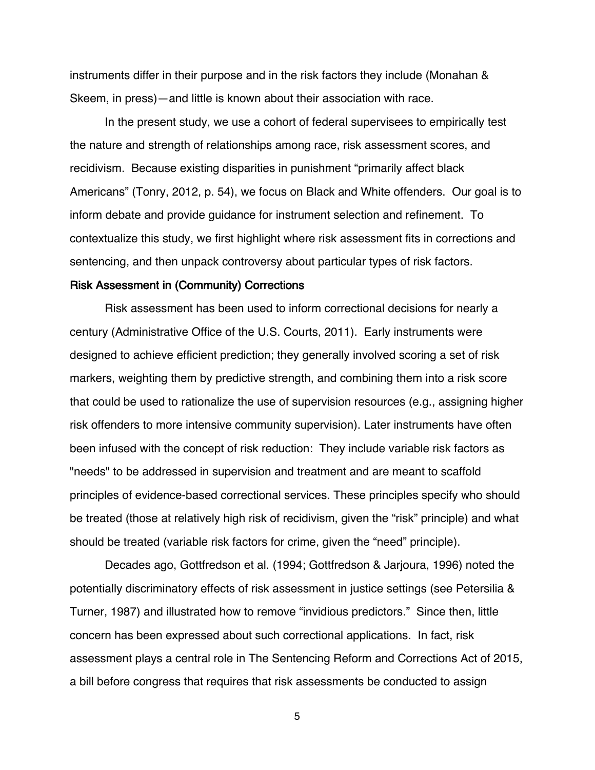instruments differ in their purpose and in the risk factors they include (Monahan & Skeem, in press)—and little is known about their association with race.

In the present study, we use a cohort of federal supervisees to empirically test the nature and strength of relationships among race, risk assessment scores, and recidivism. Because existing disparities in punishment "primarily affect black Americans" (Tonry, 2012, p. 54), we focus on Black and White offenders. Our goal is to inform debate and provide guidance for instrument selection and refinement. To contextualize this study, we first highlight where risk assessment fits in corrections and sentencing, and then unpack controversy about particular types of risk factors.

## Risk Assessment in (Community) Corrections

Risk assessment has been used to inform correctional decisions for nearly a century (Administrative Office of the U.S. Courts, 2011). Early instruments were designed to achieve efficient prediction; they generally involved scoring a set of risk markers, weighting them by predictive strength, and combining them into a risk score that could be used to rationalize the use of supervision resources (e.g., assigning higher risk offenders to more intensive community supervision). Later instruments have often been infused with the concept of risk reduction: They include variable risk factors as "needs" to be addressed in supervision and treatment and are meant to scaffold principles of evidence-based correctional services. These principles specify who should be treated (those at relatively high risk of recidivism, given the "risk" principle) and what should be treated (variable risk factors for crime, given the "need" principle).

Decades ago, Gottfredson et al. (1994; Gottfredson & Jarjoura, 1996) noted the potentially discriminatory effects of risk assessment in justice settings (see Petersilia & Turner, 1987) and illustrated how to remove "invidious predictors." Since then, little concern has been expressed about such correctional applications. In fact, risk assessment plays a central role in The Sentencing Reform and Corrections Act of 2015, a bill before congress that requires that risk assessments be conducted to assign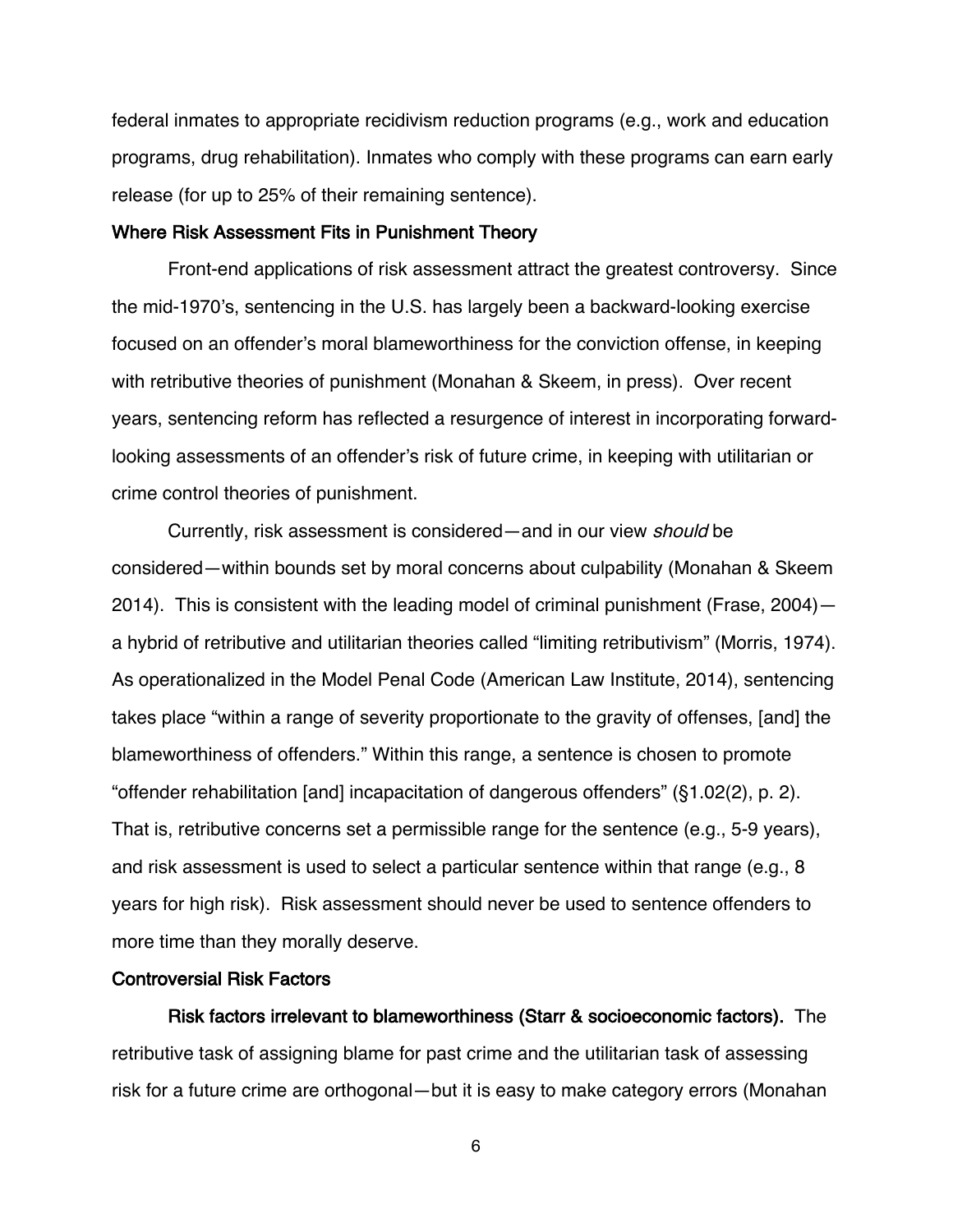federal inmates to appropriate recidivism reduction programs (e.g., work and education programs, drug rehabilitation). Inmates who comply with these programs can earn early release (for up to 25% of their remaining sentence).

### Where Risk Assessment Fits in Punishment Theory

Front-end applications of risk assessment attract the greatest controversy. Since the mid-1970's, sentencing in the U.S. has largely been a backward-looking exercise focused on an offender's moral blameworthiness for the conviction offense, in keeping with retributive theories of punishment (Monahan & Skeem, in press). Over recent years, sentencing reform has reflected a resurgence of interest in incorporating forward-looking assessments of an offender's risk of future crime, in keeping with utilitarian or crime control theories of punishment.

Currently, risk assessment is considered—and in our view *should* be considered—within bounds set by moral concerns about culpability (Monahan & Skeem 2014). This is consistent with the leading model of criminal punishment (Frase, 2004)—a hybrid of retributive and utilitarian theories called "limiting retributivism" (Morris, 1974). As operationalized in the Model Penal Code (American Law Institute, 2014), sentencing takes place "within a range of severity proportionate to the gravity of offenses, [and] the blameworthiness of offenders." Within this range, a sentence is chosen to promote "offender rehabilitation [and] incapacitation of dangerous offenders" (§1.02(2), p. 2). That is, retributive concerns set a permissible range for the sentence (e.g., 5-9 years), and risk assessment is used to select a particular sentence within that range (e.g., 8 years for high risk). Risk assessment should never be used to sentence offenders to more time than they morally deserve.

### Controversial Risk Factors

**Risk factors irrelevant to blameworthiness (Starr & socioeconomic factors).** The retributive task of assigning blame for past crime and the utilitarian task of assessing risk for a future crime are orthogonal—but it is easy to make category errors (Monahan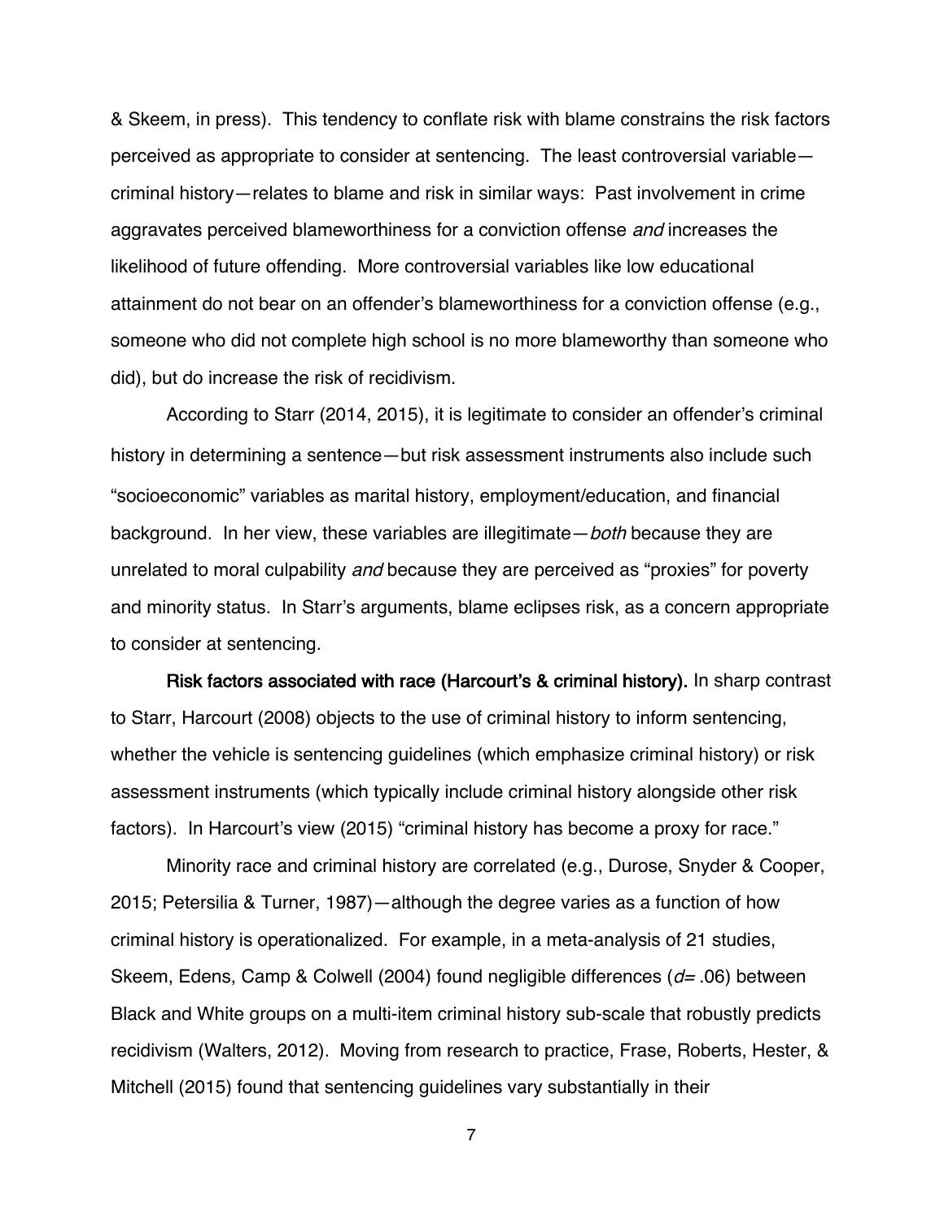& Skeem, in press). This tendency to conflate risk with blame constrains the risk factors perceived as appropriate to consider at sentencing. The least controversial variable—criminal history—relates to blame and risk in similar ways: Past involvement in crime aggravates perceived blameworthiness for a conviction offense *and* increases the likelihood of future offending. More controversial variables like low educational attainment do not bear on an offender's blameworthiness for a conviction offense (e.g., someone who did not complete high school is no more blameworthy than someone who did), but do increase the risk of recidivism.

According to Starr (2014, 2015), it is legitimate to consider an offender's criminal history in determining a sentence—but risk assessment instruments also include such "socioeconomic" variables as marital history, employment/education, and financial background. In her view, these variables are illegitimate—*both* because they are unrelated to moral culpability *and* because they are perceived as "proxies" for poverty and minority status. In Starr's arguments, blame eclipses risk, as a concern appropriate to consider at sentencing.

**Risk factors associated with race (Harcourt's & criminal history).** In sharp contrast to Starr, Harcourt (2008) objects to the use of criminal history to inform sentencing, whether the vehicle is sentencing guidelines (which emphasize criminal history) or risk assessment instruments (which typically include criminal history alongside other risk factors). In Harcourt's view (2015) "criminal history has become a proxy for race."

Minority race and criminal history are correlated (e.g., Durose, Snyder & Cooper, 2015; Petersilia & Turner, 1987)—although the degree varies as a function of how criminal history is operationalized. For example, in a meta-analysis of 21 studies, Skeem, Edens, Camp & Colwell (2004) found negligible differences ($d = .06$) between Black and White groups on a multi-item criminal history sub-scale that robustly predicts recidivism (Walters, 2012). Moving from research to practice, Frase, Roberts, Hester, & Mitchell (2015) found that sentencing guidelines vary substantially in their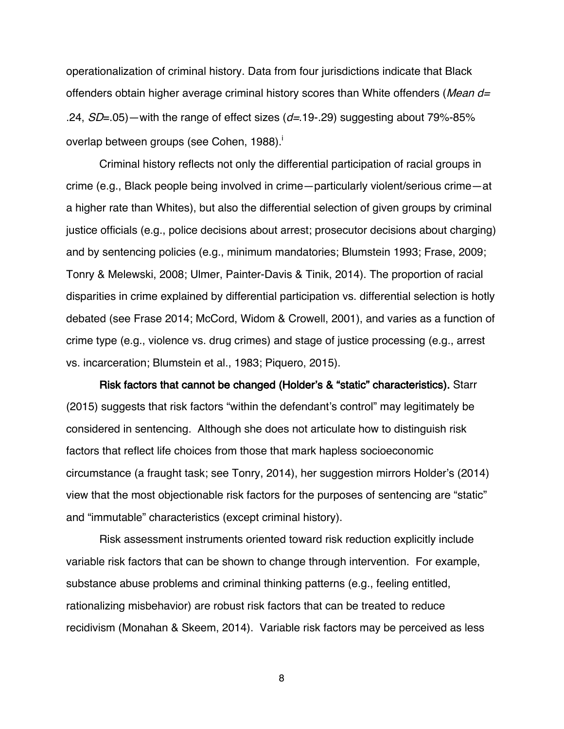operationalization of criminal history. Data from four jurisdictions indicate that Black offenders obtain higher average criminal history scores than White offenders (*Mean d*= .24, *SD*=.05)—with the range of effect sizes (*d*=.19-.29) suggesting about 79%-85% overlap between groups (see Cohen, 1988).[i]

Criminal history reflects not only the differential participation of racial groups in crime (e.g., Black people being involved in crime—particularly violent/serious crime—at a higher rate than Whites), but also the differential selection of given groups by criminal justice officials (e.g., police decisions about arrest; prosecutor decisions about charging) and by sentencing policies (e.g., minimum mandatories; Blumstein 1993; Frase, 2009; Tonry & Melewski, 2008; Ulmer, Painter-Davis & Tinik, 2014). The proportion of racial disparities in crime explained by differential participation vs. differential selection is hotly debated (see Frase 2014; McCord, Widom & Crowell, 2001), and varies as a function of crime type (e.g., violence vs. drug crimes) and stage of justice processing (e.g., arrest vs. incarceration; Blumstein et al., 1983; Piquero, 2015).

**Risk factors that cannot be changed (Holder's & "static" characteristics).** Starr (2015) suggests that risk factors "within the defendant's control" may legitimately be considered in sentencing. Although she does not articulate how to distinguish risk factors that reflect life choices from those that mark hapless socioeconomic circumstance (a fraught task; see Tonry, 2014), her suggestion mirrors Holder's (2014) view that the most objectionable risk factors for the purposes of sentencing are "static" and "immutable" characteristics (except criminal history).

Risk assessment instruments oriented toward risk reduction explicitly include variable risk factors that can be shown to change through intervention. For example, substance abuse problems and criminal thinking patterns (e.g., feeling entitled, rationalizing misbehavior) are robust risk factors that can be treated to reduce recidivism (Monahan & Skeem, 2014). Variable risk factors may be perceived as less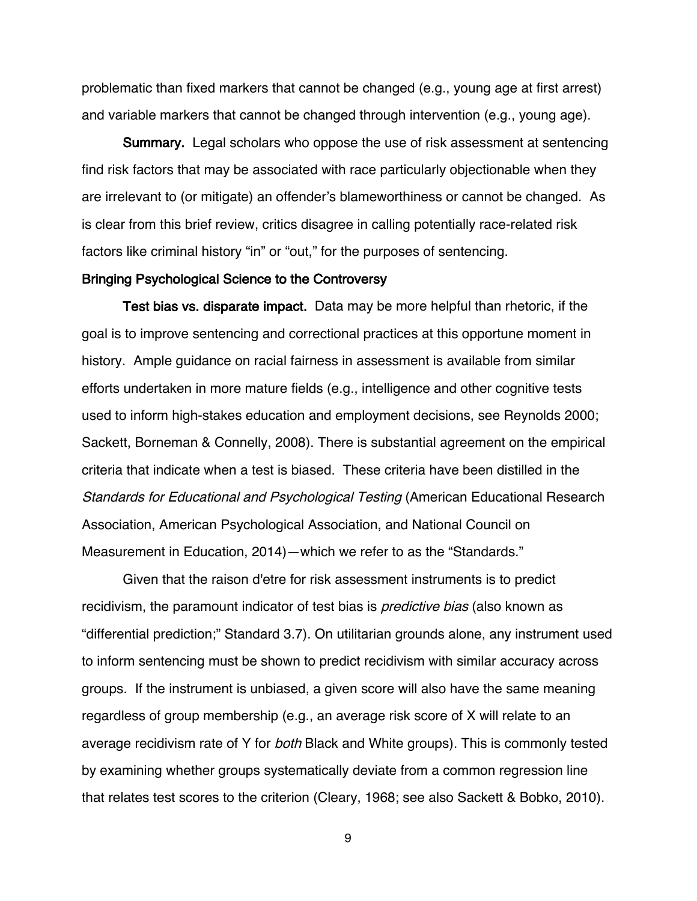problematic than fixed markers that cannot be changed (e.g., young age at first arrest) and variable markers that cannot be changed through intervention (e.g., young age).

**Summary.** Legal scholars who oppose the use of risk assessment at sentencing find risk factors that may be associated with race particularly objectionable when they are irrelevant to (or mitigate) an offender's blameworthiness or cannot be changed. As is clear from this brief review, critics disagree in calling potentially race-related risk factors like criminal history "in" or "out," for the purposes of sentencing.

### Bringing Psychological Science to the Controversy

**Test bias vs. disparate impact.** Data may be more helpful than rhetoric, if the goal is to improve sentencing and correctional practices at this opportune moment in history. Ample guidance on racial fairness in assessment is available from similar efforts undertaken in more mature fields (e.g., intelligence and other cognitive tests used to inform high-stakes education and employment decisions, see Reynolds 2000; Sackett, Borneman & Connelly, 2008). There is substantial agreement on the empirical criteria that indicate when a test is biased. These criteria have been distilled in the *Standards for Educational and Psychological Testing* (American Educational Research Association, American Psychological Association, and National Council on Measurement in Education, 2014)—which we refer to as the "Standards."

Given that the raison d'etre for risk assessment instruments is to predict recidivism, the paramount indicator of test bias is *predictive bias* (also known as "differential prediction;" Standard 3.7). On utilitarian grounds alone, any instrument used to inform sentencing must be shown to predict recidivism with similar accuracy across groups. If the instrument is unbiased, a given score will also have the same meaning regardless of group membership (e.g., an average risk score of X will relate to an average recidivism rate of Y for *both* Black and White groups). This is commonly tested by examining whether groups systematically deviate from a common regression line that relates test scores to the criterion (Cleary, 1968; see also Sackett & Bobko, 2010).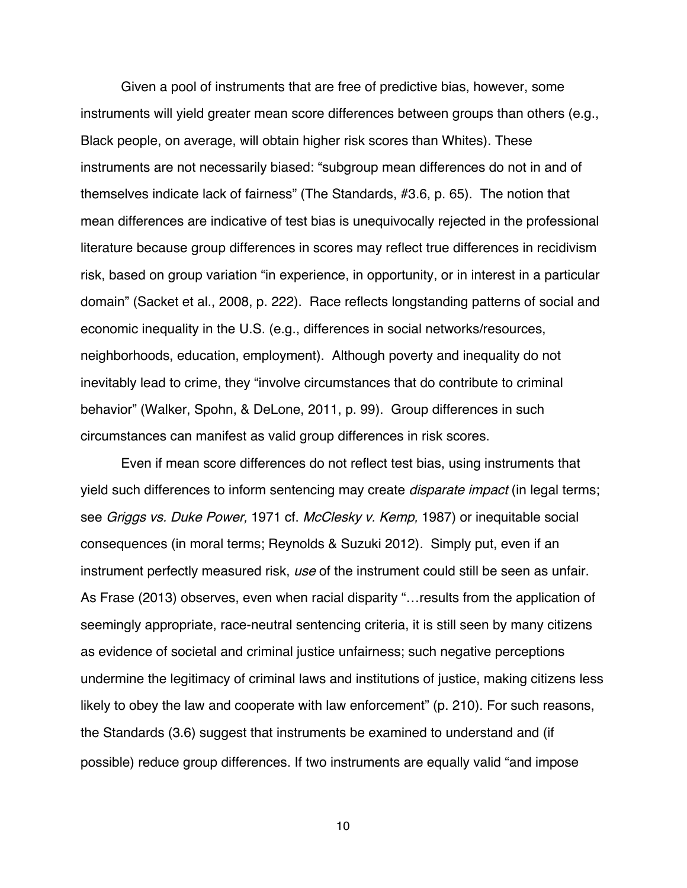Given a pool of instruments that are free of predictive bias, however, some instruments will yield greater mean score differences between groups than others (e.g., Black people, on average, will obtain higher risk scores than Whites). These instruments are not necessarily biased: "subgroup mean differences do not in and of themselves indicate lack of fairness" (The Standards, #3.6, p. 65). The notion that mean differences are indicative of test bias is unequivocally rejected in the professional literature because group differences in scores may reflect true differences in recidivism risk, based on group variation "in experience, in opportunity, or in interest in a particular domain" (Sacket et al., 2008, p. 222). Race reflects longstanding patterns of social and economic inequality in the U.S. (e.g., differences in social networks/resources, neighborhoods, education, employment). Although poverty and inequality do not inevitably lead to crime, they "involve circumstances that do contribute to criminal behavior" (Walker, Spohn, & DeLone, 2011, p. 99). Group differences in such circumstances can manifest as valid group differences in risk scores.

Even if mean score differences do not reflect test bias, using instruments that yield such differences to inform sentencing may create *disparate impact* (in legal terms; see *Griggs vs. Duke Power,* 1971 cf. *McClesky v. Kemp,* 1987) or inequitable social consequences (in moral terms; Reynolds & Suzuki 2012). Simply put, even if an instrument perfectly measured risk, *use* of the instrument could still be seen as unfair. As Frase (2013) observes, even when racial disparity "…results from the application of seemingly appropriate, race-neutral sentencing criteria, it is still seen by many citizens as evidence of societal and criminal justice unfairness; such negative perceptions undermine the legitimacy of criminal laws and institutions of justice, making citizens less likely to obey the law and cooperate with law enforcement" (p. 210). For such reasons, the Standards (3.6) suggest that instruments be examined to understand and (if possible) reduce group differences. If two instruments are equally valid "and impose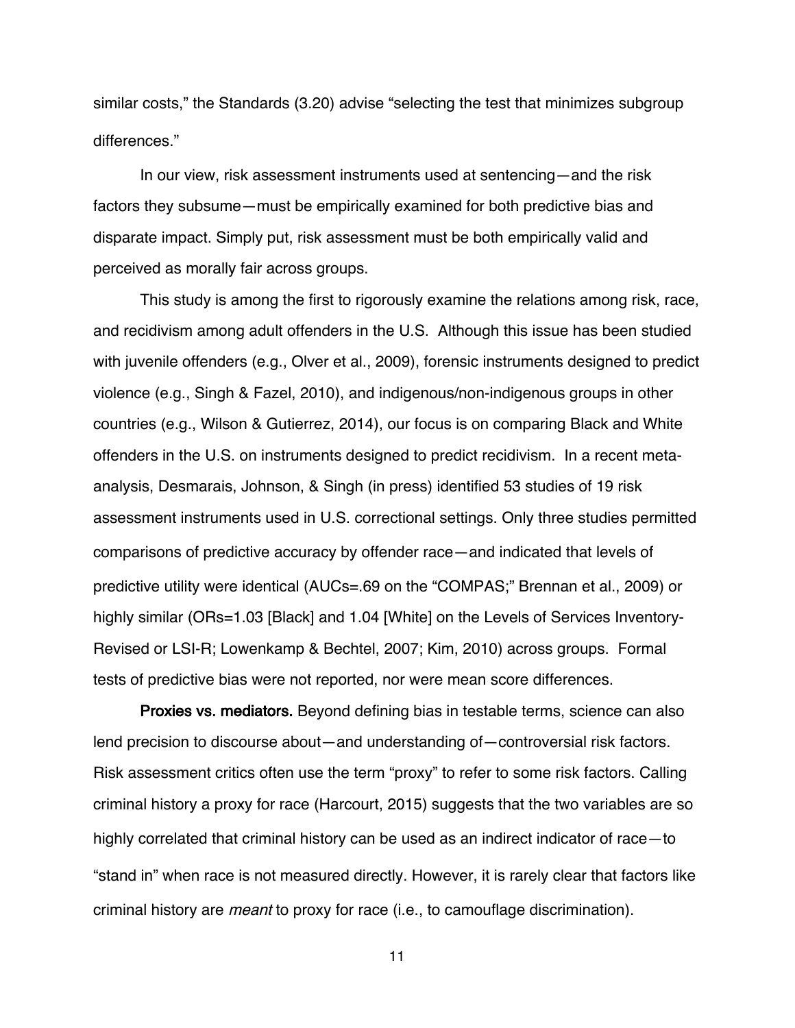similar costs," the Standards (3.20) advise "selecting the test that minimizes subgroup differences."

In our view, risk assessment instruments used at sentencing—and the risk factors they subsume—must be empirically examined for both predictive bias and disparate impact. Simply put, risk assessment must be both empirically valid and perceived as morally fair across groups.

This study is among the first to rigorously examine the relations among risk, race, and recidivism among adult offenders in the U.S. Although this issue has been studied with juvenile offenders (e.g., Olver et al., 2009), forensic instruments designed to predict violence (e.g., Singh & Fazel, 2010), and indigenous/non-indigenous groups in other countries (e.g., Wilson & Gutierrez, 2014), our focus is on comparing Black and White offenders in the U.S. on instruments designed to predict recidivism. In a recent meta-analysis, Desmarais, Johnson, & Singh (in press) identified 53 studies of 19 risk assessment instruments used in U.S. correctional settings. Only three studies permitted comparisons of predictive accuracy by offender race—and indicated that levels of predictive utility were identical (AUCs=.69 on the "COMPAS;" Brennan et al., 2009) or highly similar (ORs=1.03 [Black] and 1.04 [White] on the Levels of Services Inventory-Revised or LSI-R; Lowenkamp & Bechtel, 2007; Kim, 2010) across groups. Formal tests of predictive bias were not reported, nor were mean score differences.

**Proxies vs. mediators.** Beyond defining bias in testable terms, science can also lend precision to discourse about—and understanding of—controversial risk factors. Risk assessment critics often use the term "proxy" to refer to some risk factors. Calling criminal history a proxy for race (Harcourt, 2015) suggests that the two variables are so highly correlated that criminal history can be used as an indirect indicator of race—to "stand in" when race is not measured directly. However, it is rarely clear that factors like criminal history are *meant* to proxy for race (i.e., to camouflage discrimination).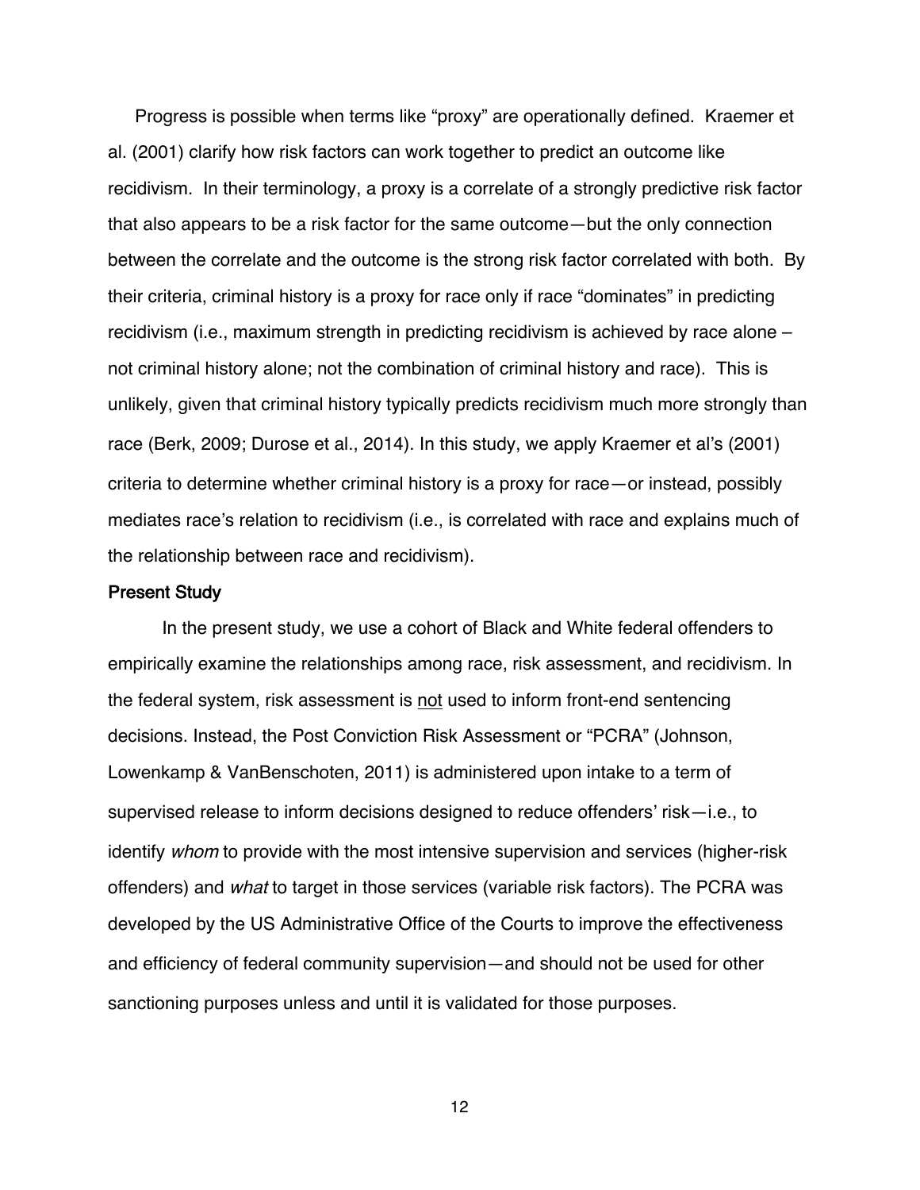Progress is possible when terms like "proxy" are operationally defined. Kraemer et al. (2001) clarify how risk factors can work together to predict an outcome like recidivism. In their terminology, a proxy is a correlate of a strongly predictive risk factor that also appears to be a risk factor for the same outcome—but the only connection between the correlate and the outcome is the strong risk factor correlated with both. By their criteria, criminal history is a proxy for race only if race "dominates" in predicting recidivism (i.e., maximum strength in predicting recidivism is achieved by race alone – not criminal history alone; not the combination of criminal history and race). This is unlikely, given that criminal history typically predicts recidivism much more strongly than race (Berk, 2009; Durose et al., 2014). In this study, we apply Kraemer et al's (2001) criteria to determine whether criminal history is a proxy for race—or instead, possibly mediates race's relation to recidivism (i.e., is correlated with race and explains much of the relationship between race and recidivism).

### Present Study

In the present study, we use a cohort of Black and White federal offenders to empirically examine the relationships among race, risk assessment, and recidivism. In the federal system, risk assessment is <u>not</u> used to inform front-end sentencing decisions. Instead, the Post Conviction Risk Assessment or "PCRA" (Johnson, Lowenkamp & VanBenschoten, 2011) is administered upon intake to a term of supervised release to inform decisions designed to reduce offenders' risk—i.e., to identify *whom* to provide with the most intensive supervision and services (higher-risk offenders) and *what* to target in those services (variable risk factors). The PCRA was developed by the US Administrative Office of the Courts to improve the effectiveness and efficiency of federal community supervision—and should not be used for other sanctioning purposes unless and until it is validated for those purposes.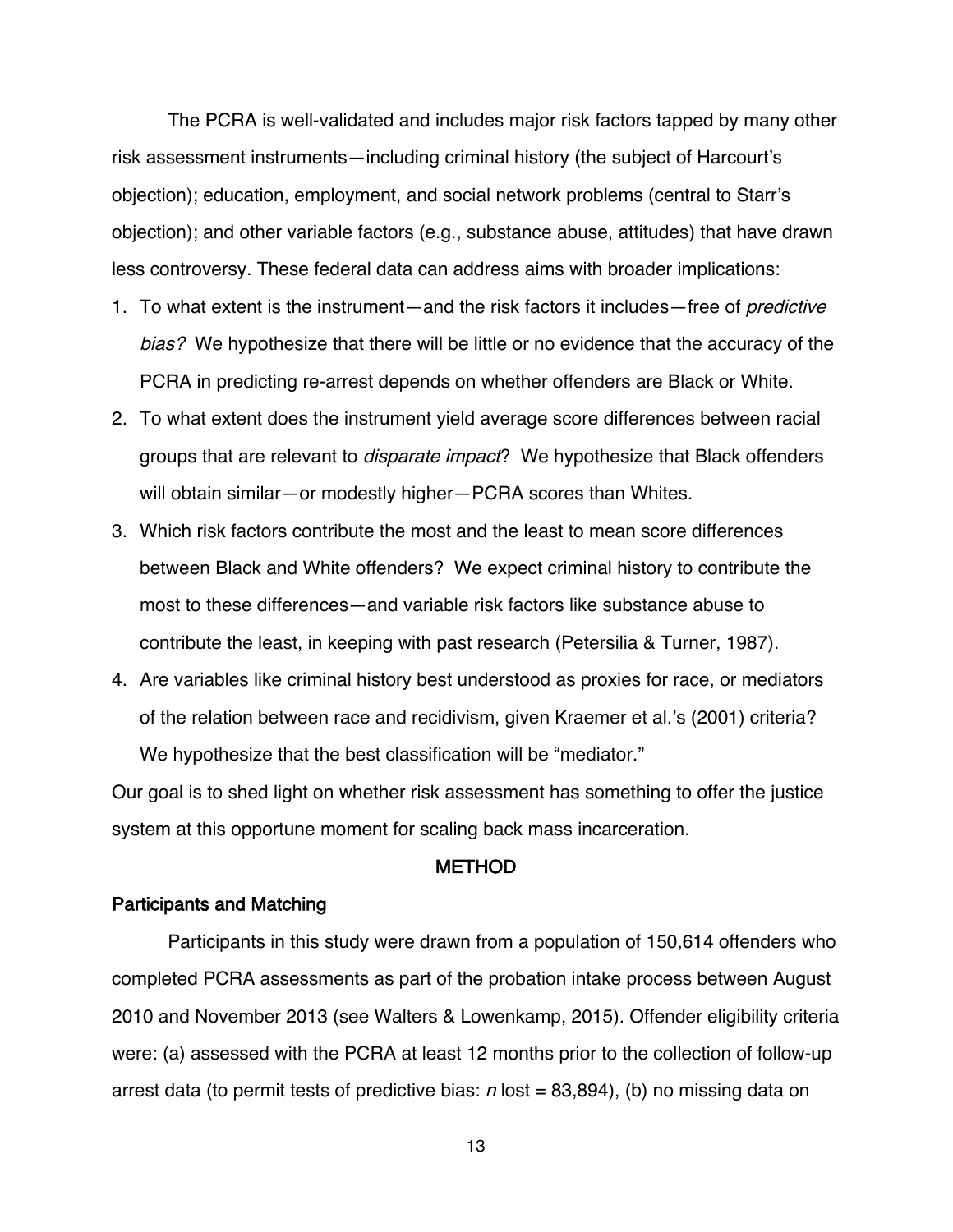The PCRA is well-validated and includes major risk factors tapped by many other risk assessment instruments—including criminal history (the subject of Harcourt's objection); education, employment, and social network problems (central to Starr's objection); and other variable factors (e.g., substance abuse, attitudes) that have drawn less controversy. These federal data can address aims with broader implications:

1. To what extent is the instrument—and the risk factors it includes—free of *predictive bias?* We hypothesize that there will be little or no evidence that the accuracy of the PCRA in predicting re-arrest depends on whether offenders are Black or White.
2. To what extent does the instrument yield average score differences between racial groups that are relevant to *disparate impact*? We hypothesize that Black offenders will obtain similar—or modestly higher—PCRA scores than Whites.
3. Which risk factors contribute the most and the least to mean score differences between Black and White offenders? We expect criminal history to contribute the most to these differences—and variable risk factors like substance abuse to contribute the least, in keeping with past research (Petersilia & Turner, 1987).
4. Are variables like criminal history best understood as proxies for race, or mediators of the relation between race and recidivism, given Kraemer et al.'s (2001) criteria? We hypothesize that the best classification will be "mediator."

Our goal is to shed light on whether risk assessment has something to offer the justice system at this opportune moment for scaling back mass incarceration.

## METHOD

### Participants and Matching

Participants in this study were drawn from a population of 150,614 offenders who completed PCRA assessments as part of the probation intake process between August 2010 and November 2013 (see Walters & Lowenkamp, 2015). Offender eligibility criteria were: (a) assessed with the PCRA at least 12 months prior to the collection of follow-up arrest data (to permit tests of predictive bias: $n$ lost = 83,894), (b) no missing data on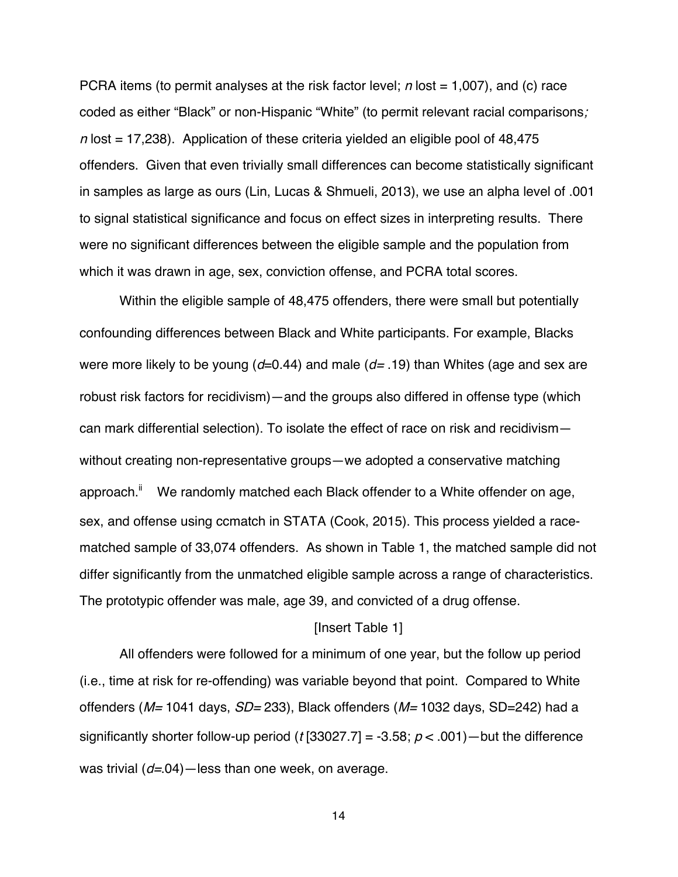PCRA items (to permit analyses at the risk factor level; $n$ lost = 1,007), and (c) race coded as either "Black" or non-Hispanic "White" (to permit relevant racial comparisons; $n$ lost = 17,238). Application of these criteria yielded an eligible pool of 48,475 offenders. Given that even trivially small differences can become statistically significant in samples as large as ours (Lin, Lucas & Shmueli, 2013), we use an alpha level of .001 to signal statistical significance and focus on effect sizes in interpreting results. There were no significant differences between the eligible sample and the population from which it was drawn in age, sex, conviction offense, and PCRA total scores.

Within the eligible sample of 48,475 offenders, there were small but potentially confounding differences between Black and White participants. For example, Blacks were more likely to be young ($d$=0.44) and male ($d$= .19) than Whites (age and sex are robust risk factors for recidivism)—and the groups also differed in offense type (which can mark differential selection). To isolate the effect of race on risk and recidivism—without creating non-representative groups—we adopted a conservative matching approach.[ii] We randomly matched each Black offender to a White offender on age, sex, and offense using ccmatch in STATA (Cook, 2015). This process yielded a race-matched sample of 33,074 offenders. As shown in Table 1, the matched sample did not differ significantly from the unmatched eligible sample across a range of characteristics. The prototypic offender was male, age 39, and convicted of a drug offense.

[Insert Table 1]

All offenders were followed for a minimum of one year, but the follow up period (i.e., time at risk for re-offending) was variable beyond that point. Compared to White offenders ($M$= 1041 days, $SD$= 233), Black offenders ($M$= 1032 days, SD=242) had a significantly shorter follow-up period ($t$ [33027.7] = -3.58; $p < .001$)—but the difference was trivial ($d$=.04)—less than one week, on average.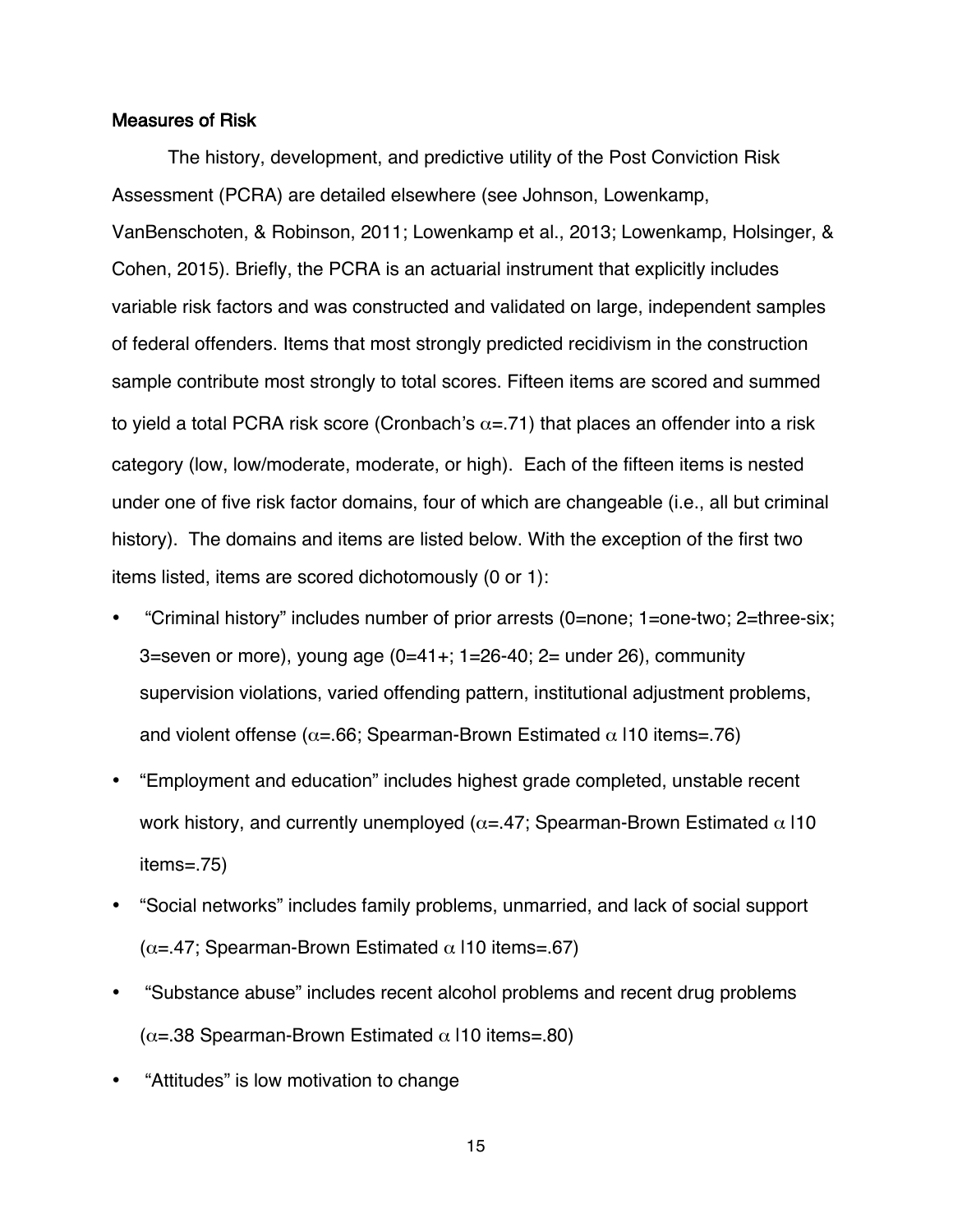### Measures of Risk

The history, development, and predictive utility of the Post Conviction Risk Assessment (PCRA) are detailed elsewhere (see Johnson, Lowenkamp, VanBenschoten, & Robinson, 2011; Lowenkamp et al., 2013; Lowenkamp, Holsinger, & Cohen, 2015). Briefly, the PCRA is an actuarial instrument that explicitly includes variable risk factors and was constructed and validated on large, independent samples of federal offenders. Items that most strongly predicted recidivism in the construction sample contribute most strongly to total scores. Fifteen items are scored and summed to yield a total PCRA risk score (Cronbach's $\alpha$=.71) that places an offender into a risk category (low, low/moderate, moderate, or high). Each of the fifteen items is nested under one of five risk factor domains, four of which are changeable (i.e., all but criminal history). The domains and items are listed below. With the exception of the first two items listed, items are scored dichotomously (0 or 1):

- "Criminal history" includes number of prior arrests (0=none; 1=one-two; 2=three-six; 3=seven or more), young age (0=41+; 1=26-40; 2= under 26), community supervision violations, varied offending pattern, institutional adjustment problems, and violent offense ($\alpha$=.66; Spearman-Brown Estimated $\alpha$ |10 items=.76)
- "Employment and education" includes highest grade completed, unstable recent work history, and currently unemployed ($\alpha$=.47; Spearman-Brown Estimated $\alpha$ |10 items=.75)
- "Social networks" includes family problems, unmarried, and lack of social support ($\alpha$=.47; Spearman-Brown Estimated $\alpha$ |10 items=.67)
- "Substance abuse" includes recent alcohol problems and recent drug problems ($\alpha$=.38 Spearman-Brown Estimated $\alpha$ |10 items=.80)
- "Attitudes" is low motivation to change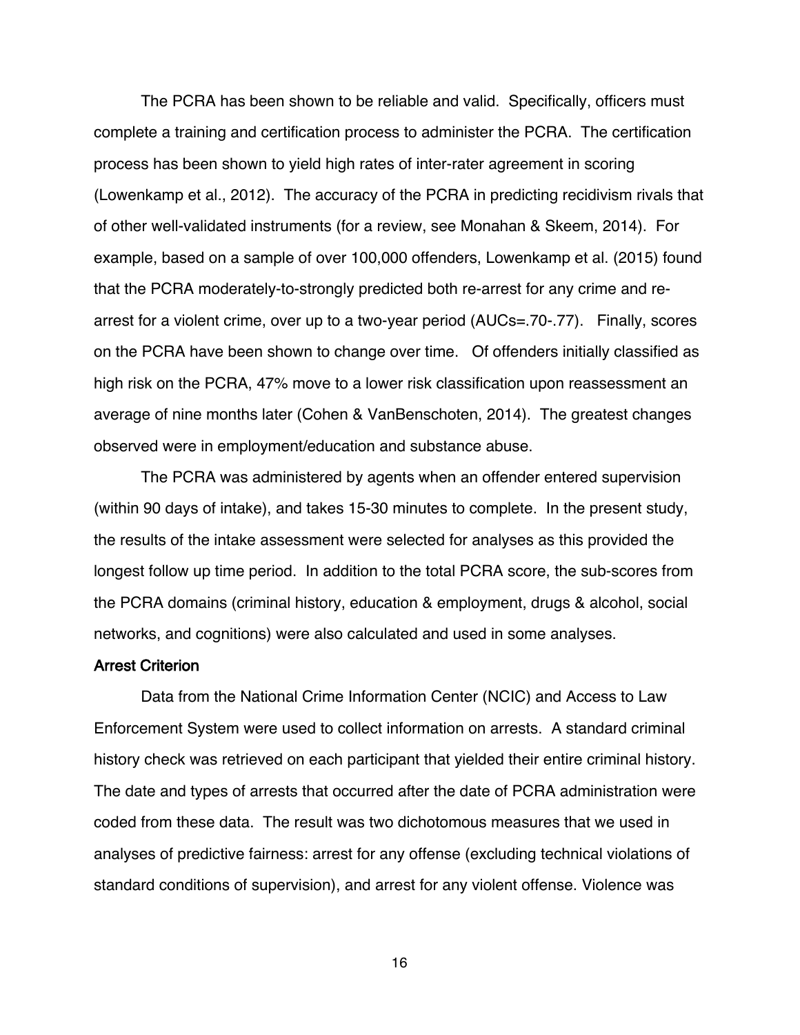The PCRA has been shown to be reliable and valid. Specifically, officers must complete a training and certification process to administer the PCRA. The certification process has been shown to yield high rates of inter-rater agreement in scoring (Lowenkamp et al., 2012). The accuracy of the PCRA in predicting recidivism rivals that of other well-validated instruments (for a review, see Monahan & Skeem, 2014). For example, based on a sample of over 100,000 offenders, Lowenkamp et al. (2015) found that the PCRA moderately-to-strongly predicted both re-arrest for any crime and re-arrest for a violent crime, over up to a two-year period (AUCs=.70-.77). Finally, scores on the PCRA have been shown to change over time. Of offenders initially classified as high risk on the PCRA, 47% move to a lower risk classification upon reassessment an average of nine months later (Cohen & VanBenschoten, 2014). The greatest changes observed were in employment/education and substance abuse.

The PCRA was administered by agents when an offender entered supervision (within 90 days of intake), and takes 15-30 minutes to complete. In the present study, the results of the intake assessment were selected for analyses as this provided the longest follow up time period. In addition to the total PCRA score, the sub-scores from the PCRA domains (criminal history, education & employment, drugs & alcohol, social networks, and cognitions) were also calculated and used in some analyses.

### Arrest Criterion

Data from the National Crime Information Center (NCIC) and Access to Law Enforcement System were used to collect information on arrests. A standard criminal history check was retrieved on each participant that yielded their entire criminal history. The date and types of arrests that occurred after the date of PCRA administration were coded from these data. The result was two dichotomous measures that we used in analyses of predictive fairness: arrest for any offense (excluding technical violations of standard conditions of supervision), and arrest for any violent offense. Violence was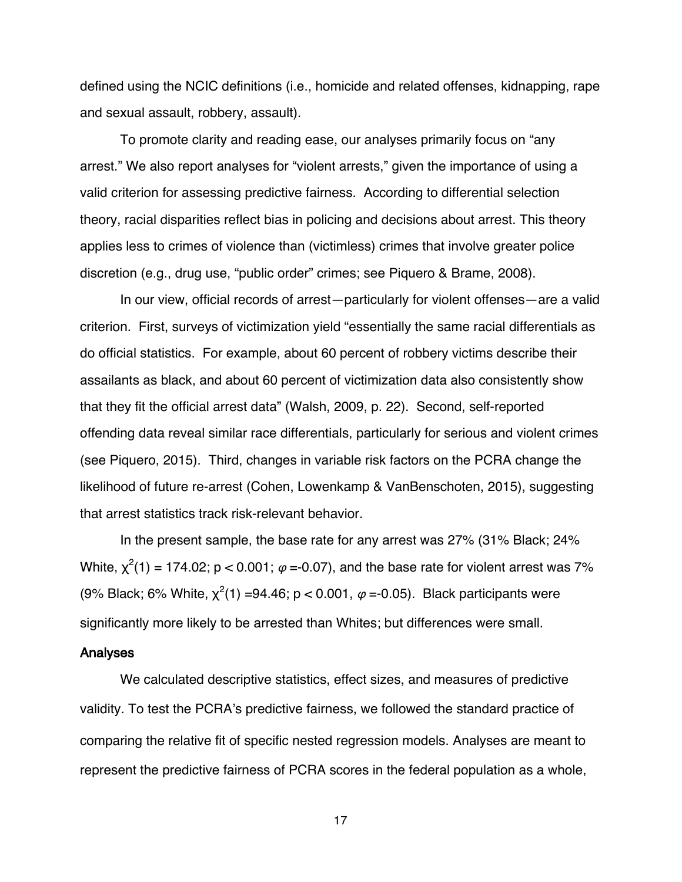defined using the NCIC definitions (i.e., homicide and related offenses, kidnapping, rape and sexual assault, robbery, assault).

To promote clarity and reading ease, our analyses primarily focus on “any arrest.” We also report analyses for “violent arrests,” given the importance of using a valid criterion for assessing predictive fairness. According to differential selection theory, racial disparities reflect bias in policing and decisions about arrest. This theory applies less to crimes of violence than (victimless) crimes that involve greater police discretion (e.g., drug use, “public order” crimes; see Piquero & Brame, 2008).

In our view, official records of arrest—particularly for violent offenses—are a valid criterion. First, surveys of victimization yield “essentially the same racial differentials as do official statistics. For example, about 60 percent of robbery victims describe their assailants as black, and about 60 percent of victimization data also consistently show that they fit the official arrest data” (Walsh, 2009, p. 22). Second, self-reported offending data reveal similar race differentials, particularly for serious and violent crimes (see Piquero, 2015). Third, changes in variable risk factors on the PCRA change the likelihood of future re-arrest (Cohen, Lowenkamp & VanBenschoten, 2015), suggesting that arrest statistics track risk-relevant behavior.

In the present sample, the base rate for any arrest was 27% (31% Black; 24% White, $\chi^2(1) = 174.02$; $p < 0.001$; $\varphi = -0.07$), and the base rate for violent arrest was 7% (9% Black; 6% White, $\chi^2(1) = 94.46$; $p < 0.001$, $\varphi = -0.05$). Black participants were significantly more likely to be arrested than Whites; but differences were small.

## Analyses

We calculated descriptive statistics, effect sizes, and measures of predictive validity. To test the PCRA's predictive fairness, we followed the standard practice of comparing the relative fit of specific nested regression models. Analyses are meant to represent the predictive fairness of PCRA scores in the federal population as a whole,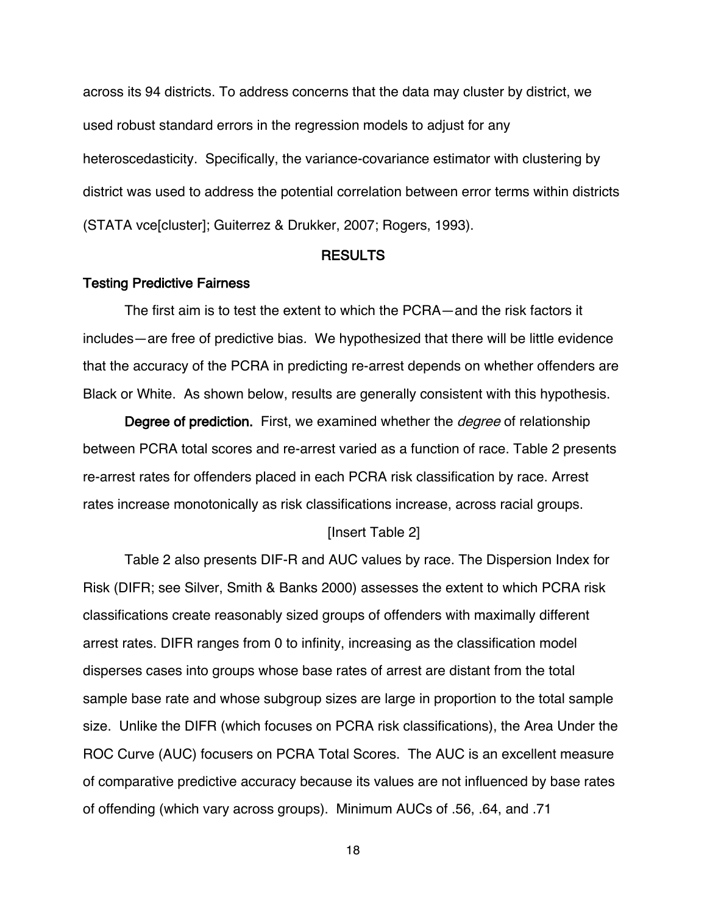across its 94 districts. To address concerns that the data may cluster by district, we used robust standard errors in the regression models to adjust for any heteroscedasticity. Specifically, the variance-covariance estimator with clustering by district was used to address the potential correlation between error terms within districts (STATA vce[cluster]; Guiterrez & Drukker, 2007; Rogers, 1993).

## RESULTS

### Testing Predictive Fairness

The first aim is to test the extent to which the PCRA—and the risk factors it includes—are free of predictive bias. We hypothesized that there will be little evidence that the accuracy of the PCRA in predicting re-arrest depends on whether offenders are Black or White. As shown below, results are generally consistent with this hypothesis.

**Degree of prediction.** First, we examined whether the *degree* of relationship between PCRA total scores and re-arrest varied as a function of race. Table 2 presents re-arrest rates for offenders placed in each PCRA risk classification by race. Arrest rates increase monotonically as risk classifications increase, across racial groups.

[Insert Table 2]

Table 2 also presents DIF-R and AUC values by race. The Dispersion Index for Risk (DIFR; see Silver, Smith & Banks 2000) assesses the extent to which PCRA risk classifications create reasonably sized groups of offenders with maximally different arrest rates. DIFR ranges from 0 to infinity, increasing as the classification model disperses cases into groups whose base rates of arrest are distant from the total sample base rate and whose subgroup sizes are large in proportion to the total sample size. Unlike the DIFR (which focuses on PCRA risk classifications), the Area Under the ROC Curve (AUC) focusers on PCRA Total Scores. The AUC is an excellent measure of comparative predictive accuracy because its values are not influenced by base rates of offending (which vary across groups). Minimum AUCs of .56, .64, and .71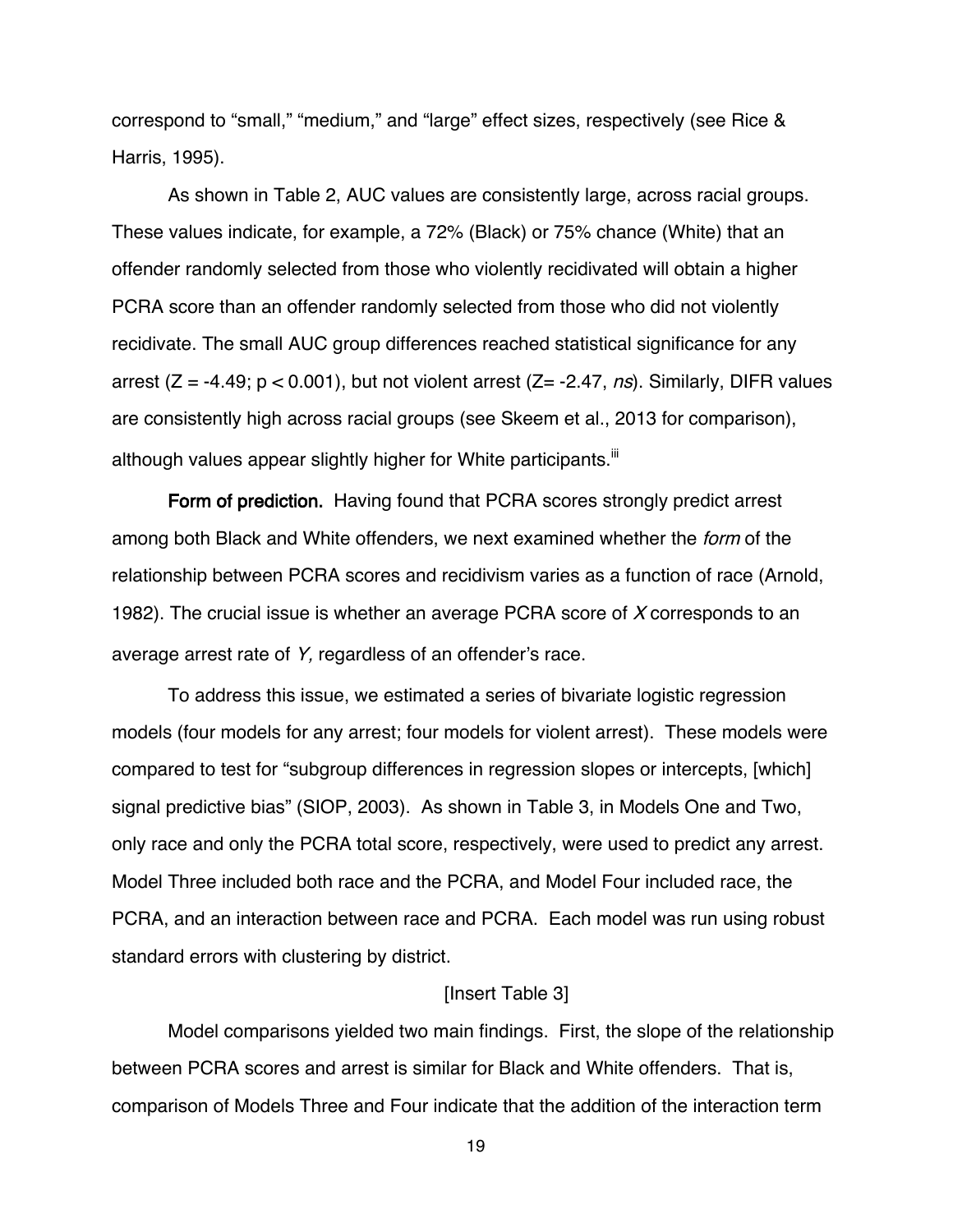correspond to "small," "medium," and "large" effect sizes, respectively (see Rice & Harris, 1995).

As shown in Table 2, AUC values are consistently large, across racial groups. These values indicate, for example, a 72% (Black) or 75% chance (White) that an offender randomly selected from those who violently recidivated will obtain a higher PCRA score than an offender randomly selected from those who did not violently recidivate. The small AUC group differences reached statistical significance for any arrest ($Z = -4.49$; $p < 0.001$), but not violent arrest ($Z = -2.47$, *ns*). Similarly, DIFR values are consistently high across racial groups (see Skeem et al., 2013 for comparison), although values appear slightly higher for White participants.[iii]

**Form of prediction.** Having found that PCRA scores strongly predict arrest among both Black and White offenders, we next examined whether the *form* of the relationship between PCRA scores and recidivism varies as a function of race (Arnold, 1982). The crucial issue is whether an average PCRA score of *X* corresponds to an average arrest rate of *Y,* regardless of an offender's race.

To address this issue, we estimated a series of bivariate logistic regression models (four models for any arrest; four models for violent arrest). These models were compared to test for "subgroup differences in regression slopes or intercepts, [which] signal predictive bias" (SIOP, 2003). As shown in Table 3, in Models One and Two, only race and only the PCRA total score, respectively, were used to predict any arrest. Model Three included both race and the PCRA, and Model Four included race, the PCRA, and an interaction between race and PCRA. Each model was run using robust standard errors with clustering by district.

[Insert Table 3]

Model comparisons yielded two main findings. First, the slope of the relationship between PCRA scores and arrest is similar for Black and White offenders. That is, comparison of Models Three and Four indicate that the addition of the interaction term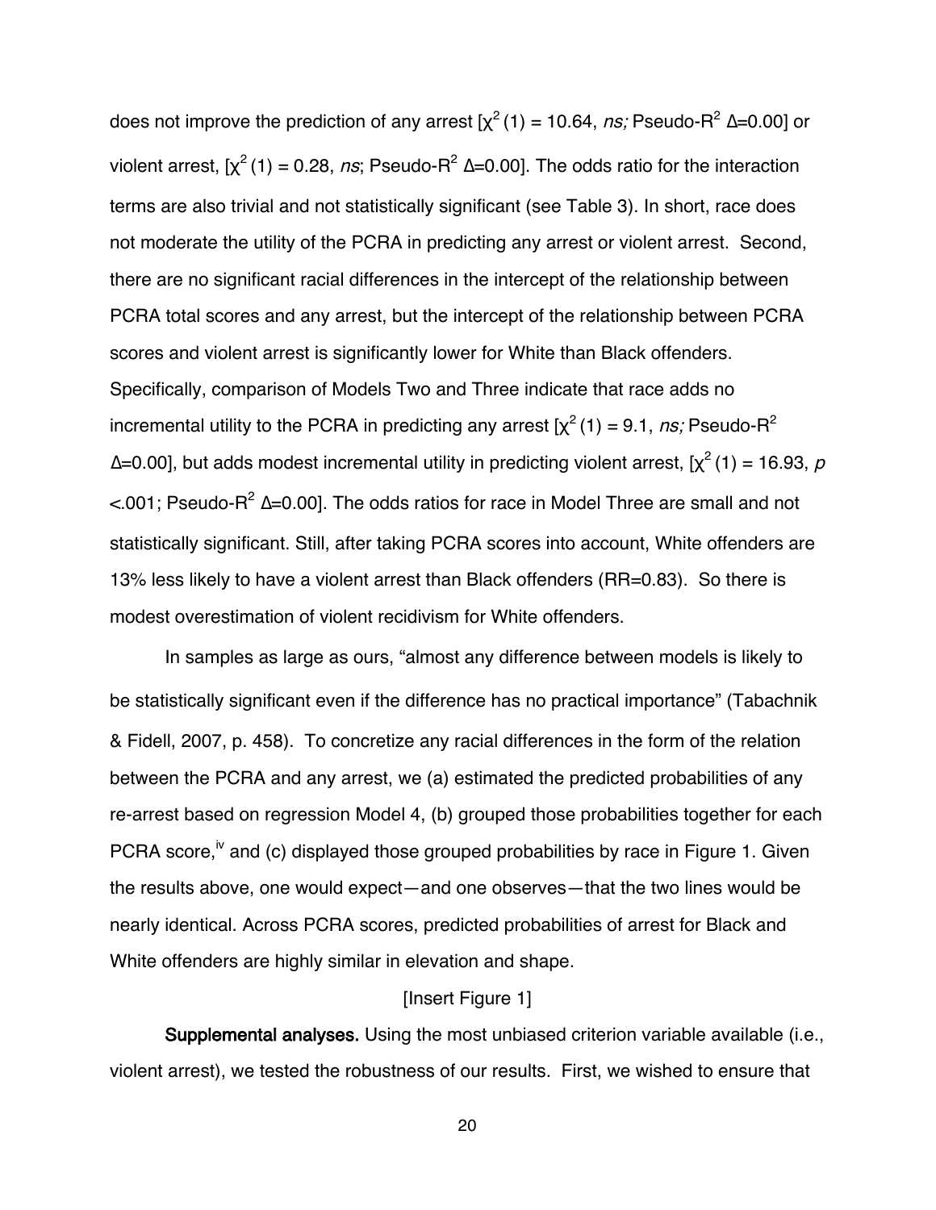does not improve the prediction of any arrest [$\chi^2$ (1) = 10.64, *ns;* Pseudo-$R^2$ Δ=0.00] or violent arrest, [$\chi^2$ (1) = 0.28, *ns*; Pseudo-$R^2$ Δ=0.00]. The odds ratio for the interaction terms are also trivial and not statistically significant (see Table 3). In short, race does not moderate the utility of the PCRA in predicting any arrest or violent arrest. Second, there are no significant racial differences in the intercept of the relationship between PCRA total scores and any arrest, but the intercept of the relationship between PCRA scores and violent arrest is significantly lower for White than Black offenders. Specifically, comparison of Models Two and Three indicate that race adds no incremental utility to the PCRA in predicting any arrest [$\chi^2$ (1) = 9.1, *ns;* Pseudo-$R^2$ Δ=0.00], but adds modest incremental utility in predicting violent arrest, [$\chi^2$ (1) = 16.93, $p$ <.001; Pseudo-$R^2$ Δ=0.00]. The odds ratios for race in Model Three are small and not statistically significant. Still, after taking PCRA scores into account, White offenders are 13% less likely to have a violent arrest than Black offenders (RR=0.83). So there is modest overestimation of violent recidivism for White offenders.

In samples as large as ours, "almost any difference between models is likely to be statistically significant even if the difference has no practical importance" (Tabachnik & Fidell, 2007, p. 458). To concretize any racial differences in the form of the relation between the PCRA and any arrest, we (a) estimated the predicted probabilities of any re-arrest based on regression Model 4, (b) grouped those probabilities together for each PCRA score,[iv] and (c) displayed those grouped probabilities by race in Figure 1. Given the results above, one would expect—and one observes—that the two lines would be nearly identical. Across PCRA scores, predicted probabilities of arrest for Black and White offenders are highly similar in elevation and shape.

[Insert Figure 1]

**Supplemental analyses.** Using the most unbiased criterion variable available (i.e., violent arrest), we tested the robustness of our results. First, we wished to ensure that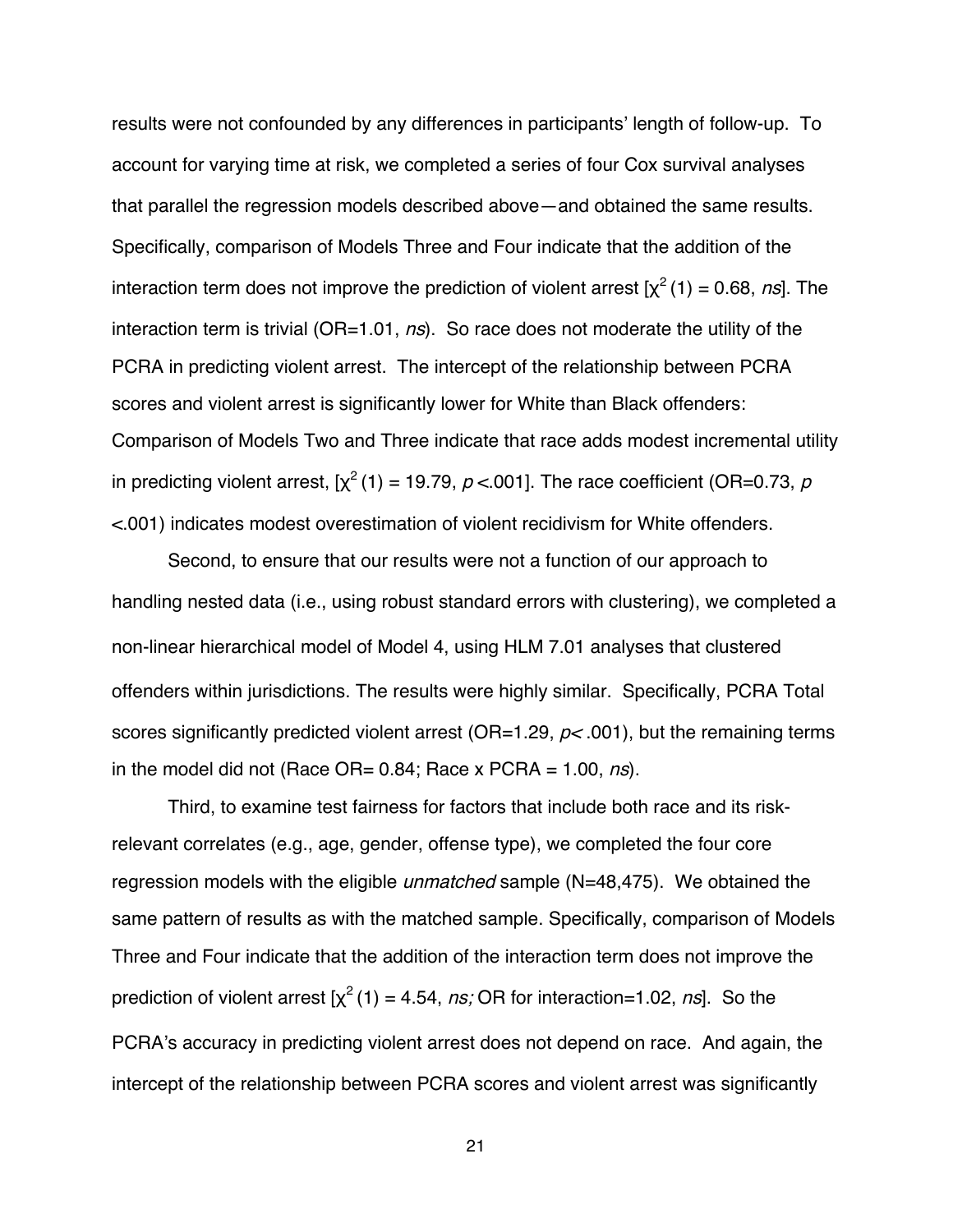results were not confounded by any differences in participants' length of follow-up. To account for varying time at risk, we completed a series of four Cox survival analyses that parallel the regression models described above—and obtained the same results. Specifically, comparison of Models Three and Four indicate that the addition of the interaction term does not improve the prediction of violent arrest [$\chi^2(1) = 0.68$, *ns*]. The interaction term is trivial (OR=1.01, *ns*). So race does not moderate the utility of the PCRA in predicting violent arrest. The intercept of the relationship between PCRA scores and violent arrest is significantly lower for White than Black offenders: Comparison of Models Two and Three indicate that race adds modest incremental utility in predicting violent arrest, [$\chi^2(1) = 19.79$, $p < .001$]. The race coefficient (OR=0.73, $p < .001$) indicates modest overestimation of violent recidivism for White offenders.

Second, to ensure that our results were not a function of our approach to handling nested data (i.e., using robust standard errors with clustering), we completed a non-linear hierarchical model of Model 4, using HLM 7.01 analyses that clustered offenders within jurisdictions. The results were highly similar. Specifically, PCRA Total scores significantly predicted violent arrest (OR=1.29, $p < .001$), but the remaining terms in the model did not (Race OR= 0.84; Race x PCRA = 1.00, *ns*).

Third, to examine test fairness for factors that include both race and its risk-relevant correlates (e.g., age, gender, offense type), we completed the four core regression models with the eligible *unmatched* sample (N=48,475). We obtained the same pattern of results as with the matched sample. Specifically, comparison of Models Three and Four indicate that the addition of the interaction term does not improve the prediction of violent arrest [$\chi^2(1) = 4.54$, *ns;* OR for interaction=1.02, *ns*]. So the PCRA's accuracy in predicting violent arrest does not depend on race. And again, the intercept of the relationship between PCRA scores and violent arrest was significantly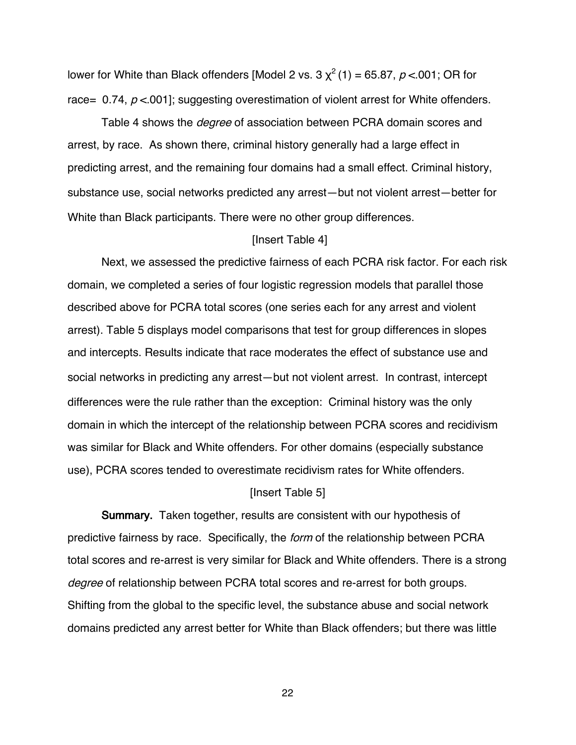lower for White than Black offenders [Model 2 vs. 3 $\chi^2$ (1) = 65.87, $p$ <.001; OR for race= 0.74, $p$ <.001]; suggesting overestimation of violent arrest for White offenders.

Table 4 shows the *degree* of association between PCRA domain scores and arrest, by race. As shown there, criminal history generally had a large effect in predicting arrest, and the remaining four domains had a small effect. Criminal history, substance use, social networks predicted any arrest—but not violent arrest—better for White than Black participants. There were no other group differences.

[Insert Table 4]

Next, we assessed the predictive fairness of each PCRA risk factor. For each risk domain, we completed a series of four logistic regression models that parallel those described above for PCRA total scores (one series each for any arrest and violent arrest). Table 5 displays model comparisons that test for group differences in slopes and intercepts. Results indicate that race moderates the effect of substance use and social networks in predicting any arrest—but not violent arrest. In contrast, intercept differences were the rule rather than the exception: Criminal history was the only domain in which the intercept of the relationship between PCRA scores and recidivism was similar for Black and White offenders. For other domains (especially substance use), PCRA scores tended to overestimate recidivism rates for White offenders.

[Insert Table 5]

**Summary.** Taken together, results are consistent with our hypothesis of predictive fairness by race. Specifically, the *form* of the relationship between PCRA total scores and re-arrest is very similar for Black and White offenders. There is a strong *degree* of relationship between PCRA total scores and re-arrest for both groups. Shifting from the global to the specific level, the substance abuse and social network domains predicted any arrest better for White than Black offenders; but there was little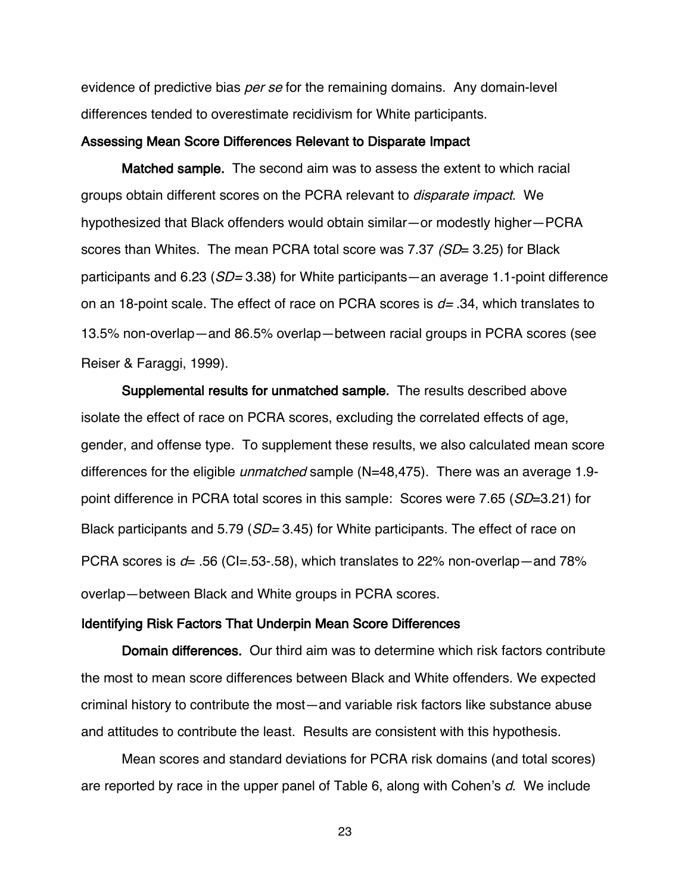evidence of predictive bias *per se* for the remaining domains. Any domain-level differences tended to overestimate recidivism for White participants.

## Assessing Mean Score Differences Relevant to Disparate Impact

**Matched sample.** The second aim was to assess the extent to which racial groups obtain different scores on the PCRA relevant to *disparate impact*. We hypothesized that Black offenders would obtain similar—or modestly higher—PCRA scores than Whites. The mean PCRA total score was 7.37 (*SD*= 3.25) for Black participants and 6.23 (*SD*= 3.38) for White participants—an average 1.1-point difference on an 18-point scale. The effect of race on PCRA scores is *d*= .34, which translates to 13.5% non-overlap—and 86.5% overlap—between racial groups in PCRA scores (see Reiser & Faraggi, 1999).

**Supplemental results for unmatched sample.** The results described above isolate the effect of race on PCRA scores, excluding the correlated effects of age, gender, and offense type. To supplement these results, we also calculated mean score differences for the eligible *unmatched* sample (N=48,475). There was an average 1.9-point difference in PCRA total scores in this sample: Scores were 7.65 (*SD*=3.21) for Black participants and 5.79 (*SD*= 3.45) for White participants. The effect of race on PCRA scores is *d*= .56 (CI=.53-.58), which translates to 22% non-overlap—and 78% overlap—between Black and White groups in PCRA scores.

## Identifying Risk Factors That Underpin Mean Score Differences

**Domain differences.** Our third aim was to determine which risk factors contribute the most to mean score differences between Black and White offenders. We expected criminal history to contribute the most—and variable risk factors like substance abuse and attitudes to contribute the least. Results are consistent with this hypothesis.

Mean scores and standard deviations for PCRA risk domains (and total scores) are reported by race in the upper panel of Table 6, along with Cohen's *d*. We include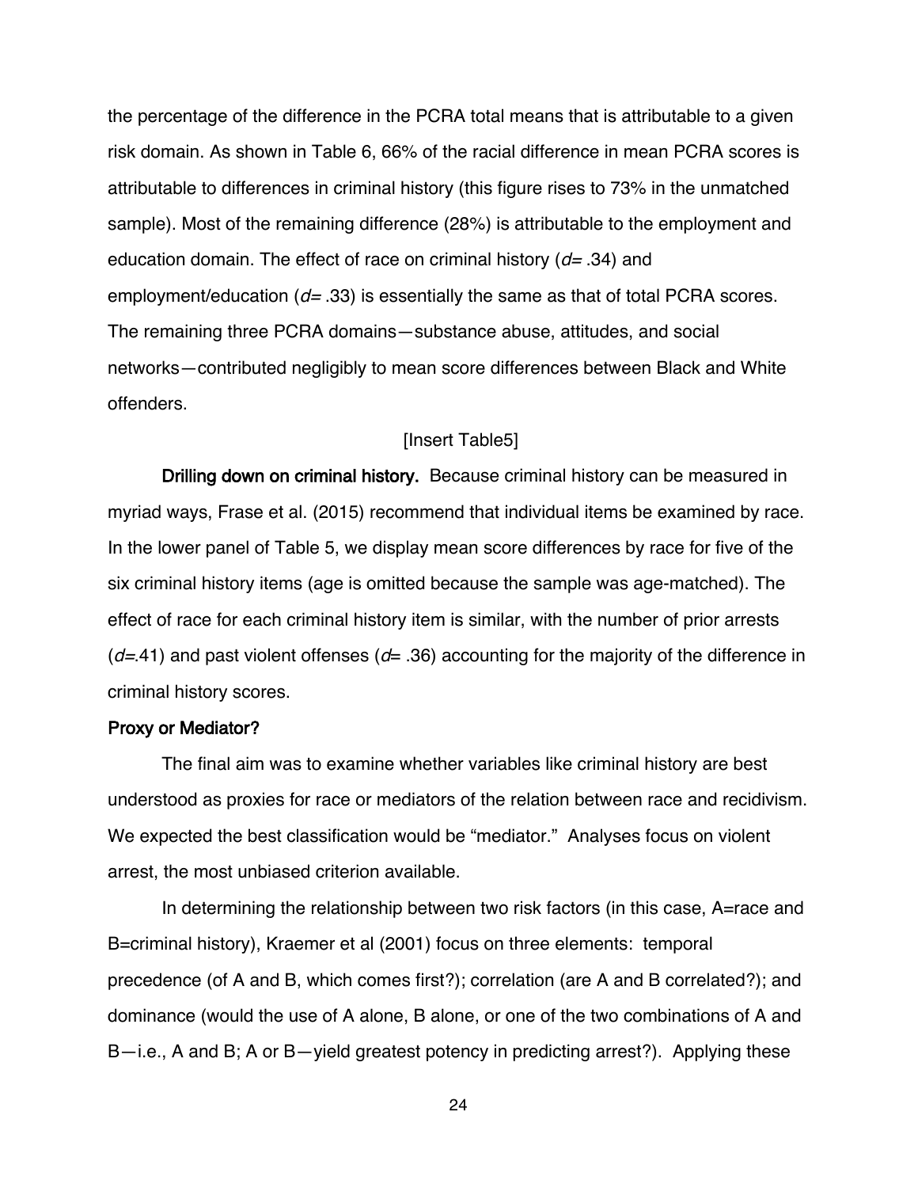the percentage of the difference in the PCRA total means that is attributable to a given risk domain. As shown in Table 6, 66% of the racial difference in mean PCRA scores is attributable to differences in criminal history (this figure rises to 73% in the unmatched sample). Most of the remaining difference (28%) is attributable to the employment and education domain. The effect of race on criminal history ($d$= .34) and employment/education ($d$= .33) is essentially the same as that of total PCRA scores. The remaining three PCRA domains—substance abuse, attitudes, and social networks—contributed negligibly to mean score differences between Black and White offenders.

[Insert Table5]

**Drilling down on criminal history.** Because criminal history can be measured in myriad ways, Frase et al. (2015) recommend that individual items be examined by race. In the lower panel of Table 5, we display mean score differences by race for five of the six criminal history items (age is omitted because the sample was age-matched). The effect of race for each criminal history item is similar, with the number of prior arrests ($d$=.41) and past violent offenses ($d$= .36) accounting for the majority of the difference in criminal history scores.

**Proxy or Mediator?**

The final aim was to examine whether variables like criminal history are best understood as proxies for race or mediators of the relation between race and recidivism. We expected the best classification would be "mediator." Analyses focus on violent arrest, the most unbiased criterion available.

In determining the relationship between two risk factors (in this case, A=race and B=criminal history), Kraemer et al (2001) focus on three elements: temporal precedence (of A and B, which comes first?); correlation (are A and B correlated?); and dominance (would the use of A alone, B alone, or one of the two combinations of A and B—i.e., A and B; A or B—yield greatest potency in predicting arrest?). Applying these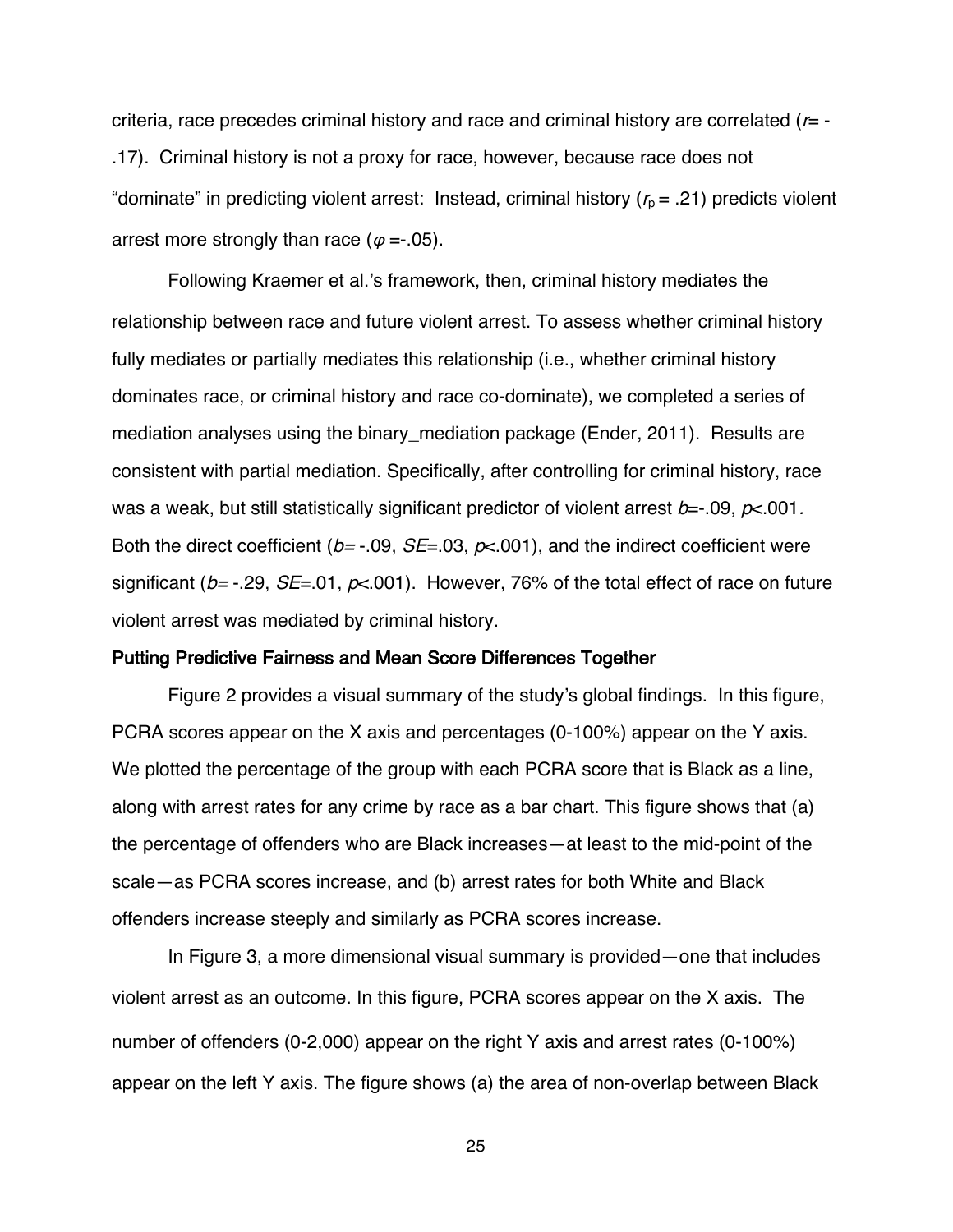criteria, race precedes criminal history and race and criminal history are correlated ($r$= -.17). Criminal history is not a proxy for race, however, because race does not "dominate" in predicting violent arrest: Instead, criminal history ($r_p$ = .21) predicts violent arrest more strongly than race ($\varphi$ =-.05).

Following Kraemer et al.'s framework, then, criminal history mediates the relationship between race and future violent arrest. To assess whether criminal history fully mediates or partially mediates this relationship (i.e., whether criminal history dominates race, or criminal history and race co-dominate), we completed a series of mediation analyses using the binary_mediation package (Ender, 2011). Results are consistent with partial mediation. Specifically, after controlling for criminal history, race was a weak, but still statistically significant predictor of violent arrest $b$=-.09, $p$<.001. Both the direct coefficient ($b$= -.09, $SE$=.03, $p$<.001), and the indirect coefficient were significant ($b$= -.29, $SE$=.01, $p$<.001). However, 76% of the total effect of race on future violent arrest was mediated by criminal history.

### Putting Predictive Fairness and Mean Score Differences Together

Figure 2 provides a visual summary of the study's global findings. In this figure, PCRA scores appear on the X axis and percentages (0-100%) appear on the Y axis. We plotted the percentage of the group with each PCRA score that is Black as a line, along with arrest rates for any crime by race as a bar chart. This figure shows that (a) the percentage of offenders who are Black increases—at least to the mid-point of the scale—as PCRA scores increase, and (b) arrest rates for both White and Black offenders increase steeply and similarly as PCRA scores increase.

In Figure 3, a more dimensional visual summary is provided—one that includes violent arrest as an outcome. In this figure, PCRA scores appear on the X axis. The number of offenders (0-2,000) appear on the right Y axis and arrest rates (0-100%) appear on the left Y axis. The figure shows (a) the area of non-overlap between Black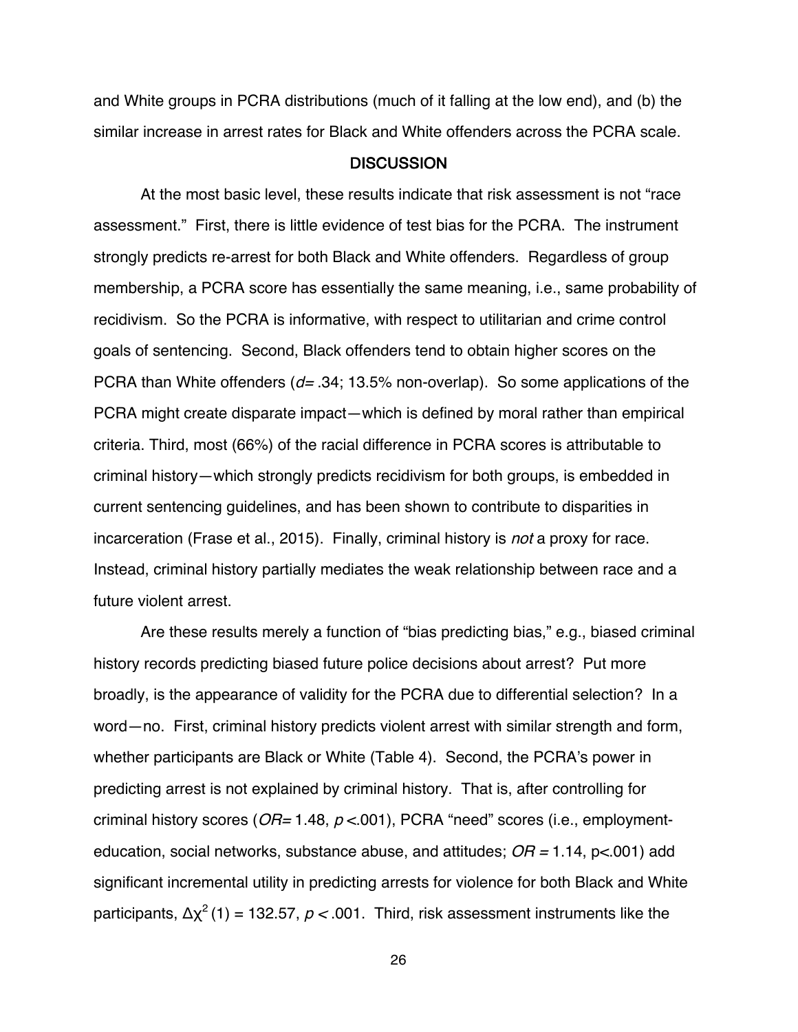and White groups in PCRA distributions (much of it falling at the low end), and (b) the similar increase in arrest rates for Black and White offenders across the PCRA scale.

## DISCUSSION

At the most basic level, these results indicate that risk assessment is not "race assessment." First, there is little evidence of test bias for the PCRA. The instrument strongly predicts re-arrest for both Black and White offenders. Regardless of group membership, a PCRA score has essentially the same meaning, i.e., same probability of recidivism. So the PCRA is informative, with respect to utilitarian and crime control goals of sentencing. Second, Black offenders tend to obtain higher scores on the PCRA than White offenders ($d = .34$; 13.5% non-overlap). So some applications of the PCRA might create disparate impact—which is defined by moral rather than empirical criteria. Third, most (66%) of the racial difference in PCRA scores is attributable to criminal history—which strongly predicts recidivism for both groups, is embedded in current sentencing guidelines, and has been shown to contribute to disparities in incarceration (Frase et al., 2015). Finally, criminal history is *not* a proxy for race. Instead, criminal history partially mediates the weak relationship between race and a future violent arrest.

Are these results merely a function of "bias predicting bias," e.g., biased criminal history records predicting biased future police decisions about arrest? Put more broadly, is the appearance of validity for the PCRA due to differential selection? In a word—no. First, criminal history predicts violent arrest with similar strength and form, whether participants are Black or White (Table 4). Second, the PCRA's power in predicting arrest is not explained by criminal history. That is, after controlling for criminal history scores ($OR = 1.48$, $p < .001$), PCRA "need" scores (i.e., employment-education, social networks, substance abuse, and attitudes; $OR = 1.14$, $p < .001$) add significant incremental utility in predicting arrests for violence for both Black and White participants, $\Delta\chi^2(1) = 132.57$, $p < .001$. Third, risk assessment instruments like the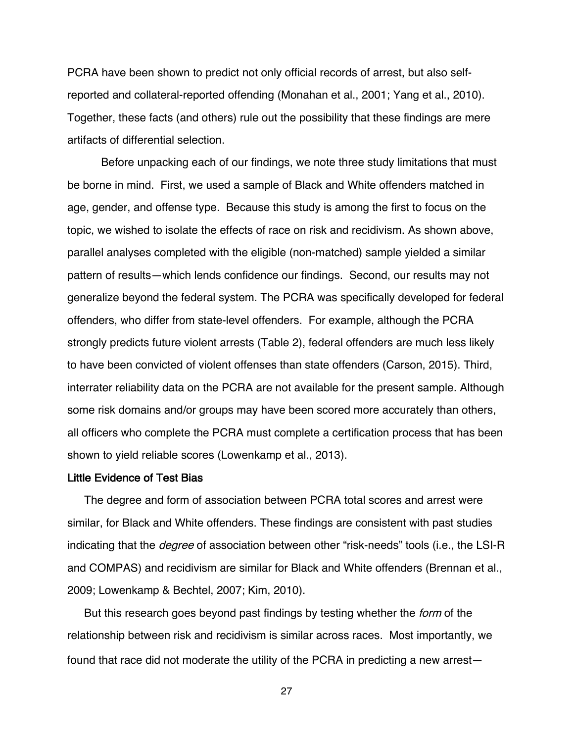PCRA have been shown to predict not only official records of arrest, but also self-reported and collateral-reported offending (Monahan et al., 2001; Yang et al., 2010). Together, these facts (and others) rule out the possibility that these findings are mere artifacts of differential selection.

Before unpacking each of our findings, we note three study limitations that must be borne in mind. First, we used a sample of Black and White offenders matched in age, gender, and offense type. Because this study is among the first to focus on the topic, we wished to isolate the effects of race on risk and recidivism. As shown above, parallel analyses completed with the eligible (non-matched) sample yielded a similar pattern of results—which lends confidence our findings. Second, our results may not generalize beyond the federal system. The PCRA was specifically developed for federal offenders, who differ from state-level offenders. For example, although the PCRA strongly predicts future violent arrests (Table 2), federal offenders are much less likely to have been convicted of violent offenses than state offenders (Carson, 2015). Third, interrater reliability data on the PCRA are not available for the present sample. Although some risk domains and/or groups may have been scored more accurately than others, all officers who complete the PCRA must complete a certification process that has been shown to yield reliable scores (Lowenkamp et al., 2013).

### Little Evidence of Test Bias

The degree and form of association between PCRA total scores and arrest were similar, for Black and White offenders. These findings are consistent with past studies indicating that the *degree* of association between other "risk-needs" tools (i.e., the LSI-R and COMPAS) and recidivism are similar for Black and White offenders (Brennan et al., 2009; Lowenkamp & Bechtel, 2007; Kim, 2010).

But this research goes beyond past findings by testing whether the *form* of the relationship between risk and recidivism is similar across races. Most importantly, we found that race did not moderate the utility of the PCRA in predicting a new arrest—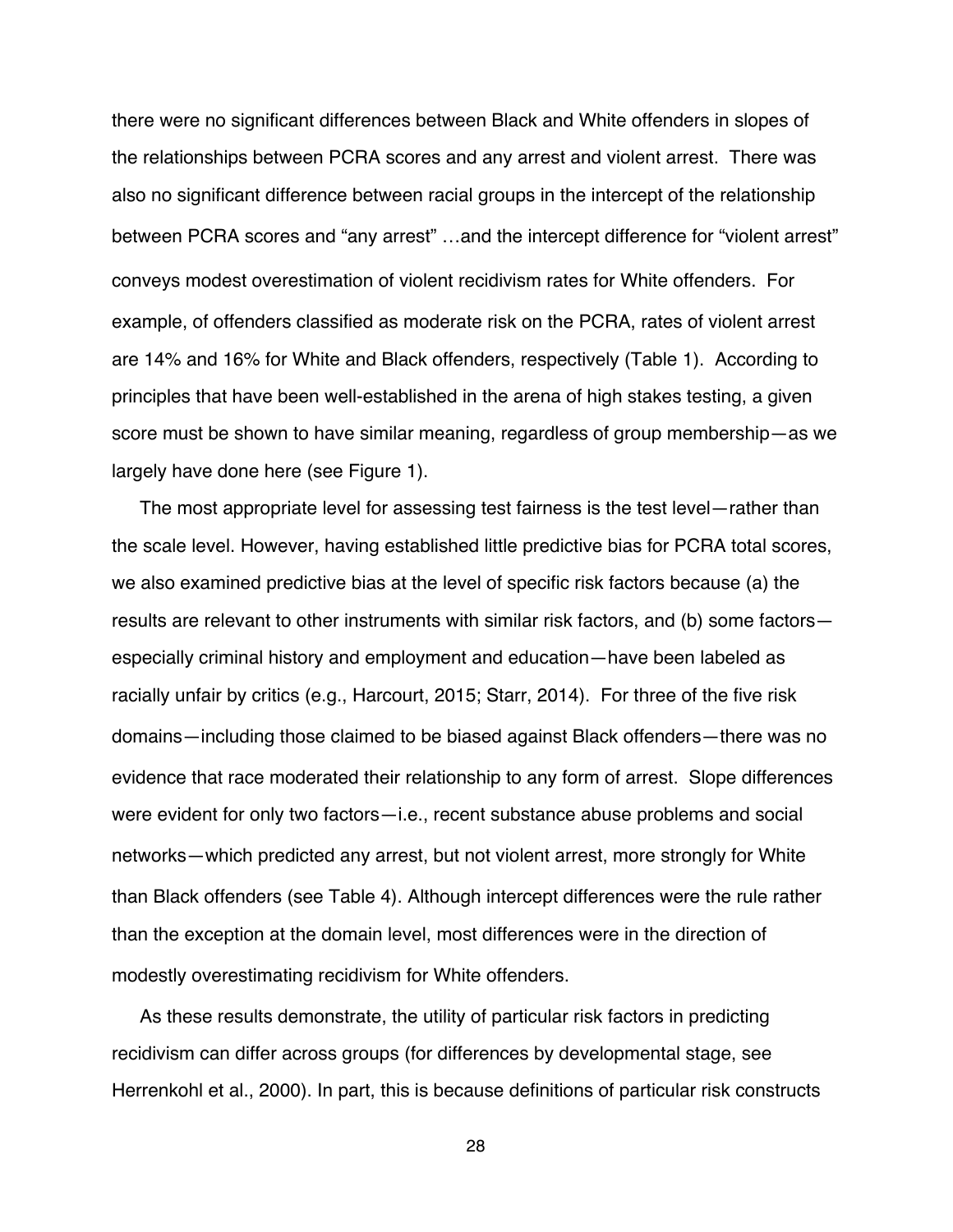there were no significant differences between Black and White offenders in slopes of the relationships between PCRA scores and any arrest and violent arrest. There was also no significant difference between racial groups in the intercept of the relationship between PCRA scores and "any arrest" …and the intercept difference for "violent arrest" conveys modest overestimation of violent recidivism rates for White offenders. For example, of offenders classified as moderate risk on the PCRA, rates of violent arrest are 14% and 16% for White and Black offenders, respectively (Table 1). According to principles that have been well-established in the arena of high stakes testing, a given score must be shown to have similar meaning, regardless of group membership—as we largely have done here (see Figure 1).

The most appropriate level for assessing test fairness is the test level—rather than the scale level. However, having established little predictive bias for PCRA total scores, we also examined predictive bias at the level of specific risk factors because (a) the results are relevant to other instruments with similar risk factors, and (b) some factors—especially criminal history and employment and education—have been labeled as racially unfair by critics (e.g., Harcourt, 2015; Starr, 2014). For three of the five risk domains—including those claimed to be biased against Black offenders—there was no evidence that race moderated their relationship to any form of arrest. Slope differences were evident for only two factors—i.e., recent substance abuse problems and social networks—which predicted any arrest, but not violent arrest, more strongly for White than Black offenders (see Table 4). Although intercept differences were the rule rather than the exception at the domain level, most differences were in the direction of modestly overestimating recidivism for White offenders.

As these results demonstrate, the utility of particular risk factors in predicting recidivism can differ across groups (for differences by developmental stage, see Herrenkohl et al., 2000). In part, this is because definitions of particular risk constructs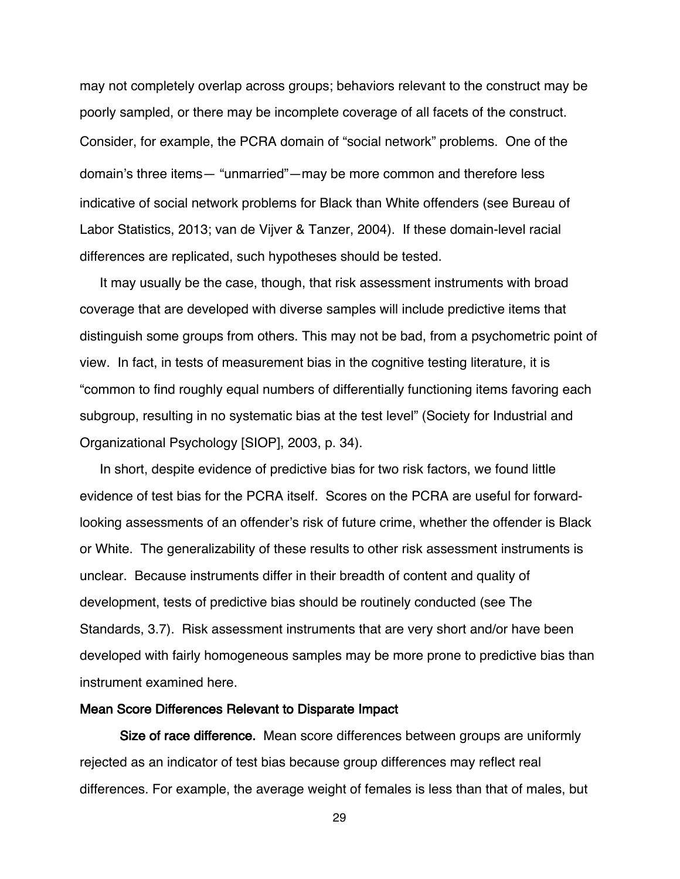may not completely overlap across groups; behaviors relevant to the construct may be poorly sampled, or there may be incomplete coverage of all facets of the construct. Consider, for example, the PCRA domain of "social network" problems. One of the domain's three items— "unmarried"—may be more common and therefore less indicative of social network problems for Black than White offenders (see Bureau of Labor Statistics, 2013; van de Vijver & Tanzer, 2004). If these domain-level racial differences are replicated, such hypotheses should be tested.

It may usually be the case, though, that risk assessment instruments with broad coverage that are developed with diverse samples will include predictive items that distinguish some groups from others. This may not be bad, from a psychometric point of view. In fact, in tests of measurement bias in the cognitive testing literature, it is "common to find roughly equal numbers of differentially functioning items favoring each subgroup, resulting in no systematic bias at the test level" (Society for Industrial and Organizational Psychology [SIOP], 2003, p. 34).

In short, despite evidence of predictive bias for two risk factors, we found little evidence of test bias for the PCRA itself. Scores on the PCRA are useful for forward-looking assessments of an offender's risk of future crime, whether the offender is Black or White. The generalizability of these results to other risk assessment instruments is unclear. Because instruments differ in their breadth of content and quality of development, tests of predictive bias should be routinely conducted (see The Standards, 3.7). Risk assessment instruments that are very short and/or have been developed with fairly homogeneous samples may be more prone to predictive bias than instrument examined here.

### Mean Score Differences Relevant to Disparate Impact

**Size of race difference.** Mean score differences between groups are uniformly rejected as an indicator of test bias because group differences may reflect real differences. For example, the average weight of females is less than that of males, but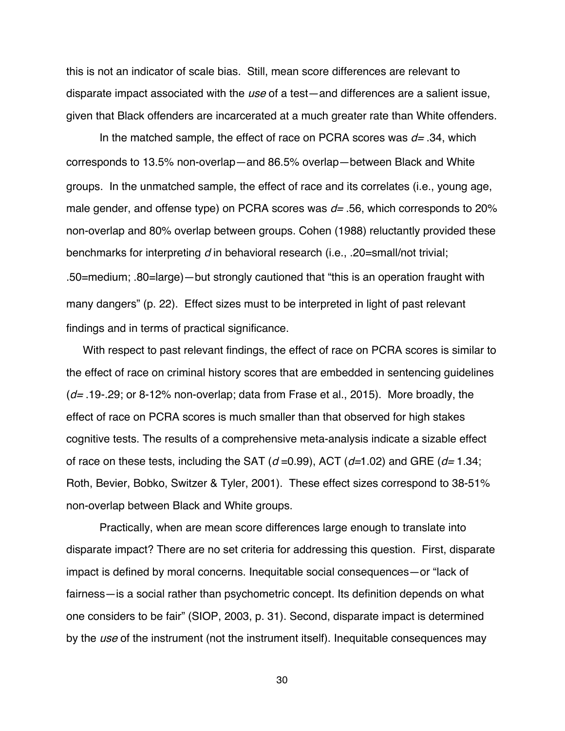this is not an indicator of scale bias. Still, mean score differences are relevant to disparate impact associated with the *use* of a test—and differences are a salient issue, given that Black offenders are incarcerated at a much greater rate than White offenders.

In the matched sample, the effect of race on PCRA scores was $d = .34$, which corresponds to 13.5% non-overlap—and 86.5% overlap—between Black and White groups. In the unmatched sample, the effect of race and its correlates (i.e., young age, male gender, and offense type) on PCRA scores was $d = .56$, which corresponds to 20% non-overlap and 80% overlap between groups. Cohen (1988) reluctantly provided these benchmarks for interpreting $d$ in behavioral research (i.e., .20=small/not trivial; .50=medium; .80=large)—but strongly cautioned that "this is an operation fraught with many dangers" (p. 22). Effect sizes must to be interpreted in light of past relevant findings and in terms of practical significance.

With respect to past relevant findings, the effect of race on PCRA scores is similar to the effect of race on criminal history scores that are embedded in sentencing guidelines ($d = .19$-.29; or 8-12% non-overlap; data from Frase et al., 2015). More broadly, the effect of race on PCRA scores is much smaller than that observed for high stakes cognitive tests. The results of a comprehensive meta-analysis indicate a sizable effect of race on these tests, including the SAT ($d = 0.99$), ACT ($d = 1.02$) and GRE ($d = 1.34$; Roth, Bevier, Bobko, Switzer & Tyler, 2001). These effect sizes correspond to 38-51% non-overlap between Black and White groups.

Practically, when are mean score differences large enough to translate into disparate impact? There are no set criteria for addressing this question. First, disparate impact is defined by moral concerns. Inequitable social consequences—or "lack of fairness—is a social rather than psychometric concept. Its definition depends on what one considers to be fair" (SIOP, 2003, p. 31). Second, disparate impact is determined by the *use* of the instrument (not the instrument itself). Inequitable consequences may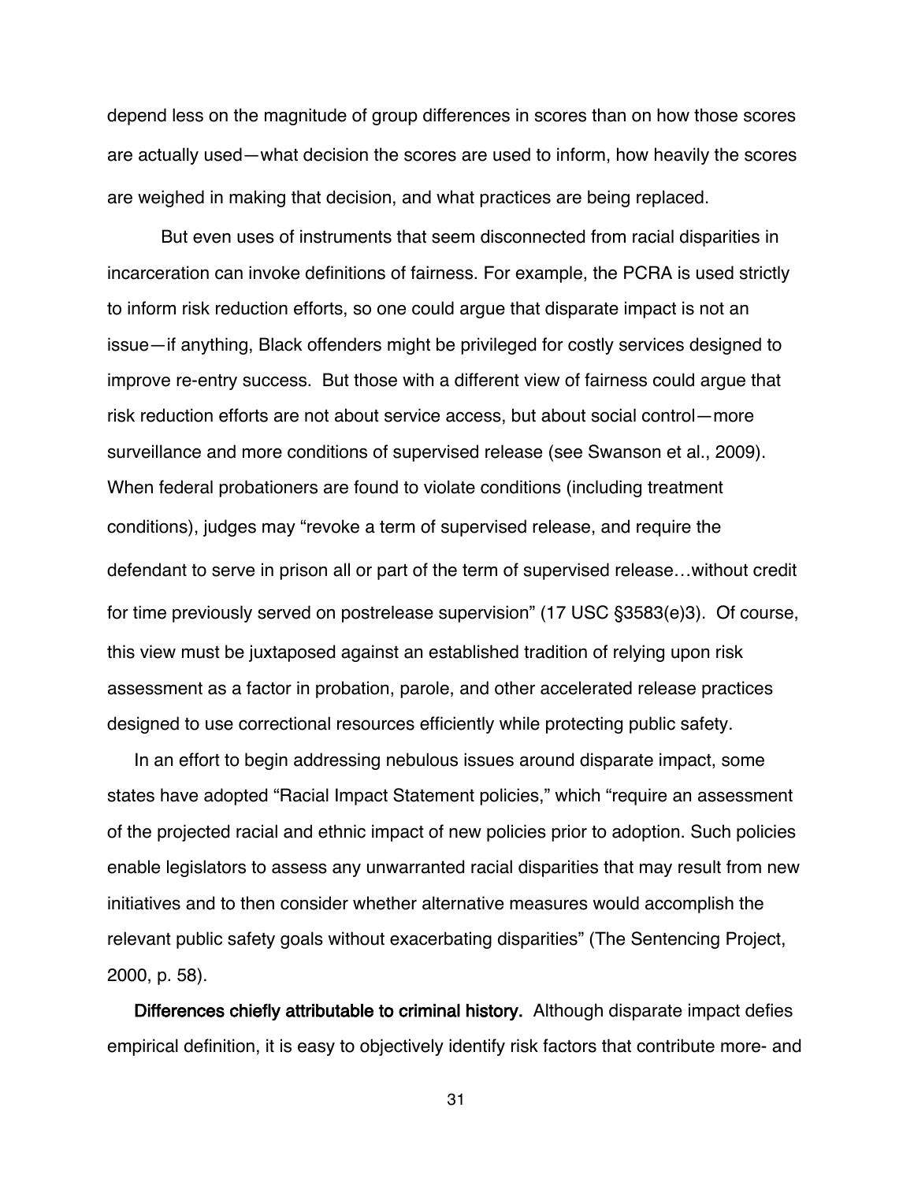depend less on the magnitude of group differences in scores than on how those scores are actually used—what decision the scores are used to inform, how heavily the scores are weighed in making that decision, and what practices are being replaced.

But even uses of instruments that seem disconnected from racial disparities in incarceration can invoke definitions of fairness. For example, the PCRA is used strictly to inform risk reduction efforts, so one could argue that disparate impact is not an issue—if anything, Black offenders might be privileged for costly services designed to improve re-entry success. But those with a different view of fairness could argue that risk reduction efforts are not about service access, but about social control—more surveillance and more conditions of supervised release (see Swanson et al., 2009). When federal probationers are found to violate conditions (including treatment conditions), judges may "revoke a term of supervised release, and require the defendant to serve in prison all or part of the term of supervised release…without credit for time previously served on postrelease supervision" (17 USC §3583(e)3). Of course, this view must be juxtaposed against an established tradition of relying upon risk assessment as a factor in probation, parole, and other accelerated release practices designed to use correctional resources efficiently while protecting public safety.

In an effort to begin addressing nebulous issues around disparate impact, some states have adopted "Racial Impact Statement policies," which "require an assessment of the projected racial and ethnic impact of new policies prior to adoption. Such policies enable legislators to assess any unwarranted racial disparities that may result from new initiatives and to then consider whether alternative measures would accomplish the relevant public safety goals without exacerbating disparities" (The Sentencing Project, 2000, p. 58).

**Differences chiefly attributable to criminal history.** Although disparate impact defies empirical definition, it is easy to objectively identify risk factors that contribute more- and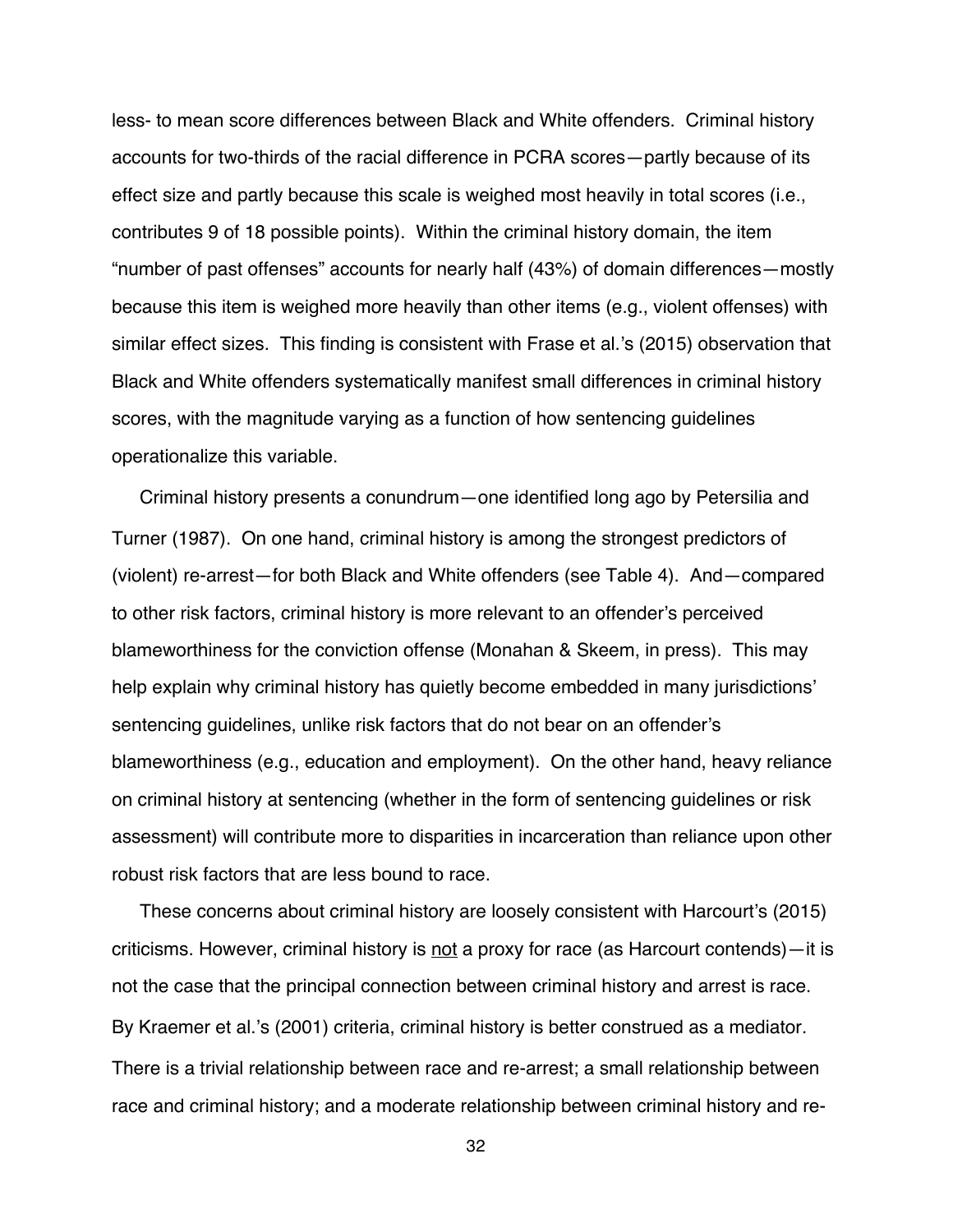less- to mean score differences between Black and White offenders. Criminal history accounts for two-thirds of the racial difference in PCRA scores—partly because of its effect size and partly because this scale is weighed most heavily in total scores (i.e., contributes 9 of 18 possible points). Within the criminal history domain, the item "number of past offenses" accounts for nearly half (43%) of domain differences—mostly because this item is weighed more heavily than other items (e.g., violent offenses) with similar effect sizes. This finding is consistent with Frase et al.'s (2015) observation that Black and White offenders systematically manifest small differences in criminal history scores, with the magnitude varying as a function of how sentencing guidelines operationalize this variable.

Criminal history presents a conundrum—one identified long ago by Petersilia and Turner (1987). On one hand, criminal history is among the strongest predictors of (violent) re-arrest—for both Black and White offenders (see Table 4). And—compared to other risk factors, criminal history is more relevant to an offender's perceived blameworthiness for the conviction offense (Monahan & Skeem, in press). This may help explain why criminal history has quietly become embedded in many jurisdictions' sentencing guidelines, unlike risk factors that do not bear on an offender's blameworthiness (e.g., education and employment). On the other hand, heavy reliance on criminal history at sentencing (whether in the form of sentencing guidelines or risk assessment) will contribute more to disparities in incarceration than reliance upon other robust risk factors that are less bound to race.

These concerns about criminal history are loosely consistent with Harcourt's (2015) criticisms. However, criminal history is <u>not</u> a proxy for race (as Harcourt contends)—it is not the case that the principal connection between criminal history and arrest is race. By Kraemer et al.'s (2001) criteria, criminal history is better construed as a mediator. There is a trivial relationship between race and re-arrest; a small relationship between race and criminal history; and a moderate relationship between criminal history and re-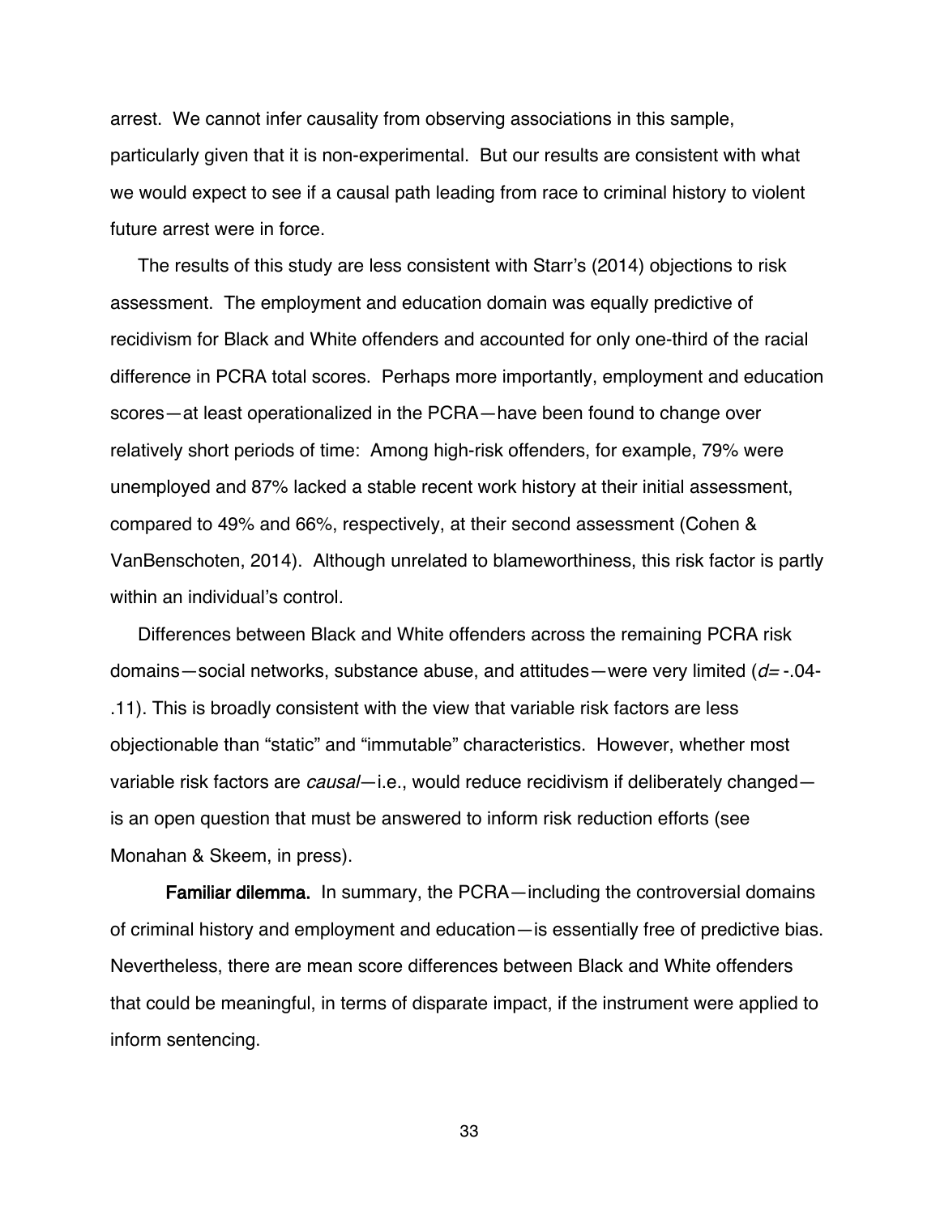arrest. We cannot infer causality from observing associations in this sample, particularly given that it is non-experimental. But our results are consistent with what we would expect to see if a causal path leading from race to criminal history to violent future arrest were in force.

The results of this study are less consistent with Starr's (2014) objections to risk assessment. The employment and education domain was equally predictive of recidivism for Black and White offenders and accounted for only one-third of the racial difference in PCRA total scores. Perhaps more importantly, employment and education scores—at least operationalized in the PCRA—have been found to change over relatively short periods of time: Among high-risk offenders, for example, 79% were unemployed and 87% lacked a stable recent work history at their initial assessment, compared to 49% and 66%, respectively, at their second assessment (Cohen & VanBenschoten, 2014). Although unrelated to blameworthiness, this risk factor is partly within an individual's control.

Differences between Black and White offenders across the remaining PCRA risk domains—social networks, substance abuse, and attitudes—were very limited ($d$= -.04-.11). This is broadly consistent with the view that variable risk factors are less objectionable than "static" and "immutable" characteristics. However, whether most variable risk factors are *causal*—i.e., would reduce recidivism if deliberately changed—is an open question that must be answered to inform risk reduction efforts (see Monahan & Skeem, in press).

**Familiar dilemma.** In summary, the PCRA—including the controversial domains of criminal history and employment and education—is essentially free of predictive bias. Nevertheless, there are mean score differences between Black and White offenders that could be meaningful, in terms of disparate impact, if the instrument were applied to inform sentencing.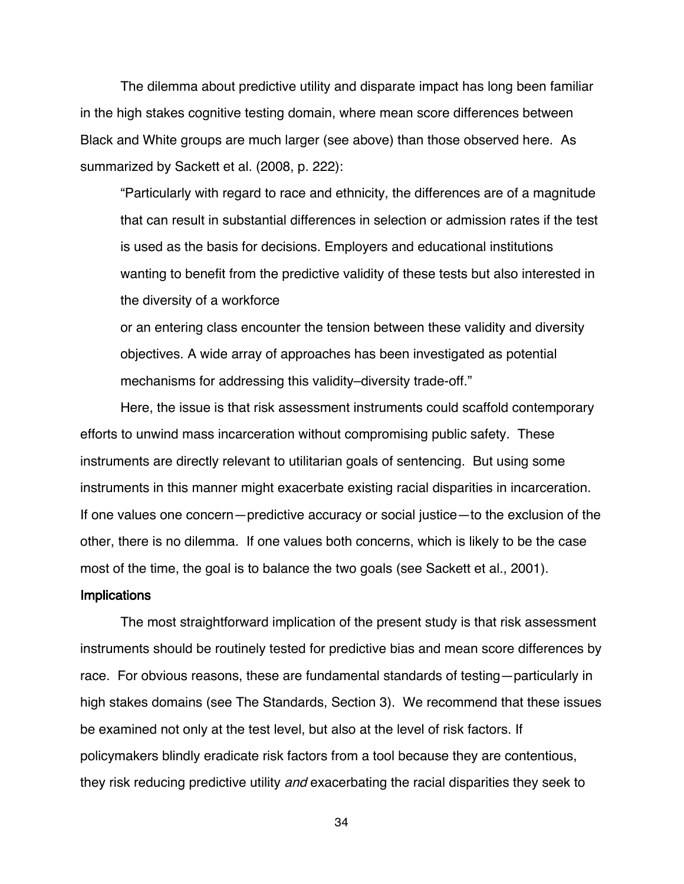The dilemma about predictive utility and disparate impact has long been familiar in the high stakes cognitive testing domain, where mean score differences between Black and White groups are much larger (see above) than those observed here. As summarized by Sackett et al. (2008, p. 222):

> "Particularly with regard to race and ethnicity, the differences are of a magnitude that can result in substantial differences in selection or admission rates if the test is used as the basis for decisions. Employers and educational institutions wanting to benefit from the predictive validity of these tests but also interested in the diversity of a workforce or an entering class encounter the tension between these validity and diversity objectives. A wide array of approaches has been investigated as potential mechanisms for addressing this validity–diversity trade-off."

Here, the issue is that risk assessment instruments could scaffold contemporary efforts to unwind mass incarceration without compromising public safety. These instruments are directly relevant to utilitarian goals of sentencing. But using some instruments in this manner might exacerbate existing racial disparities in incarceration. If one values one concern—predictive accuracy or social justice—to the exclusion of the other, there is no dilemma. If one values both concerns, which is likely to be the case most of the time, the goal is to balance the two goals (see Sackett et al., 2001).

### Implications

The most straightforward implication of the present study is that risk assessment instruments should be routinely tested for predictive bias and mean score differences by race. For obvious reasons, these are fundamental standards of testing—particularly in high stakes domains (see The Standards, Section 3). We recommend that these issues be examined not only at the test level, but also at the level of risk factors. If policymakers blindly eradicate risk factors from a tool because they are contentious, they risk reducing predictive utility *and* exacerbating the racial disparities they seek to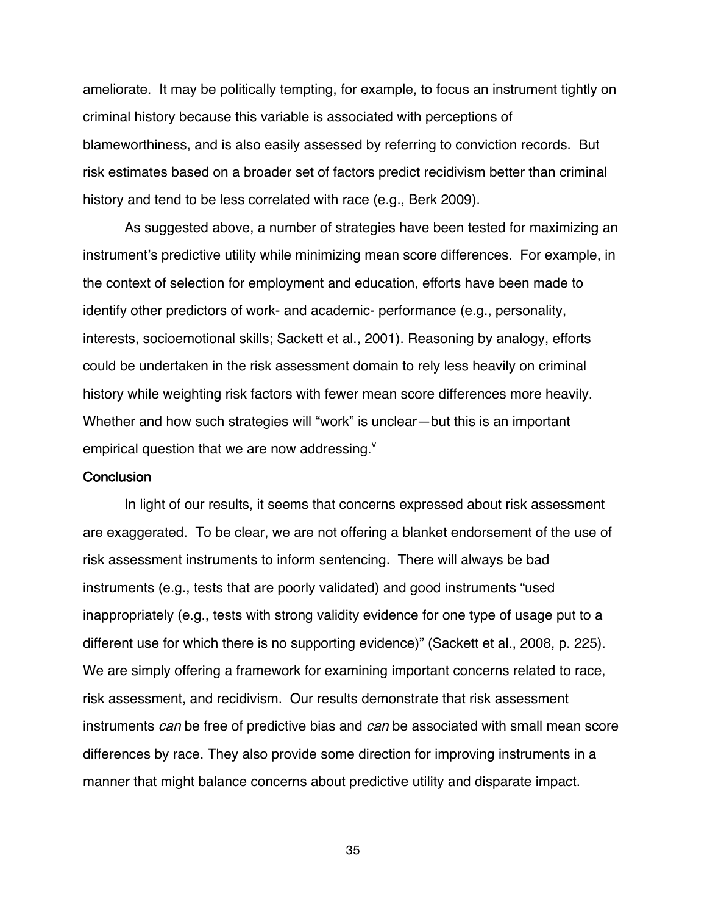ameliorate. It may be politically tempting, for example, to focus an instrument tightly on criminal history because this variable is associated with perceptions of blameworthiness, and is also easily assessed by referring to conviction records. But risk estimates based on a broader set of factors predict recidivism better than criminal history and tend to be less correlated with race (e.g., Berk 2009).

As suggested above, a number of strategies have been tested for maximizing an instrument's predictive utility while minimizing mean score differences. For example, in the context of selection for employment and education, efforts have been made to identify other predictors of work- and academic- performance (e.g., personality, interests, socioemotional skills; Sackett et al., 2001). Reasoning by analogy, efforts could be undertaken in the risk assessment domain to rely less heavily on criminal history while weighting risk factors with fewer mean score differences more heavily. Whether and how such strategies will "work" is unclear—but this is an important empirical question that we are now addressing.[v]

## Conclusion

In light of our results, it seems that concerns expressed about risk assessment are exaggerated. To be clear, we are <u>not</u> offering a blanket endorsement of the use of risk assessment instruments to inform sentencing. There will always be bad instruments (e.g., tests that are poorly validated) and good instruments "used inappropriately (e.g., tests with strong validity evidence for one type of usage put to a different use for which there is no supporting evidence)" (Sackett et al., 2008, p. 225). We are simply offering a framework for examining important concerns related to race, risk assessment, and recidivism. Our results demonstrate that risk assessment instruments *can* be free of predictive bias and *can* be associated with small mean score differences by race. They also provide some direction for improving instruments in a manner that might balance concerns about predictive utility and disparate impact.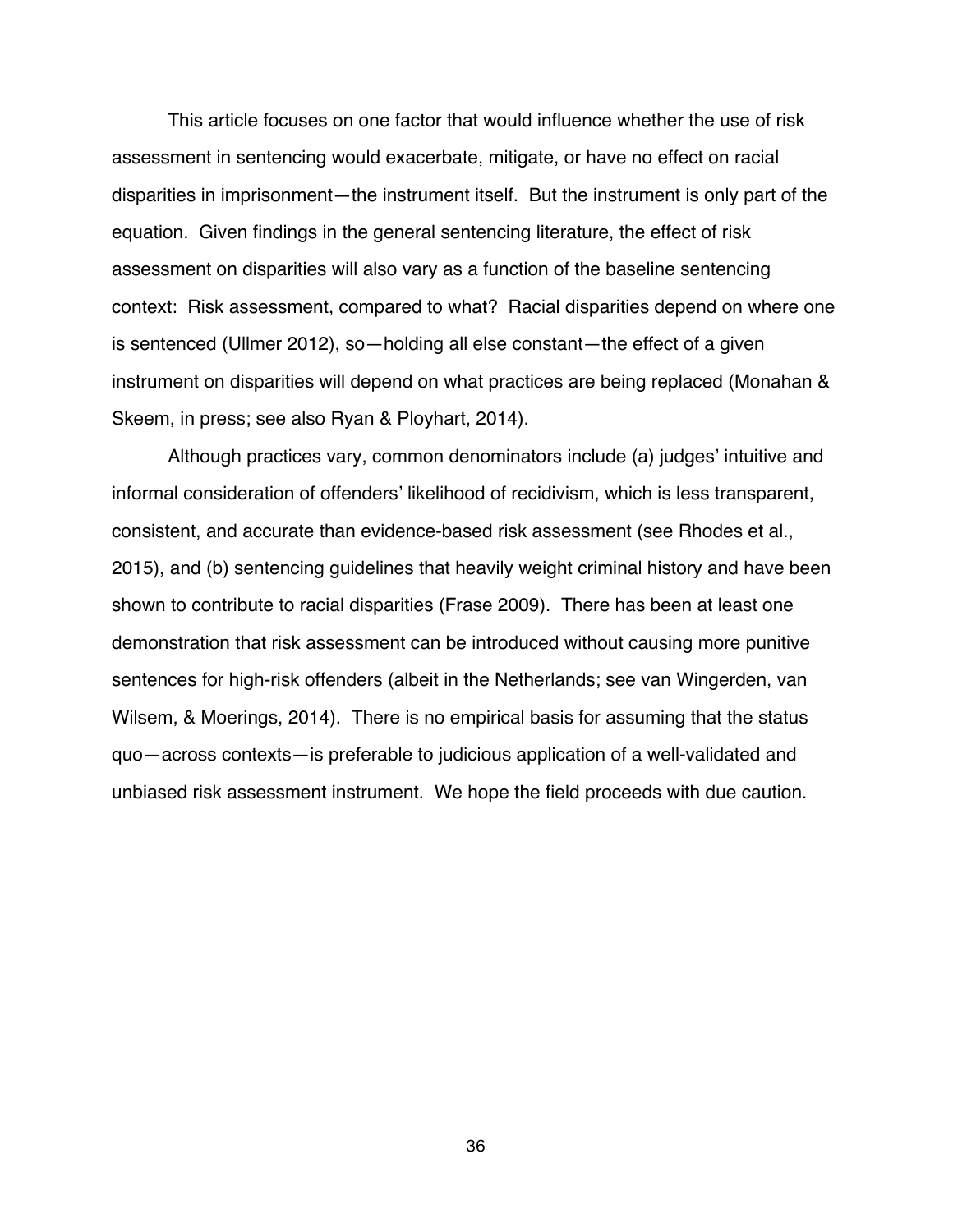This article focuses on one factor that would influence whether the use of risk assessment in sentencing would exacerbate, mitigate, or have no effect on racial disparities in imprisonment—the instrument itself. But the instrument is only part of the equation. Given findings in the general sentencing literature, the effect of risk assessment on disparities will also vary as a function of the baseline sentencing context: Risk assessment, compared to what? Racial disparities depend on where one is sentenced (Ullmer 2012), so—holding all else constant—the effect of a given instrument on disparities will depend on what practices are being replaced (Monahan & Skeem, in press; see also Ryan & Ployhart, 2014).

Although practices vary, common denominators include (a) judges' intuitive and informal consideration of offenders' likelihood of recidivism, which is less transparent, consistent, and accurate than evidence-based risk assessment (see Rhodes et al., 2015), and (b) sentencing guidelines that heavily weight criminal history and have been shown to contribute to racial disparities (Frase 2009). There has been at least one demonstration that risk assessment can be introduced without causing more punitive sentences for high-risk offenders (albeit in the Netherlands; see van Wingerden, van Wilsem, & Moerings, 2014). There is no empirical basis for assuming that the status quo—across contexts—is preferable to judicious application of a well-validated and unbiased risk assessment instrument. We hope the field proceeds with due caution.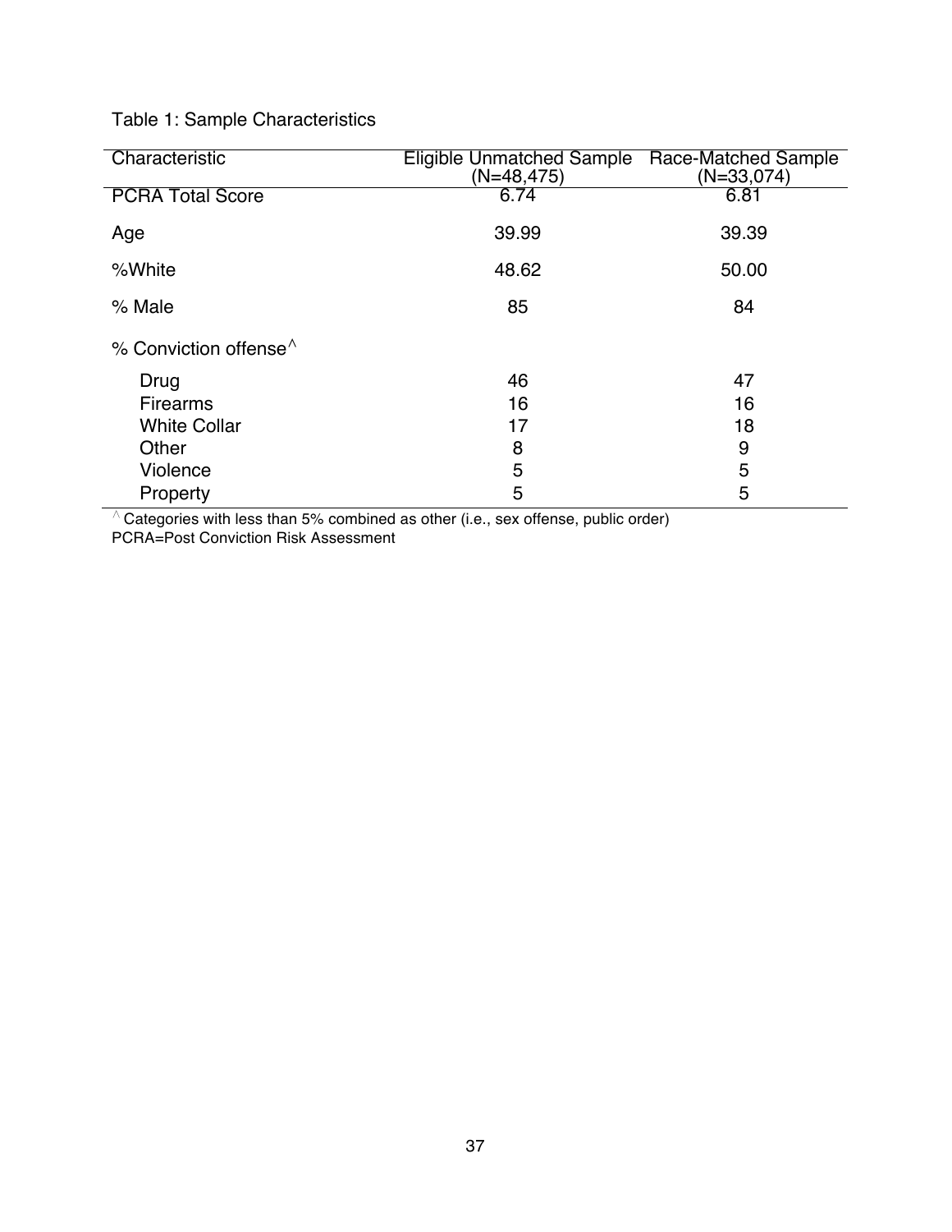Table 1: Sample Characteristics

| Characteristic | Eligible Unmatched Sample (N=48,475) | Race-Matched Sample (N=33,074) |
|---|---|---|
| PCRA Total Score | 6.74 | 6.81 |
| Age | 39.99 | 39.39 |
| %White | 48.62 | 50.00 |
| % Male | 85 | 84 |
| % Conviction offense^ | | |
| Drug | 46 | 47 |
| Firearms | 16 | 16 |
| White Collar | 17 | 18 |
| Other | 8 | 9 |
| Violence | 5 | 5 |
| Property | 5 | 5 |

^ Categories with less than 5% combined as other (i.e., sex offense, public order)
PCRA=Post Conviction Risk Assessment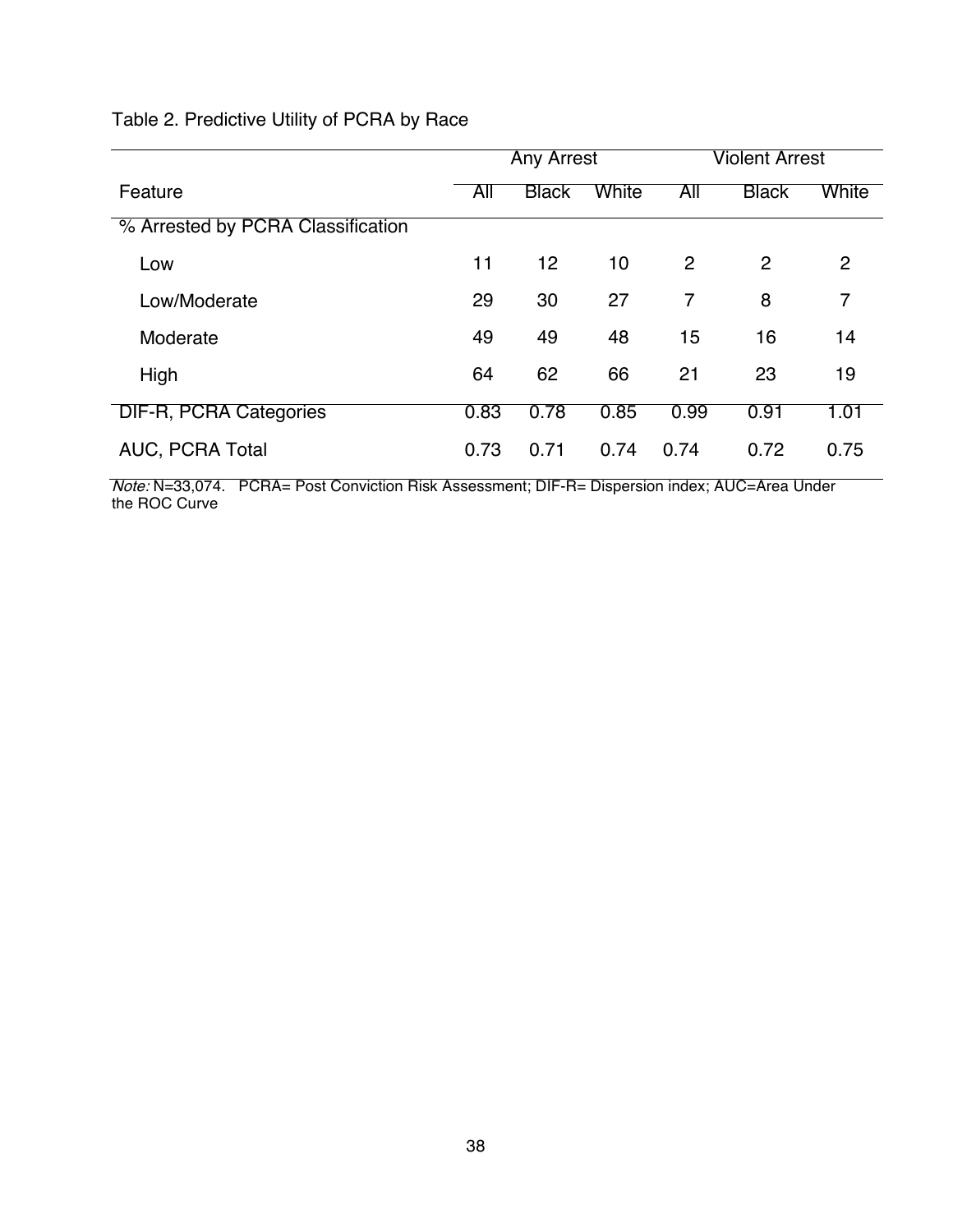Table 2. Predictive Utility of PCRA by Race

| | Any Arrest | | | Violent Arrest | | |
|---|---|---|---|---|---|---|
| Feature | All | Black | White | All | Black | White |
| % Arrested by PCRA Classification | | | | | | |
| Low | 11 | 12 | 10 | 2 | 2 | 2 |
| Low/Moderate | 29 | 30 | 27 | 7 | 8 | 7 |
| Moderate | 49 | 49 | 48 | 15 | 16 | 14 |
| High | 64 | 62 | 66 | 21 | 23 | 19 |
| DIF-R, PCRA Categories | 0.83 | 0.78 | 0.85 | 0.99 | 0.91 | 1.01 |
| AUC, PCRA Total | 0.73 | 0.71 | 0.74 | 0.74 | 0.72 | 0.75 |

*Note:* N=33,074. PCRA= Post Conviction Risk Assessment; DIF-R= Dispersion index; AUC=Area Under the ROC Curve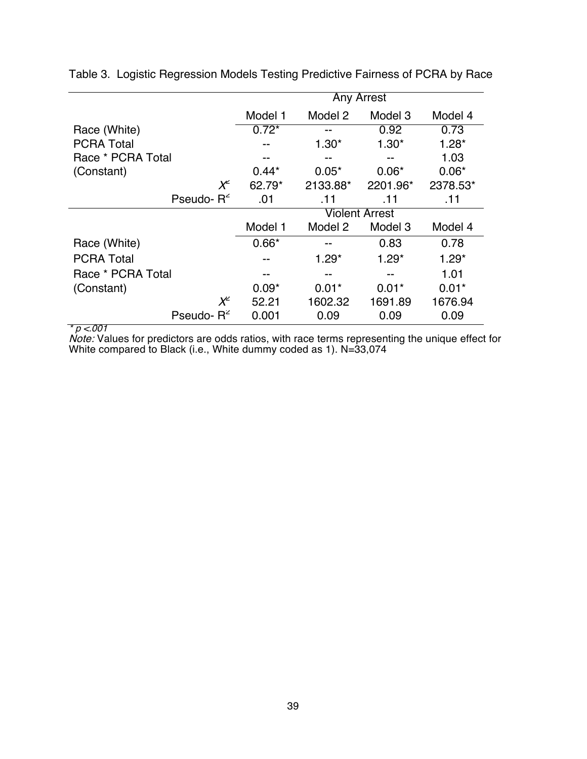Table 3. Logistic Regression Models Testing Predictive Fairness of PCRA by Race

| | Any Arrest | | | |
|---|---|---|---|---|
| | Model 1 | Model 2 | Model 3 | Model 4 |
| Race (White) | 0.72* | -- | 0.92 | 0.73 |
| PCRA Total | -- | 1.30* | 1.30* | 1.28* |
| Race * PCRA Total | -- | -- | -- | 1.03 |
| (Constant) | 0.44* | 0.05* | 0.06* | 0.06* |
| $X^2$ | 62.79* | 2133.88* | 2201.96* | 2378.53* |
| Pseudo- $R^2$ | .01 | .11 | .11 | .11 |
| | **Violent Arrest** | | | |
| | Model 1 | Model 2 | Model 3 | Model 4 |
| Race (White) | 0.66* | -- | 0.83 | 0.78 |
| PCRA Total | -- | 1.29* | 1.29* | 1.29* |
| Race * PCRA Total | -- | -- | -- | 1.01 |
| (Constant) | 0.09* | 0.01* | 0.01* | 0.01* |
| $X^2$ | 52.21 | 1602.32 | 1691.89 | 1676.94 |
| Pseudo- $R^2$ | 0.001 | 0.09 | 0.09 | 0.09 |

* $p < .001$

*Note:* Values for predictors are odds ratios, with race terms representing the unique effect for White compared to Black (i.e., White dummy coded as 1). N=33,074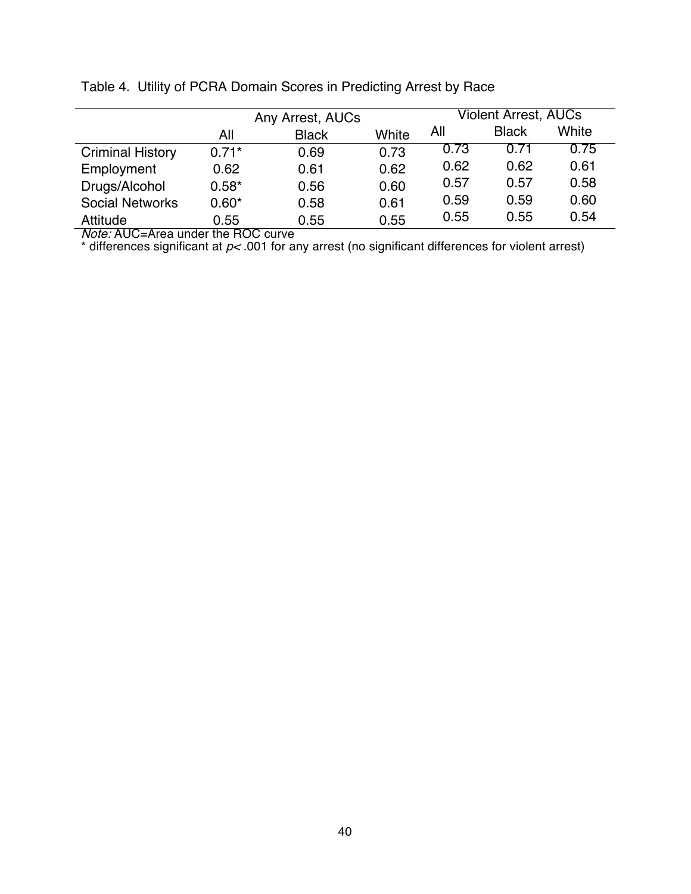Table 4. Utility of PCRA Domain Scores in Predicting Arrest by Race

| | Any Arrest, AUCs | | | Violent Arrest, AUCs | | |
|---|---|---|---|---|---|---|
| | All | Black | White | All | Black | White |
| Criminal History | 0.71* | 0.69 | 0.73 | 0.73 | 0.71 | 0.75 |
| Employment | 0.62 | 0.61 | 0.62 | 0.62 | 0.62 | 0.61 |
| Drugs/Alcohol | 0.58* | 0.56 | 0.60 | 0.57 | 0.57 | 0.58 |
| Social Networks | 0.60* | 0.58 | 0.61 | 0.59 | 0.59 | 0.60 |
| Attitude | 0.55 | 0.55 | 0.55 | 0.55 | 0.55 | 0.54 |

*Note:* AUC=Area under the ROC curve

* differences significant at $p < .001$ for any arrest (no significant differences for violent arrest)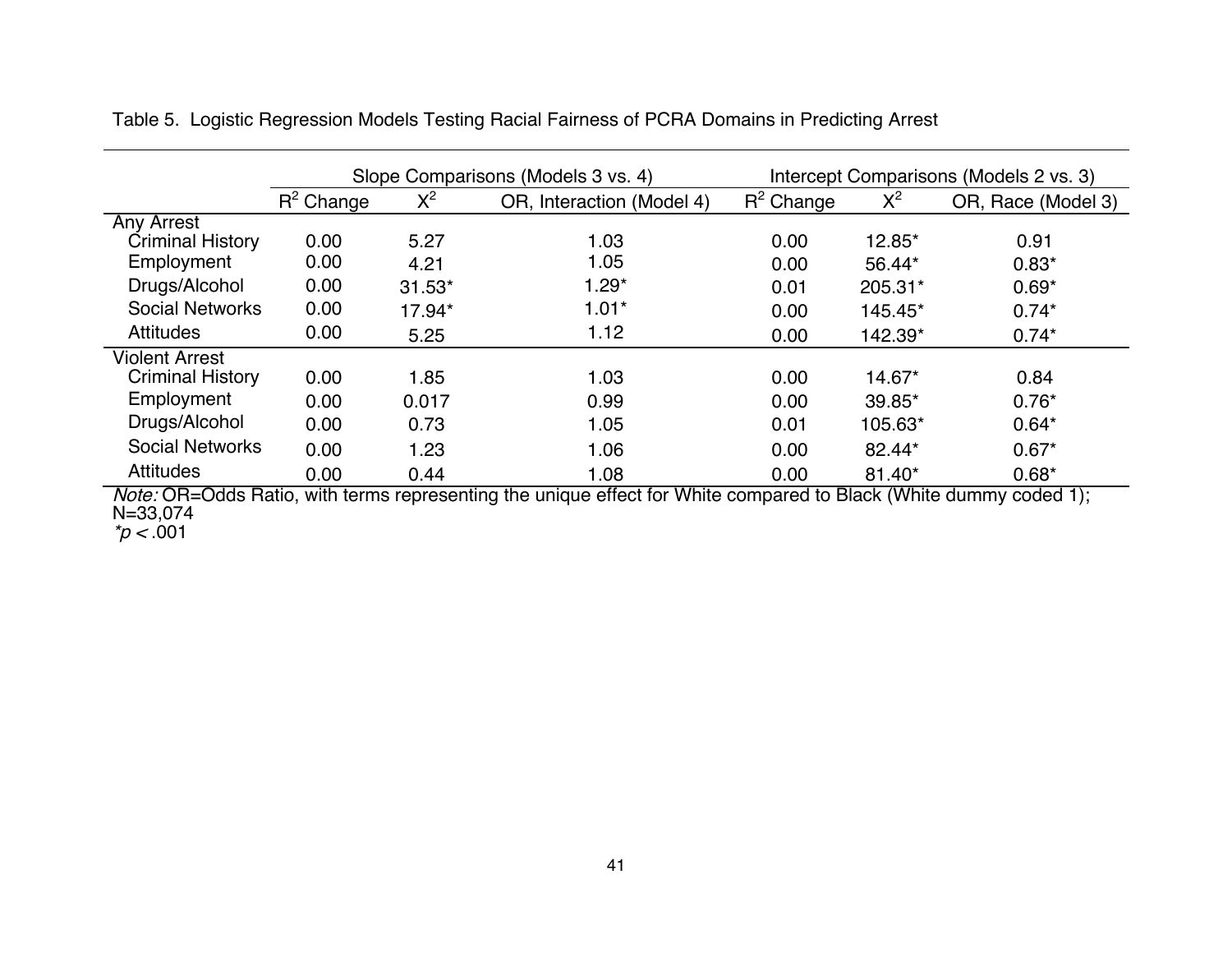Table 5. Logistic Regression Models Testing Racial Fairness of PCRA Domains in Predicting Arrest

| | Slope Comparisons (Models 3 vs. 4) | | | Intercept Comparisons (Models 2 vs. 3) | | |
|---|---|---|---|---|---|---|
| | $R^2$ Change | $X^2$ | OR, Interaction (Model 4) | $R^2$ Change | $X^2$ | OR, Race (Model 3) |
| Any Arrest | | | | | | |
| Criminal History | 0.00 | 5.27 | 1.03 | 0.00 | 12.85* | 0.91 |
| Employment | 0.00 | 4.21 | 1.05 | 0.00 | 56.44* | 0.83* |
| Drugs/Alcohol | 0.00 | 31.53* | 1.29* | 0.01 | 205.31* | 0.69* |
| Social Networks | 0.00 | 17.94* | 1.01* | 0.00 | 145.45* | 0.74* |
| Attitudes | 0.00 | 5.25 | 1.12 | 0.00 | 142.39* | 0.74* |
| Violent Arrest | | | | | | |
| Criminal History | 0.00 | 1.85 | 1.03 | 0.00 | 14.67* | 0.84 |
| Employment | 0.00 | 0.017 | 0.99 | 0.00 | 39.85* | 0.76* |
| Drugs/Alcohol | 0.00 | 0.73 | 1.05 | 0.01 | 105.63* | 0.64* |
| Social Networks | 0.00 | 1.23 | 1.06 | 0.00 | 82.44* | 0.67* |
| Attitudes | 0.00 | 0.44 | 1.08 | 0.00 | 81.40* | 0.68* |

*Note:* OR=Odds Ratio, with terms representing the unique effect for White compared to Black (White dummy coded 1); N=33,074
*$p < .001$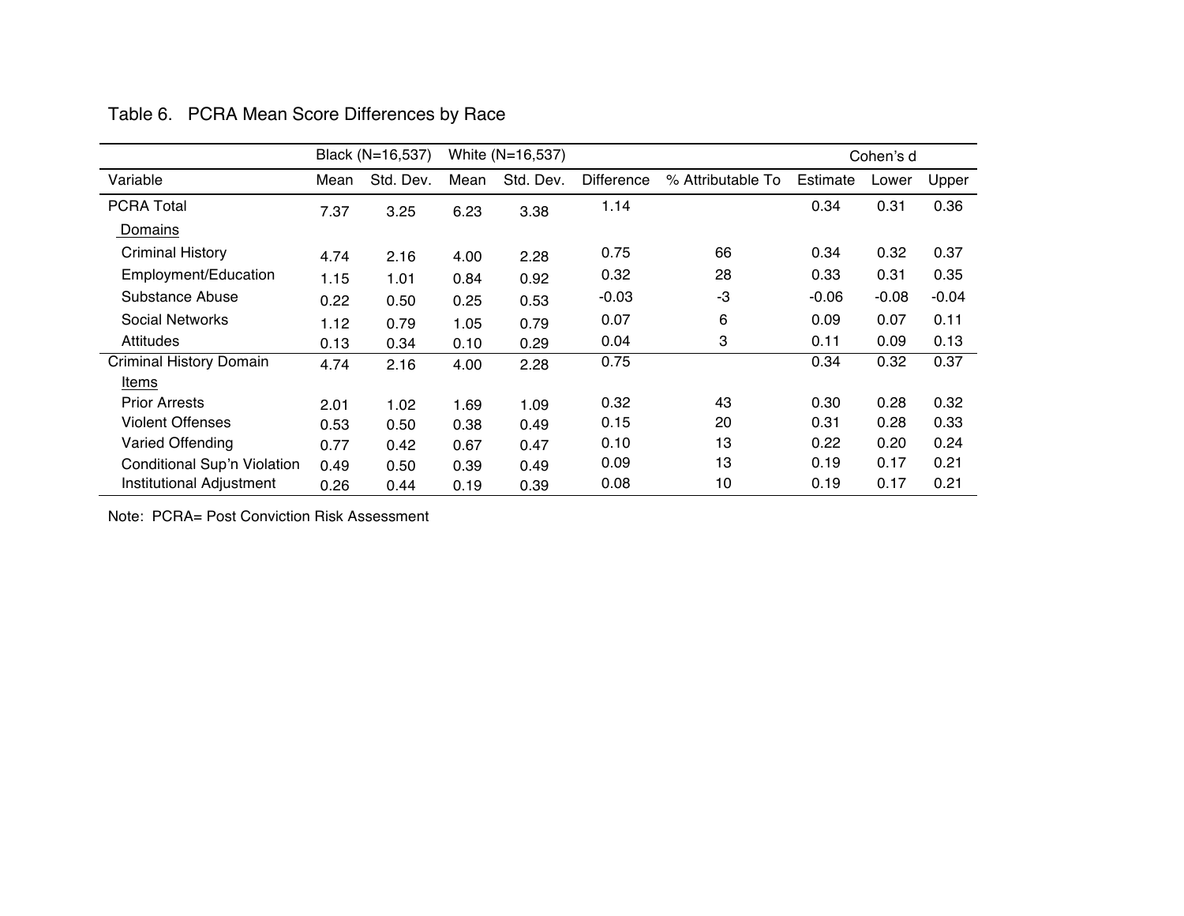Table 6. PCRA Mean Score Differences by Race

| | Black (N=16,537) | | White (N=16,537) | | | | Cohen's d | | |
|---|---|---|---|---|---|---|---|---|---|
| Variable | Mean | Std. Dev. | Mean | Std. Dev. | Difference | % Attributable To | Estimate | Lower | Upper |
| PCRA Total | 7.37 | 3.25 | 6.23 | 3.38 | 1.14 | | 0.34 | 0.31 | 0.36 |
| Domains | | | | | | | | | |
| Criminal History | 4.74 | 2.16 | 4.00 | 2.28 | 0.75 | 66 | 0.34 | 0.32 | 0.37 |
| Employment/Education | 1.15 | 1.01 | 0.84 | 0.92 | 0.32 | 28 | 0.33 | 0.31 | 0.35 |
| Substance Abuse | 0.22 | 0.50 | 0.25 | 0.53 | -0.03 | -3 | -0.06 | -0.08 | -0.04 |
| Social Networks | 1.12 | 0.79 | 1.05 | 0.79 | 0.07 | 6 | 0.09 | 0.07 | 0.11 |
| Attitudes | 0.13 | 0.34 | 0.10 | 0.29 | 0.04 | 3 | 0.11 | 0.09 | 0.13 |
| Criminal History Domain | 4.74 | 2.16 | 4.00 | 2.28 | 0.75 | | 0.34 | 0.32 | 0.37 |
| Items | | | | | | | | | |
| Prior Arrests | 2.01 | 1.02 | 1.69 | 1.09 | 0.32 | 43 | 0.30 | 0.28 | 0.32 |
| Violent Offenses | 0.53 | 0.50 | 0.38 | 0.49 | 0.15 | 20 | 0.31 | 0.28 | 0.33 |
| Varied Offending | 0.77 | 0.42 | 0.67 | 0.47 | 0.10 | 13 | 0.22 | 0.20 | 0.24 |
| Conditional Sup'n Violation | 0.49 | 0.50 | 0.39 | 0.49 | 0.09 | 13 | 0.19 | 0.17 | 0.21 |
| Institutional Adjustment | 0.26 | 0.44 | 0.19 | 0.39 | 0.08 | 10 | 0.19 | 0.17 | 0.21 |

Note: PCRA= Post Conviction Risk Assessment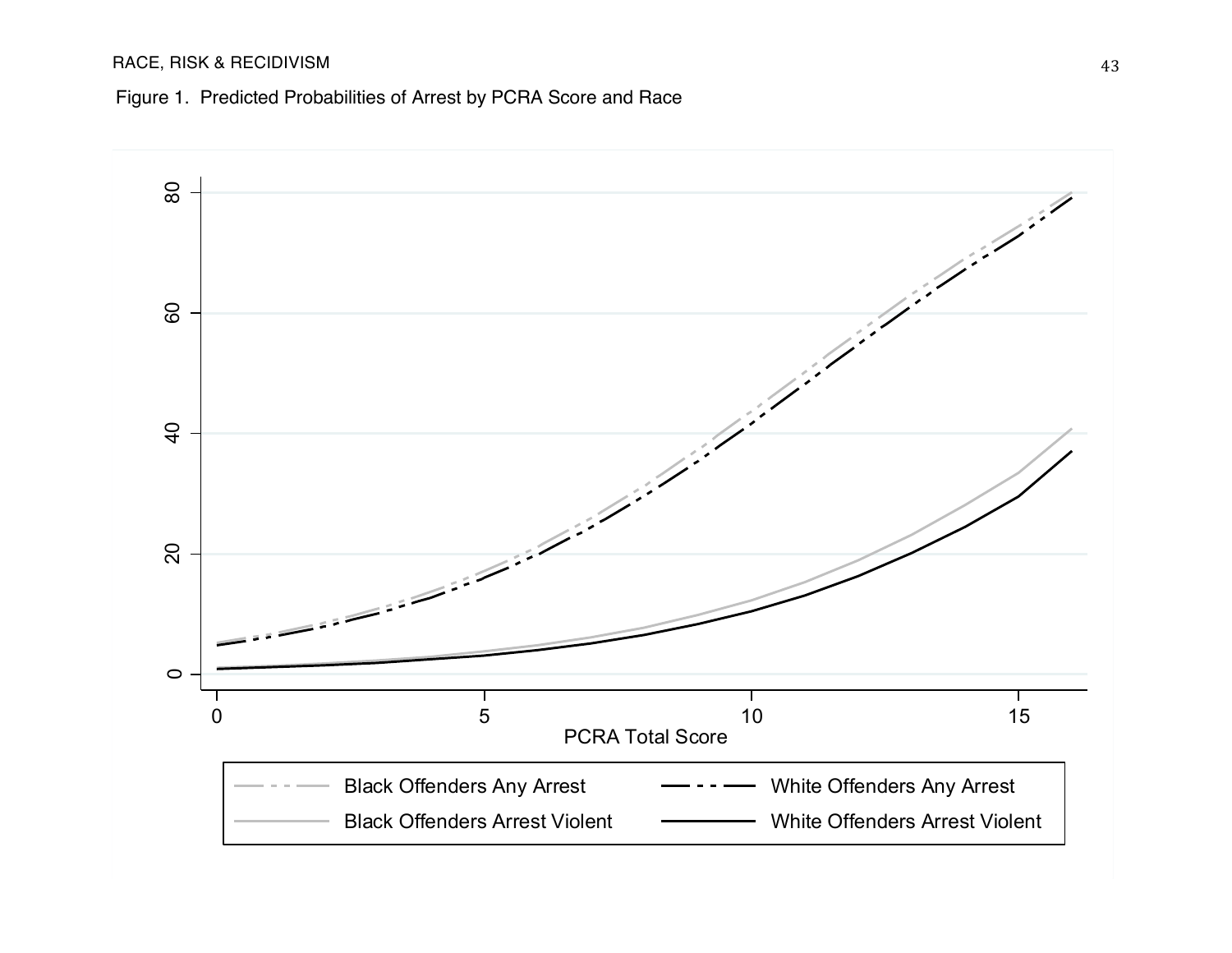Figure 1. Predicted Probabilities of Arrest by PCRA Score and Race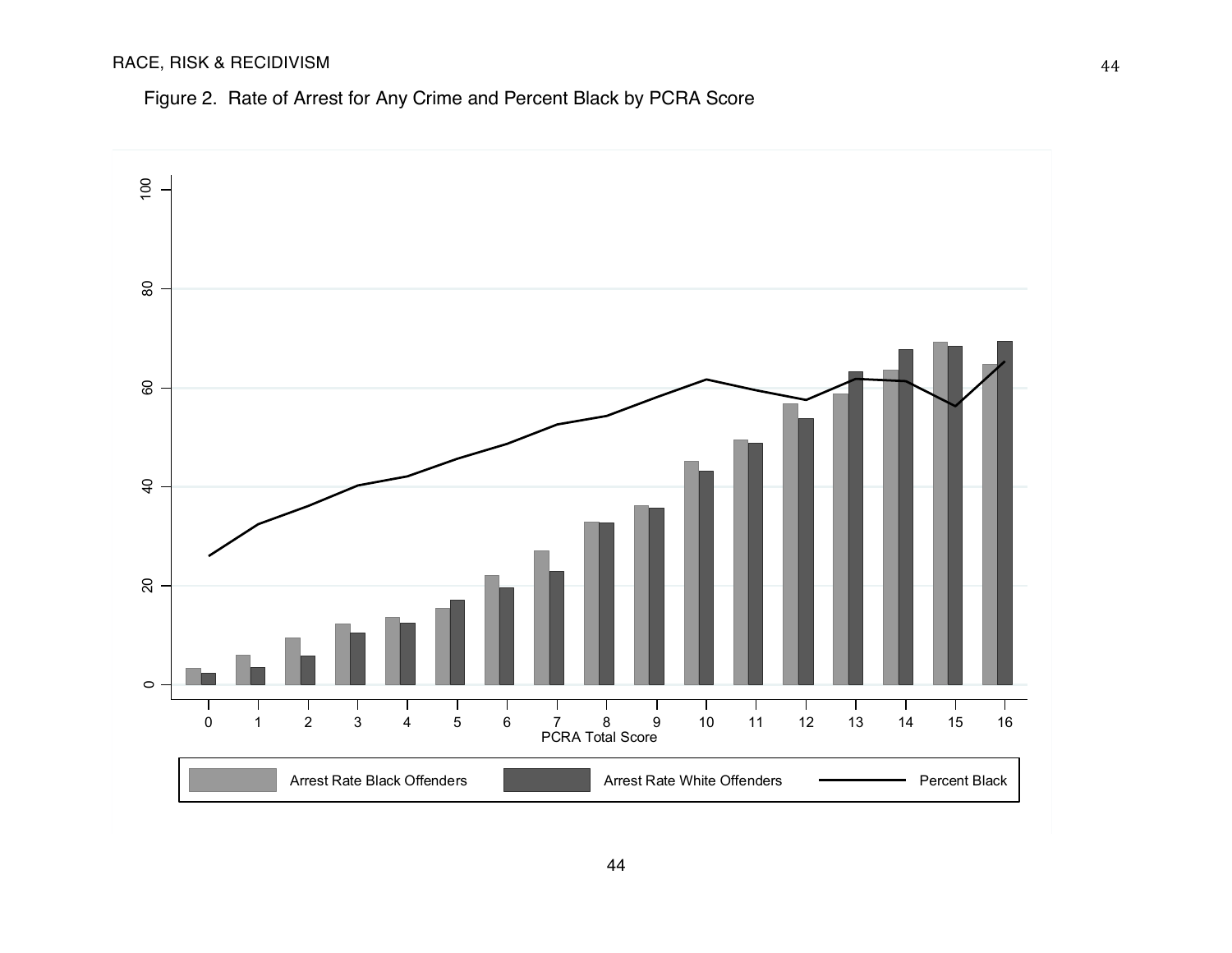Figure 2. Rate of Arrest for Any Crime and Percent Black by PCRA Score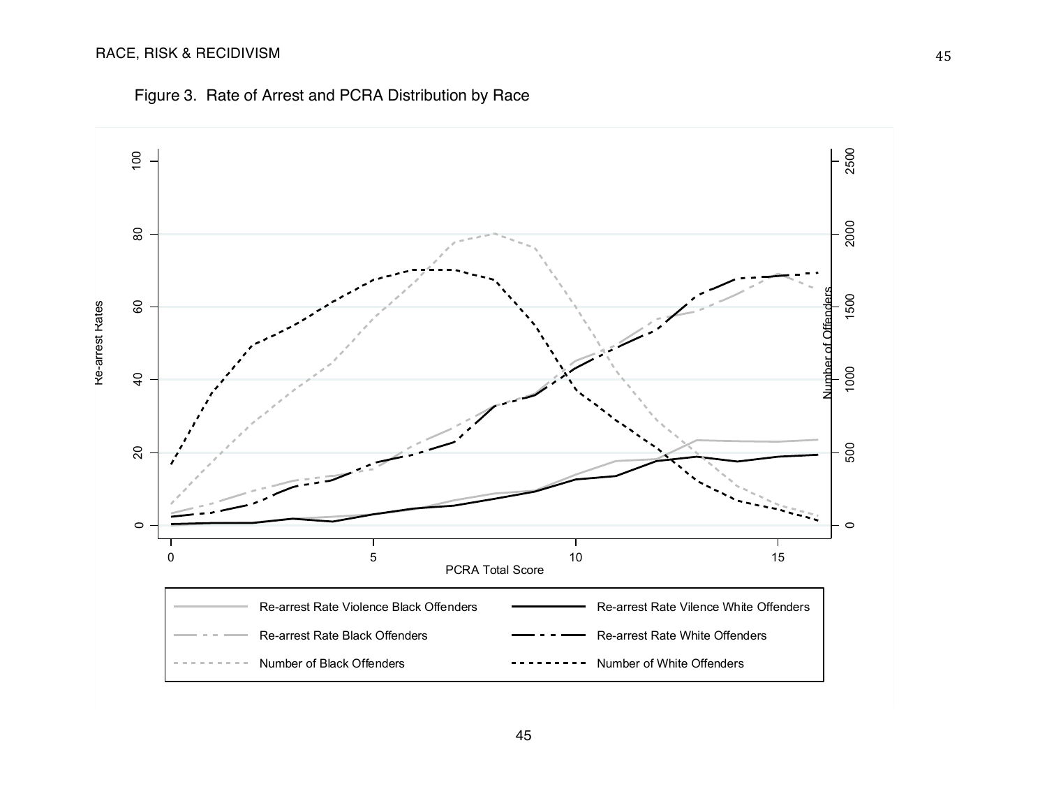Figure 3. Rate of Arrest and PCRA Distribution by Race

Re-arrest Rates

Number of Offenders

PCRA Total Score

Re-arrest Rate Violence Black Offenders

Re-arrest Rate Vilence White Offenders

Re-arrest Rate Black Offenders

Re-arrest Rate White Offenders

Number of Black Offenders

Number of White Offenders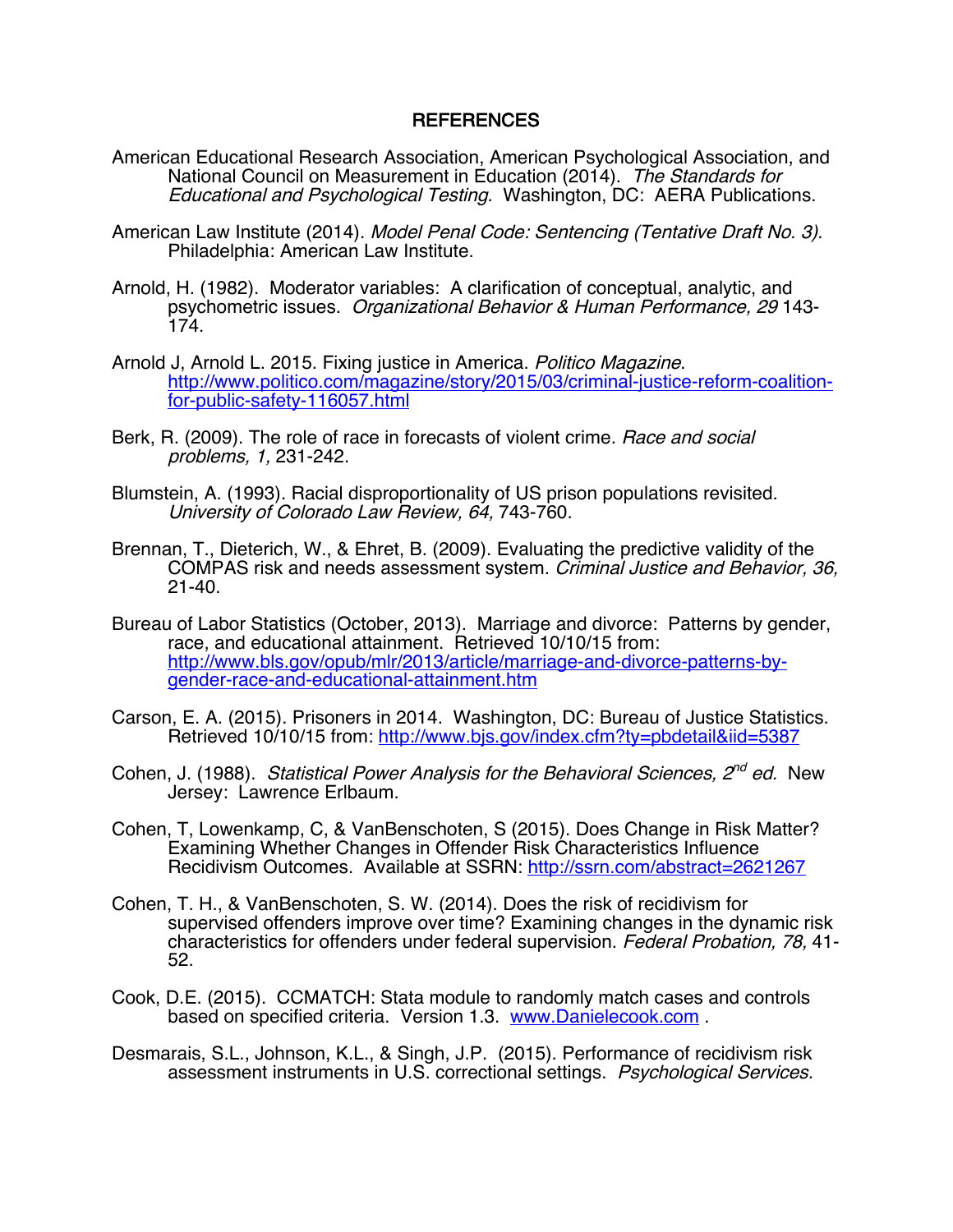# REFERENCES

American Educational Research Association, American Psychological Association, and National Council on Measurement in Education (2014). *The Standards for Educational and Psychological Testing.* Washington, DC: AERA Publications.

American Law Institute (2014). *Model Penal Code: Sentencing (Tentative Draft No. 3).* Philadelphia: American Law Institute.

Arnold, H. (1982). Moderator variables: A clarification of conceptual, analytic, and psychometric issues. *Organizational Behavior & Human Performance, 29* 143-174.

Arnold J, Arnold L. 2015. Fixing justice in America. *Politico Magazine*. http://www.politico.com/magazine/story/2015/03/criminal-justice-reform-coalition-for-public-safety-116057.html

Berk, R. (2009). The role of race in forecasts of violent crime. *Race and social problems, 1,* 231-242.

Blumstein, A. (1993). Racial disproportionality of US prison populations revisited. *University of Colorado Law Review, 64,* 743-760.

Brennan, T., Dieterich, W., & Ehret, B. (2009). Evaluating the predictive validity of the COMPAS risk and needs assessment system. *Criminal Justice and Behavior, 36,* 21-40.

Bureau of Labor Statistics (October, 2013). Marriage and divorce: Patterns by gender, race, and educational attainment. Retrieved 10/10/15 from: http://www.bls.gov/opub/mlr/2013/article/marriage-and-divorce-patterns-by-gender-race-and-educational-attainment.htm

Carson, E. A. (2015). Prisoners in 2014. Washington, DC: Bureau of Justice Statistics. Retrieved 10/10/15 from: http://www.bjs.gov/index.cfm?ty=pbdetail&iid=5387

Cohen, J. (1988). *Statistical Power Analysis for the Behavioral Sciences, 2nd ed.* New Jersey: Lawrence Erlbaum.

Cohen, T, Lowenkamp, C, & VanBenschoten, S (2015). Does Change in Risk Matter? Examining Whether Changes in Offender Risk Characteristics Influence Recidivism Outcomes. Available at SSRN: http://ssrn.com/abstract=2621267

Cohen, T. H., & VanBenschoten, S. W. (2014). Does the risk of recidivism for supervised offenders improve over time? Examining changes in the dynamic risk characteristics for offenders under federal supervision. *Federal Probation, 78,* 41-52.

Cook, D.E. (2015). CCMATCH: Stata module to randomly match cases and controls based on specified criteria. Version 1.3. www.Danielecook.com .

Desmarais, S.L., Johnson, K.L., & Singh, J.P. (2015). Performance of recidivism risk assessment instruments in U.S. correctional settings. *Psychological Services.*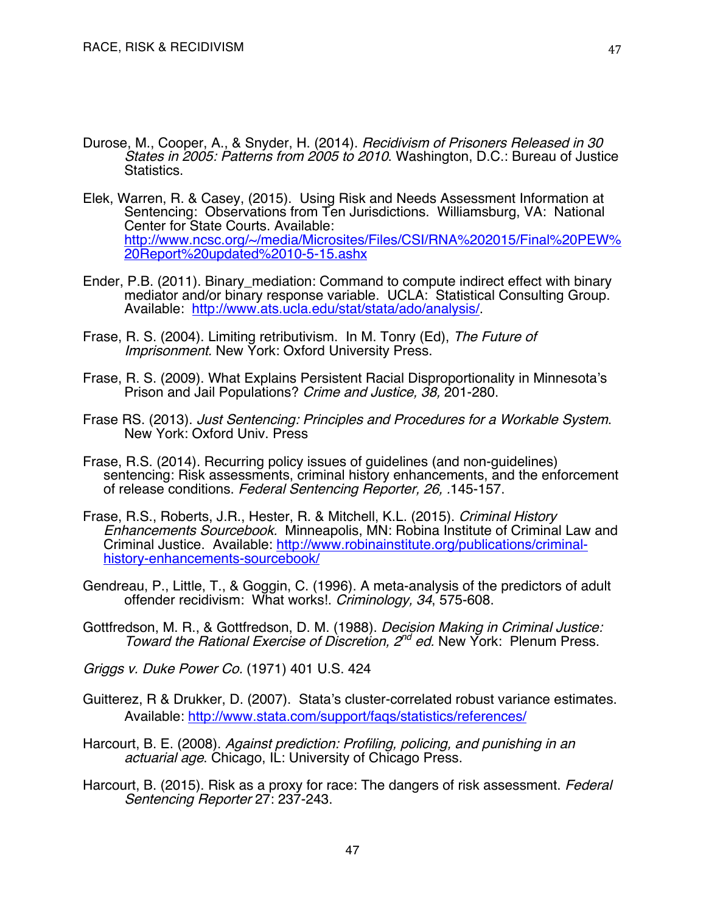Durose, M., Cooper, A., & Snyder, H. (2014). *Recidivism of Prisoners Released in 30 States in 2005: Patterns from 2005 to 2010*. Washington, D.C.: Bureau of Justice Statistics.

Elek, Warren, R. & Casey, (2015). Using Risk and Needs Assessment Information at Sentencing: Observations from Ten Jurisdictions. Williamsburg, VA: National Center for State Courts. Available: http://www.ncsc.org/~/media/Microsites/Files/CSI/RNA%202015/Final%20PEW%20Report%20updated%2010-5-15.ashx

Ender, P.B. (2011). Binary_mediation: Command to compute indirect effect with binary mediator and/or binary response variable. UCLA: Statistical Consulting Group. Available: http://www.ats.ucla.edu/stat/stata/ado/analysis/.

Frase, R. S. (2004). Limiting retributivism. In M. Tonry (Ed), *The Future of Imprisonment.* New York: Oxford University Press.

Frase, R. S. (2009). What Explains Persistent Racial Disproportionality in Minnesota's Prison and Jail Populations? *Crime and Justice, 38,* 201-280.

Frase RS. (2013). *Just Sentencing: Principles and Procedures for a Workable System*. New York: Oxford Univ. Press

Frase, R.S. (2014). Recurring policy issues of guidelines (and non-guidelines) sentencing: Risk assessments, criminal history enhancements, and the enforcement of release conditions. *Federal Sentencing Reporter, 26,* .145-157.

Frase, R.S., Roberts, J.R., Hester, R. & Mitchell, K.L. (2015). *Criminal History Enhancements Sourcebook.* Minneapolis, MN: Robina Institute of Criminal Law and Criminal Justice. Available: http://www.robinainstitute.org/publications/criminal-history-enhancements-sourcebook/

Gendreau, P., Little, T., & Goggin, C. (1996). A meta-analysis of the predictors of adult offender recidivism: What works!. *Criminology, 34*, 575-608.

Gottfredson, M. R., & Gottfredson, D. M. (1988). *Decision Making in Criminal Justice: Toward the Rational Exercise of Discretion, 2nd ed.* New York: Plenum Press.

*Griggs v. Duke Power Co.* (1971) 401 U.S. 424

Guitterez, R & Drukker, D. (2007). Stata's cluster-correlated robust variance estimates. Available: http://www.stata.com/support/faqs/statistics/references/

Harcourt, B. E. (2008). *Against prediction: Profiling, policing, and punishing in an actuarial age*. Chicago, IL: University of Chicago Press.

Harcourt, B. (2015). Risk as a proxy for race: The dangers of risk assessment. *Federal Sentencing Reporter* 27: 237-243.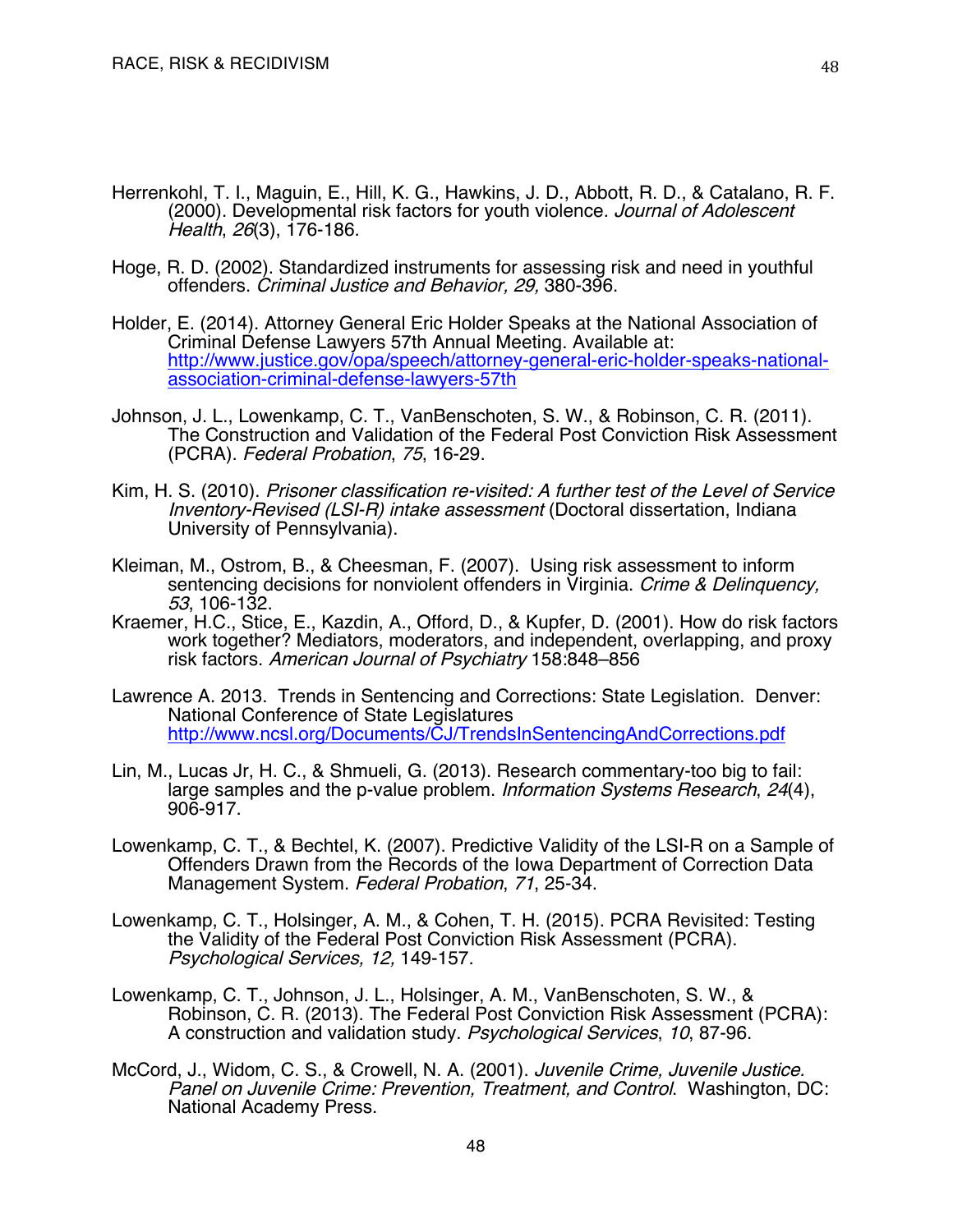Herrenkohl, T. I., Maguin, E., Hill, K. G., Hawkins, J. D., Abbott, R. D., & Catalano, R. F. (2000). Developmental risk factors for youth violence. *Journal of Adolescent Health*, *26*(3), 176-186.

Hoge, R. D. (2002). Standardized instruments for assessing risk and need in youthful offenders. *Criminal Justice and Behavior, 29,* 380-396.

Holder, E. (2014). Attorney General Eric Holder Speaks at the National Association of Criminal Defense Lawyers 57th Annual Meeting. Available at: [http://www.justice.gov/opa/speech/attorney-general-eric-holder-speaks-national-association-criminal-defense-lawyers-57th](http://www.justice.gov/opa/speech/attorney-general-eric-holder-speaks-national-association-criminal-defense-lawyers-57th)

Johnson, J. L., Lowenkamp, C. T., VanBenschoten, S. W., & Robinson, C. R. (2011). The Construction and Validation of the Federal Post Conviction Risk Assessment (PCRA). *Federal Probation*, *75*, 16-29.

Kim, H. S. (2010). *Prisoner classification re-visited: A further test of the Level of Service Inventory-Revised (LSI-R) intake assessment* (Doctoral dissertation, Indiana University of Pennsylvania).

Kleiman, M., Ostrom, B., & Cheesman, F. (2007). Using risk assessment to inform sentencing decisions for nonviolent offenders in Virginia. *Crime & Delinquency, 53*, 106-132.

Kraemer, H.C., Stice, E., Kazdin, A., Offord, D., & Kupfer, D. (2001). How do risk factors work together? Mediators, moderators, and independent, overlapping, and proxy risk factors. *American Journal of Psychiatry* 158:848–856

Lawrence A. 2013. Trends in Sentencing and Corrections: State Legislation. Denver: National Conference of State Legislatures [http://www.ncsl.org/Documents/CJ/TrendsInSentencingAndCorrections.pdf](http://www.ncsl.org/Documents/CJ/TrendsInSentencingAndCorrections.pdf)

Lin, M., Lucas Jr, H. C., & Shmueli, G. (2013). Research commentary-too big to fail: large samples and the p-value problem. *Information Systems Research*, *24*(4), 906-917.

Lowenkamp, C. T., & Bechtel, K. (2007). Predictive Validity of the LSI-R on a Sample of Offenders Drawn from the Records of the Iowa Department of Correction Data Management System. *Federal Probation*, *71*, 25-34.

Lowenkamp, C. T., Holsinger, A. M., & Cohen, T. H. (2015). PCRA Revisited: Testing the Validity of the Federal Post Conviction Risk Assessment (PCRA). *Psychological Services, 12,* 149-157.

Lowenkamp, C. T., Johnson, J. L., Holsinger, A. M., VanBenschoten, S. W., & Robinson, C. R. (2013). The Federal Post Conviction Risk Assessment (PCRA): A construction and validation study. *Psychological Services*, *10*, 87-96.

McCord, J., Widom, C. S., & Crowell, N. A. (2001). *Juvenile Crime, Juvenile Justice. Panel on Juvenile Crime: Prevention, Treatment, and Control*. Washington, DC: National Academy Press.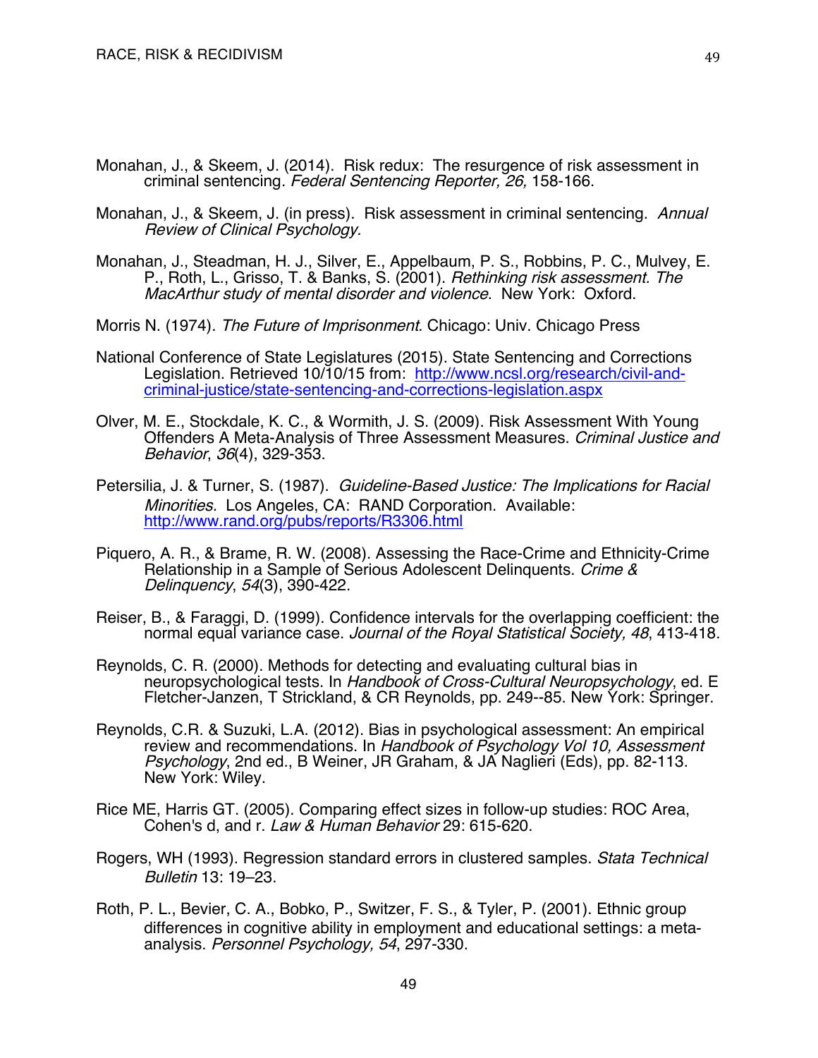Monahan, J., & Skeem, J. (2014). Risk redux: The resurgence of risk assessment in criminal sentencing. *Federal Sentencing Reporter, 26,* 158-166.

Monahan, J., & Skeem, J. (in press). Risk assessment in criminal sentencing. *Annual Review of Clinical Psychology.*

Monahan, J., Steadman, H. J., Silver, E., Appelbaum, P. S., Robbins, P. C., Mulvey, E. P., Roth, L., Grisso, T. & Banks, S. (2001). *Rethinking risk assessment. The MacArthur study of mental disorder and violence*. New York: Oxford.

Morris N. (1974). *The Future of Imprisonment*. Chicago: Univ. Chicago Press

National Conference of State Legislatures (2015). State Sentencing and Corrections Legislation. Retrieved 10/10/15 from: http://www.ncsl.org/research/civil-and-criminal-justice/state-sentencing-and-corrections-legislation.aspx

Olver, M. E., Stockdale, K. C., & Wormith, J. S. (2009). Risk Assessment With Young Offenders A Meta-Analysis of Three Assessment Measures. *Criminal Justice and Behavior*, *36*(4), 329-353.

Petersilia, J. & Turner, S. (1987). *Guideline-Based Justice: The Implications for Racial Minorities.* Los Angeles, CA: RAND Corporation. Available: http://www.rand.org/pubs/reports/R3306.html

Piquero, A. R., & Brame, R. W. (2008). Assessing the Race-Crime and Ethnicity-Crime Relationship in a Sample of Serious Adolescent Delinquents. *Crime & Delinquency*, *54*(3), 390-422.

Reiser, B., & Faraggi, D. (1999). Confidence intervals for the overlapping coefficient: the normal equal variance case. *Journal of the Royal Statistical Society, 48*, 413-418.

Reynolds, C. R. (2000). Methods for detecting and evaluating cultural bias in neuropsychological tests. In *Handbook of Cross-Cultural Neuropsychology*, ed. E Fletcher-Janzen, T Strickland, & CR Reynolds, pp. 249--85. New York: Springer.

Reynolds, C.R. & Suzuki, L.A. (2012). Bias in psychological assessment: An empirical review and recommendations. In *Handbook of Psychology Vol 10, Assessment Psychology*, 2nd ed., B Weiner, JR Graham, & JA Naglieri (Eds), pp. 82-113. New York: Wiley.

Rice ME, Harris GT. (2005). Comparing effect sizes in follow-up studies: ROC Area, Cohen's d, and r. *Law & Human Behavior* 29: 615-620.

Rogers, WH (1993). Regression standard errors in clustered samples. *Stata Technical Bulletin* 13: 19–23.

Roth, P. L., Bevier, C. A., Bobko, P., Switzer, F. S., & Tyler, P. (2001). Ethnic group differences in cognitive ability in employment and educational settings: a meta-analysis. *Personnel Psychology, 54*, 297-330.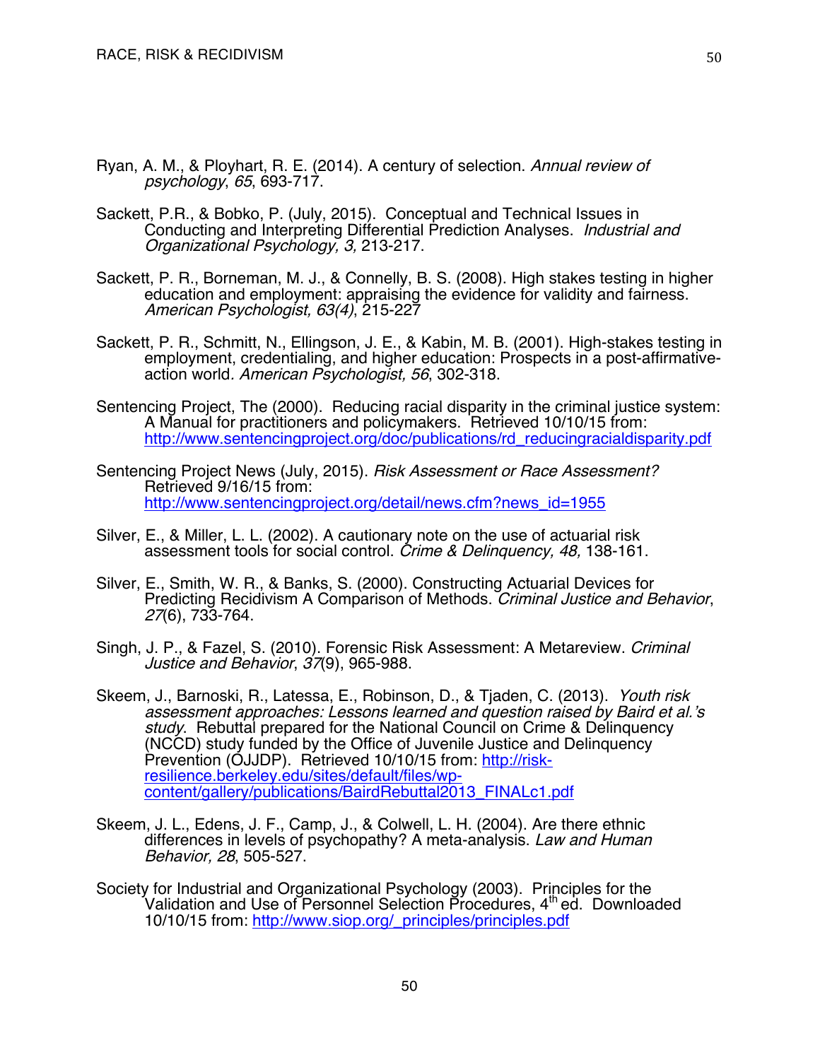Ryan, A. M., & Ployhart, R. E. (2014). A century of selection. *Annual review of psychology*, *65*, 693-717.

Sackett, P.R., & Bobko, P. (July, 2015). Conceptual and Technical Issues in Conducting and Interpreting Differential Prediction Analyses. *Industrial and Organizational Psychology, 3,* 213-217.

Sackett, P. R., Borneman, M. J., & Connelly, B. S. (2008). High stakes testing in higher education and employment: appraising the evidence for validity and fairness. *American Psychologist, 63(4)*, 215-227

Sackett, P. R., Schmitt, N., Ellingson, J. E., & Kabin, M. B. (2001). High-stakes testing in employment, credentialing, and higher education: Prospects in a post-affirmative-action world. *American Psychologist, 56*, 302-318.

Sentencing Project, The (2000). Reducing racial disparity in the criminal justice system: A Manual for practitioners and policymakers. Retrieved 10/10/15 from: http://www.sentencingproject.org/doc/publications/rd_reducingracialdisparity.pdf

Sentencing Project News (July, 2015). *Risk Assessment or Race Assessment?* Retrieved 9/16/15 from: http://www.sentencingproject.org/detail/news.cfm?news_id=1955

Silver, E., & Miller, L. L. (2002). A cautionary note on the use of actuarial risk assessment tools for social control. *Crime & Delinquency, 48,* 138-161.

Silver, E., Smith, W. R., & Banks, S. (2000). Constructing Actuarial Devices for Predicting Recidivism A Comparison of Methods. *Criminal Justice and Behavior*, *27*(6), 733-764.

Singh, J. P., & Fazel, S. (2010). Forensic Risk Assessment: A Metareview. *Criminal Justice and Behavior*, *37*(9), 965-988.

Skeem, J., Barnoski, R., Latessa, E., Robinson, D., & Tjaden, C. (2013). *Youth risk assessment approaches: Lessons learned and question raised by Baird et al.'s study*. Rebuttal prepared for the National Council on Crime & Delinquency (NCCD) study funded by the Office of Juvenile Justice and Delinquency Prevention (OJJDP). Retrieved 10/10/15 from: http://risk-resilience.berkeley.edu/sites/default/files/wp-content/gallery/publications/BairdRebuttal2013_FINALc1.pdf

Skeem, J. L., Edens, J. F., Camp, J., & Colwell, L. H. (2004). Are there ethnic differences in levels of psychopathy? A meta-analysis. *Law and Human Behavior, 28*, 505-527.

Society for Industrial and Organizational Psychology (2003). Principles for the Validation and Use of Personnel Selection Procedures, 4th ed. Downloaded 10/10/15 from: http://www.siop.org/_principles/principles.pdf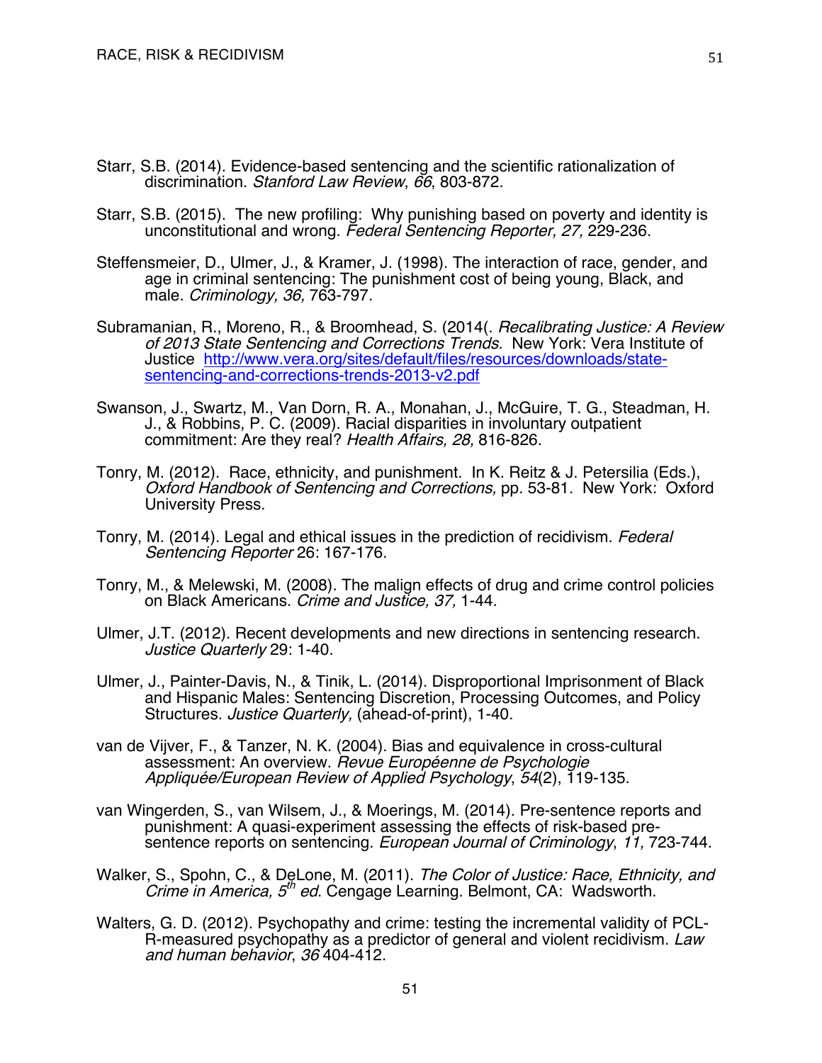Starr, S.B. (2014). Evidence-based sentencing and the scientific rationalization of discrimination. *Stanford Law Review*, *66*, 803-872.

Starr, S.B. (2015). The new profiling: Why punishing based on poverty and identity is unconstitutional and wrong. *Federal Sentencing Reporter, 27,* 229-236.

Steffensmeier, D., Ulmer, J., & Kramer, J. (1998). The interaction of race, gender, and age in criminal sentencing: The punishment cost of being young, Black, and male. *Criminology, 36,* 763-797.

Subramanian, R., Moreno, R., & Broomhead, S. (2014(. *Recalibrating Justice: A Review of 2013 State Sentencing and Corrections Trends.* New York: Vera Institute of Justice http://www.vera.org/sites/default/files/resources/downloads/state-sentencing-and-corrections-trends-2013-v2.pdf

Swanson, J., Swartz, M., Van Dorn, R. A., Monahan, J., McGuire, T. G., Steadman, H. J., & Robbins, P. C. (2009). Racial disparities in involuntary outpatient commitment: Are they real? *Health Affairs, 28,* 816-826.

Tonry, M. (2012). Race, ethnicity, and punishment. In K. Reitz & J. Petersilia (Eds.), *Oxford Handbook of Sentencing and Corrections,* pp. 53-81. New York: Oxford University Press.

Tonry, M. (2014). Legal and ethical issues in the prediction of recidivism. *Federal Sentencing Reporter* 26: 167-176.

Tonry, M., & Melewski, M. (2008). The malign effects of drug and crime control policies on Black Americans. *Crime and Justice, 37,* 1-44.

Ulmer, J.T. (2012). Recent developments and new directions in sentencing research. *Justice Quarterly* 29: 1-40.

Ulmer, J., Painter-Davis, N., & Tinik, L. (2014). Disproportional Imprisonment of Black and Hispanic Males: Sentencing Discretion, Processing Outcomes, and Policy Structures. *Justice Quarterly,* (ahead-of-print), 1-40.

van de Vijver, F., & Tanzer, N. K. (2004). Bias and equivalence in cross-cultural assessment: An overview. *Revue Européenne de Psychologie Appliquée/European Review of Applied Psychology*, *54*(2), 119-135.

van Wingerden, S., van Wilsem, J., & Moerings, M. (2014). Pre-sentence reports and punishment: A quasi-experiment assessing the effects of risk-based pre-sentence reports on sentencing. *European Journal of Criminology*, *11,* 723-744.

Walker, S., Spohn, C., & DeLone, M. (2011). *The Color of Justice: Race, Ethnicity, and Crime in America, 5th ed*. Cengage Learning. Belmont, CA: Wadsworth.

Walters, G. D. (2012). Psychopathy and crime: testing the incremental validity of PCL-R-measured psychopathy as a predictor of general and violent recidivism. *Law and human behavior*, *36* 404-412.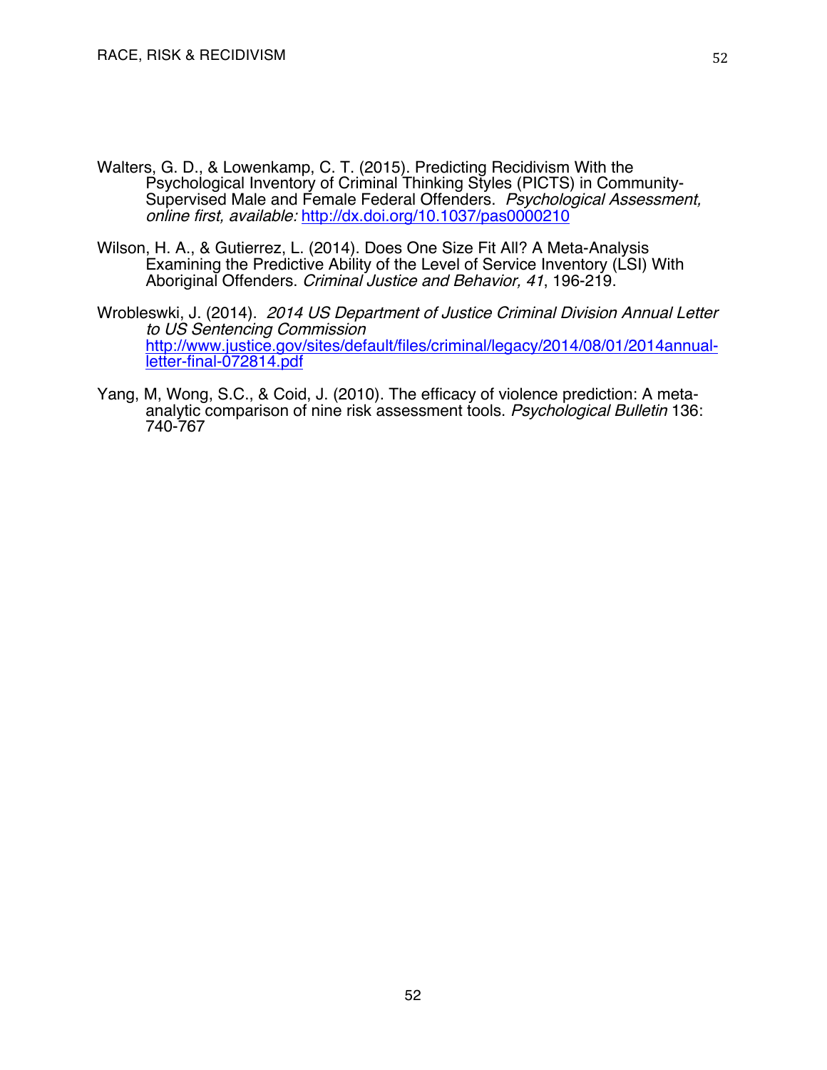Walters, G. D., & Lowenkamp, C. T. (2015). Predicting Recidivism With the Psychological Inventory of Criminal Thinking Styles (PICTS) in Community-Supervised Male and Female Federal Offenders. *Psychological Assessment, online first, available:* http://dx.doi.org/10.1037/pas0000210

Wilson, H. A., & Gutierrez, L. (2014). Does One Size Fit All? A Meta-Analysis Examining the Predictive Ability of the Level of Service Inventory (LSI) With Aboriginal Offenders. *Criminal Justice and Behavior, 41*, 196-219.

Wrobleswki, J. (2014). *2014 US Department of Justice Criminal Division Annual Letter to US Sentencing Commission* http://www.justice.gov/sites/default/files/criminal/legacy/2014/08/01/2014annual-letter-final-072814.pdf

Yang, M, Wong, S.C., & Coid, J. (2010). The efficacy of violence prediction: A meta-analytic comparison of nine risk assessment tools. *Psychological Bulletin* 136: 740-767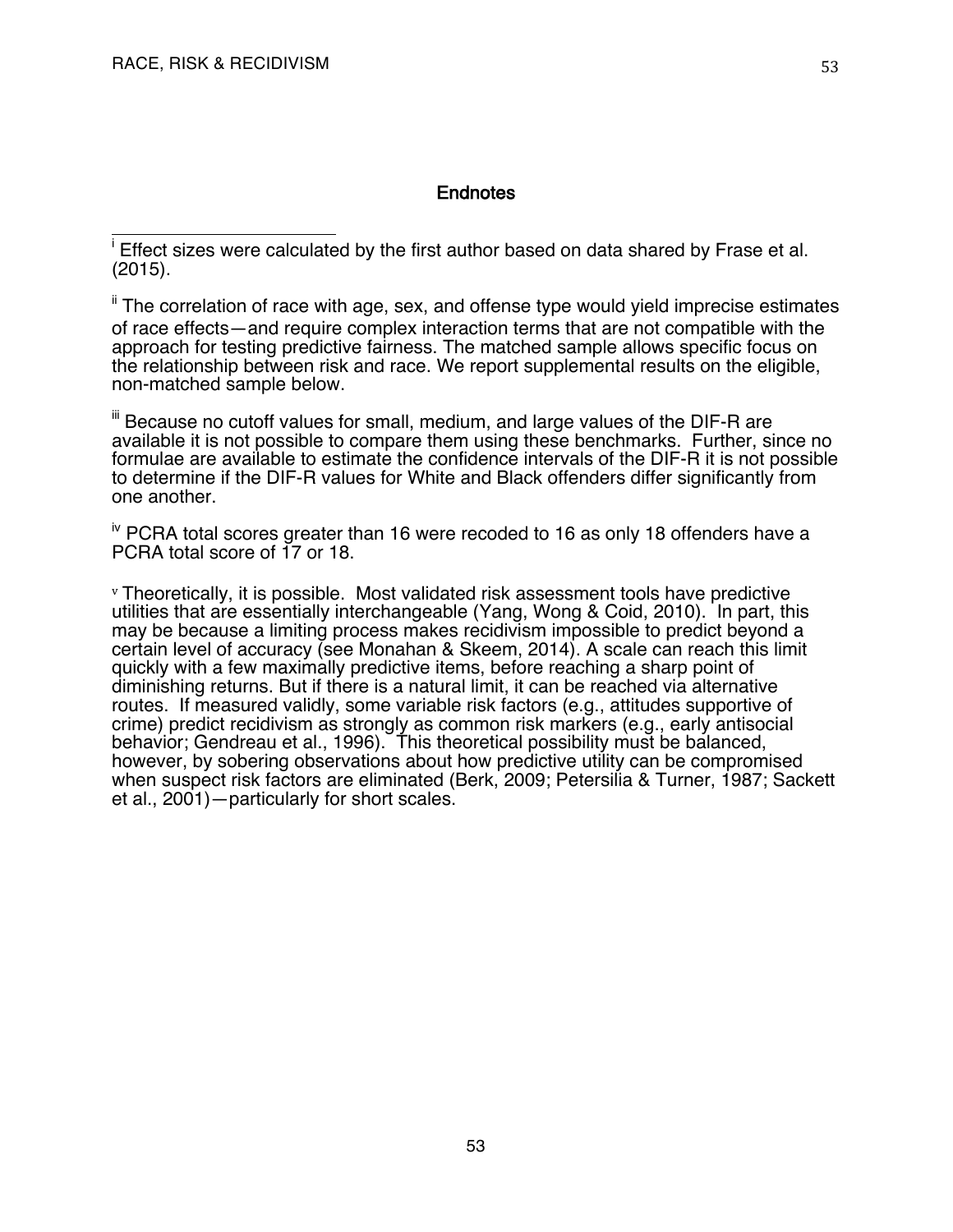## Endnotes

[i] Effect sizes were calculated by the first author based on data shared by Frase et al. (2015).

[ii] The correlation of race with age, sex, and offense type would yield imprecise estimates of race effects—and require complex interaction terms that are not compatible with the approach for testing predictive fairness. The matched sample allows specific focus on the relationship between risk and race. We report supplemental results on the eligible, non-matched sample below.

[iii] Because no cutoff values for small, medium, and large values of the DIF-R are available it is not possible to compare them using these benchmarks. Further, since no formulae are available to estimate the confidence intervals of the DIF-R it is not possible to determine if the DIF-R values for White and Black offenders differ significantly from one another.

[iv] PCRA total scores greater than 16 were recoded to 16 as only 18 offenders have a PCRA total score of 17 or 18.

[v] Theoretically, it is possible. Most validated risk assessment tools have predictive utilities that are essentially interchangeable (Yang, Wong & Coid, 2010). In part, this may be because a limiting process makes recidivism impossible to predict beyond a certain level of accuracy (see Monahan & Skeem, 2014). A scale can reach this limit quickly with a few maximally predictive items, before reaching a sharp point of diminishing returns. But if there is a natural limit, it can be reached via alternative routes. If measured validly, some variable risk factors (e.g., attitudes supportive of crime) predict recidivism as strongly as common risk markers (e.g., early antisocial behavior; Gendreau et al., 1996). This theoretical possibility must be balanced, however, by sobering observations about how predictive utility can be compromised when suspect risk factors are eliminated (Berk, 2009; Petersilia & Turner, 1987; Sackett et al., 2001)—particularly for short scales.